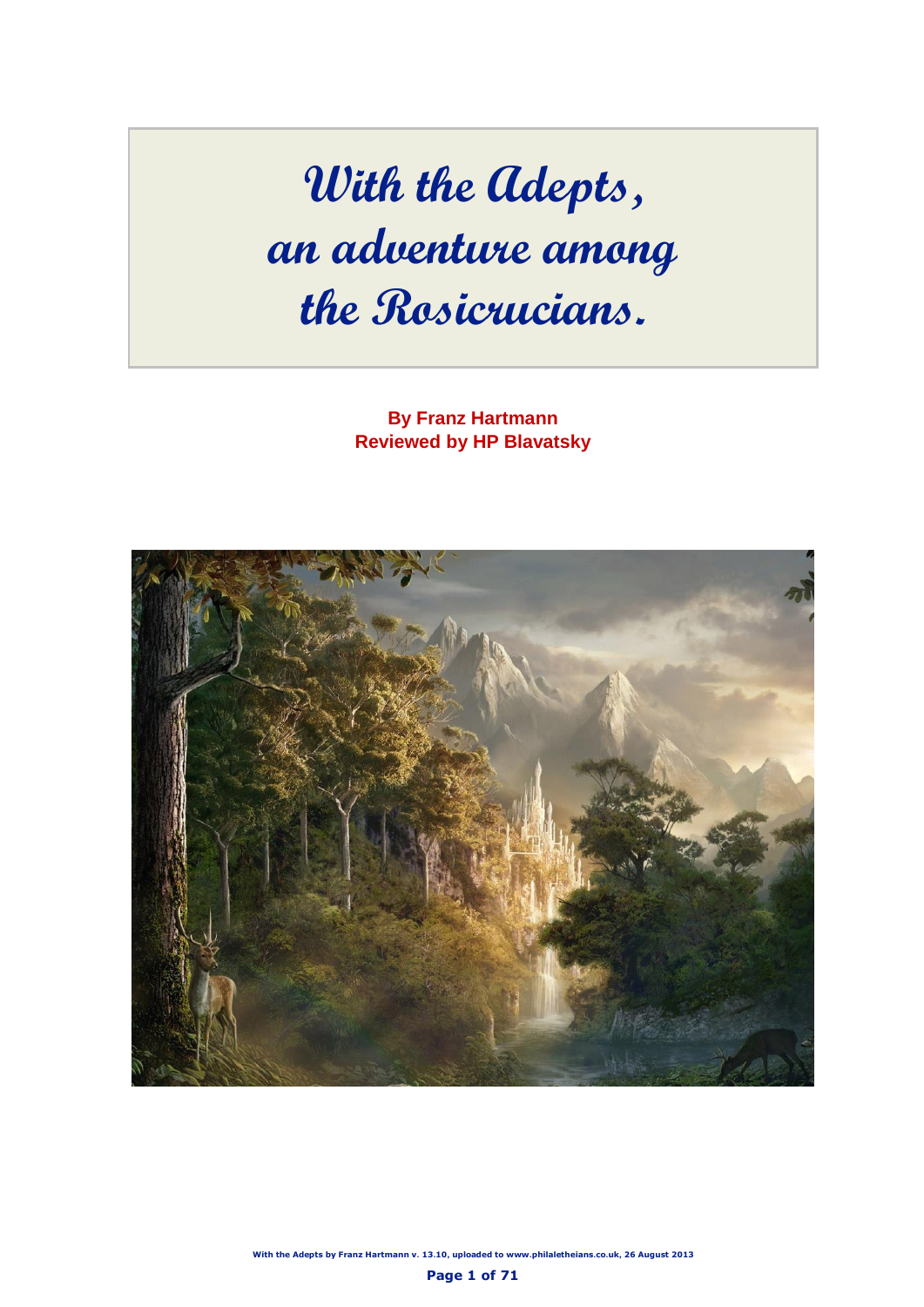# With the Adepts, an adventure among the Rosicrucians.

**By Franz Hartmann**
**Reviewed by HP Blavatsky**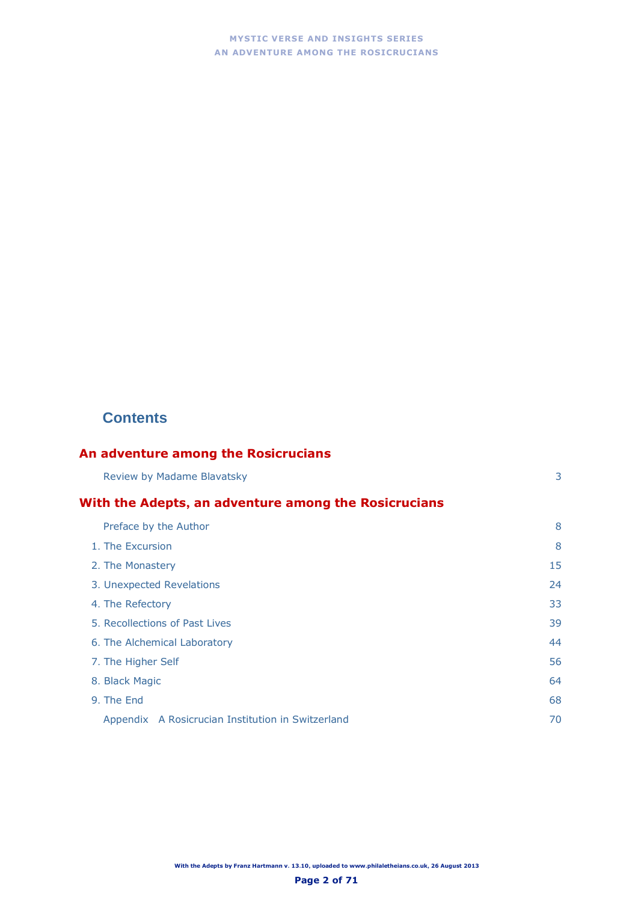## Contents

### An adventure among the Rosicrucians

Review by Madame Blavatsky 3

### With the Adepts, an adventure among the Rosicrucians

Preface by the Author 8

1. The Excursion 8
2. The Monastery 15
3. Unexpected Revelations 24
4. The Refectory 33
5. Recollections of Past Lives 39
6. The Alchemical Laboratory 44
7. The Higher Self 56
8. Black Magic 64
9. The End 68

Appendix A Rosicrucian Institution in Switzerland 70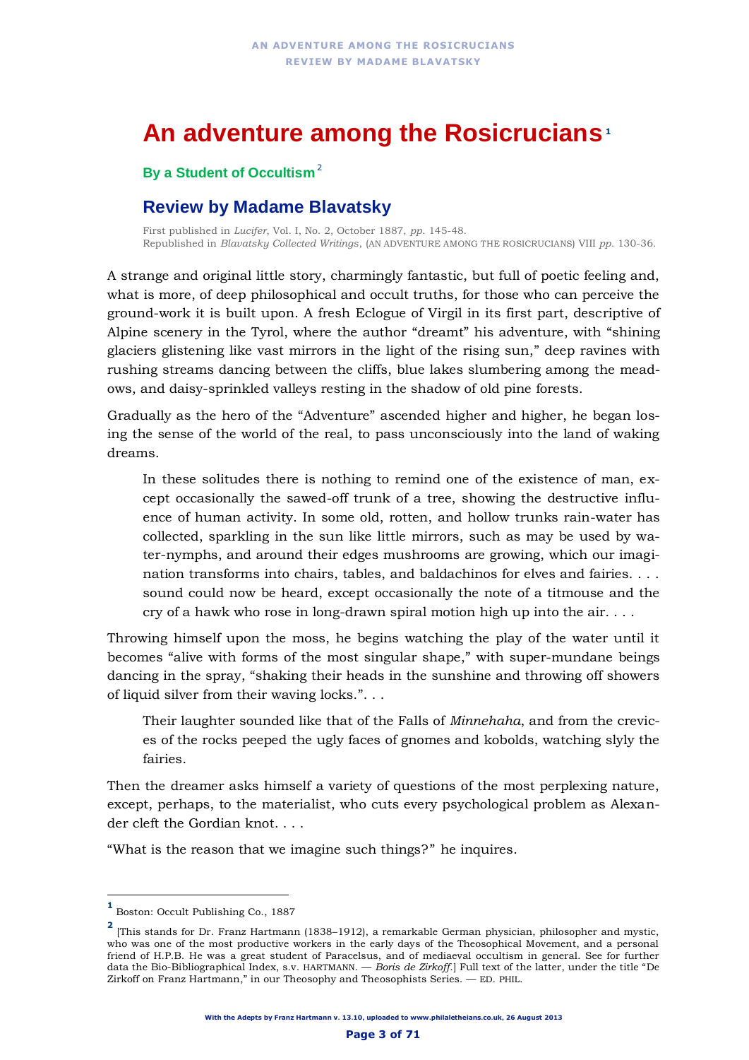# An adventure among the Rosicrucians[1]

**By a Student of Occultism**[2]

## Review by Madame Blavatsky

First published in *Lucifer*, Vol. I, No. 2, October 1887, *pp.* 145-48.
Republished in *Blavatsky Collected Writings*, (AN ADVENTURE AMONG THE ROSICRUCIANS) VIII *pp.* 130-36.

A strange and original little story, charmingly fantastic, but full of poetic feeling and, what is more, of deep philosophical and occult truths, for those who can perceive the ground-work it is built upon. A fresh Eclogue of Virgil in its first part, descriptive of Alpine scenery in the Tyrol, where the author "dreamt" his adventure, with "shining glaciers glistening like vast mirrors in the light of the rising sun," deep ravines with rushing streams dancing between the cliffs, blue lakes slumbering among the meadows, and daisy-sprinkled valleys resting in the shadow of old pine forests.

Gradually as the hero of the "Adventure" ascended higher and higher, he began losing the sense of the world of the real, to pass unconsciously into the land of waking dreams.

> In these solitudes there is nothing to remind one of the existence of man, except occasionally the sawed-off trunk of a tree, showing the destructive influence of human activity. In some old, rotten, and hollow trunks rain-water has collected, sparkling in the sun like little mirrors, such as may be used by water-nymphs, and around their edges mushrooms are growing, which our imagination transforms into chairs, tables, and baldachinos for elves and fairies. . . . sound could now be heard, except occasionally the note of a titmouse and the cry of a hawk who rose in long-drawn spiral motion high up into the air. . . .

Throwing himself upon the moss, he begins watching the play of the water until it becomes "alive with forms of the most singular shape," with super-mundane beings dancing in the spray, "shaking their heads in the sunshine and throwing off showers of liquid silver from their waving locks.". . .

> Their laughter sounded like that of the Falls of *Minnehaha*, and from the crevices of the rocks peeped the ugly faces of gnomes and kobolds, watching slyly the fairies.

Then the dreamer asks himself a variety of questions of the most perplexing nature, except, perhaps, to the materialist, who cuts every psychological problem as Alexander cleft the Gordian knot. . . .

"What is the reason that we imagine such things?" he inquires.

---

[1] Boston: Occult Publishing Co., 1887

[2] [This stands for Dr. Franz Hartmann (1838–1912), a remarkable German physician, philosopher and mystic, who was one of the most productive workers in the early days of the Theosophical Movement, and a personal friend of H.P.B. He was a great student of Paracelsus, and of mediaeval occultism in general. See for further data the Bio-Bibliographical Index, s.v. HARTMANN. — *Boris de Zirkoff*.] Full text of the latter, under the title "De Zirkoff on Franz Hartmann," in our Theosophy and Theosophists Series. — ED. PHIL.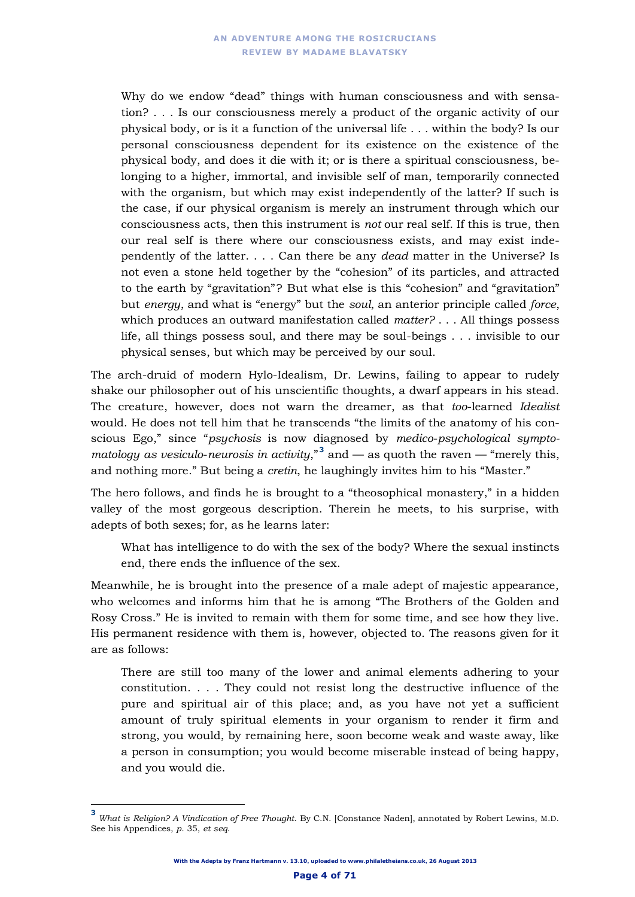> Why do we endow "dead" things with human consciousness and with sensation? . . . Is our consciousness merely a product of the organic activity of our physical body, or is it a function of the universal life . . . within the body? Is our personal consciousness dependent for its existence on the existence of the physical body, and does it die with it; or is there a spiritual consciousness, belonging to a higher, immortal, and invisible self of man, temporarily connected with the organism, but which may exist independently of the latter? If such is the case, if our physical organism is merely an instrument through which our consciousness acts, then this instrument is *not* our real self. If this is true, then our real self is there where our consciousness exists, and may exist independently of the latter. . . . Can there be any *dead* matter in the Universe? Is not even a stone held together by the "cohesion" of its particles, and attracted to the earth by "gravitation"? But what else is this "cohesion" and "gravitation" but *energy*, and what is "energy" but the *soul*, an anterior principle called *force*, which produces an outward manifestation called *matter?* . . . All things possess life, all things possess soul, and there may be soul-beings . . . invisible to our physical senses, but which may be perceived by our soul.

The arch-druid of modern Hylo-Idealism, Dr. Lewins, failing to appear to rudely shake our philosopher out of his unscientific thoughts, a dwarf appears in his stead. The creature, however, does not warn the dreamer, as that *too*-learned *Idealist* would. He does not tell him that he transcends "the limits of the anatomy of his conscious Ego," since "*psychosis* is now diagnosed by *medico-psychological symptomatology as vesiculo-neurosis in activity*,"[3] and — as quoth the raven — "merely this, and nothing more." But being a *cretin*, he laughingly invites him to his "Master."

The hero follows, and finds he is brought to a "theosophical monastery," in a hidden valley of the most gorgeous description. Therein he meets, to his surprise, with adepts of both sexes; for, as he learns later:

> What has intelligence to do with the sex of the body? Where the sexual instincts end, there ends the influence of the sex.

Meanwhile, he is brought into the presence of a male adept of majestic appearance, who welcomes and informs him that he is among "The Brothers of the Golden and Rosy Cross." He is invited to remain with them for some time, and see how they live. His permanent residence with them is, however, objected to. The reasons given for it are as follows:

> There are still too many of the lower and animal elements adhering to your constitution. . . . They could not resist long the destructive influence of the pure and spiritual air of this place; and, as you have not yet a sufficient amount of truly spiritual elements in your organism to render it firm and strong, you would, by remaining here, soon become weak and waste away, like a person in consumption; you would become miserable instead of being happy, and you would die.

---

[3] *What is Religion? A Vindication of Free Thought.* By C.N. [Constance Naden], annotated by Robert Lewins, M.D. See his Appendices, *p.* 35, *et seq.*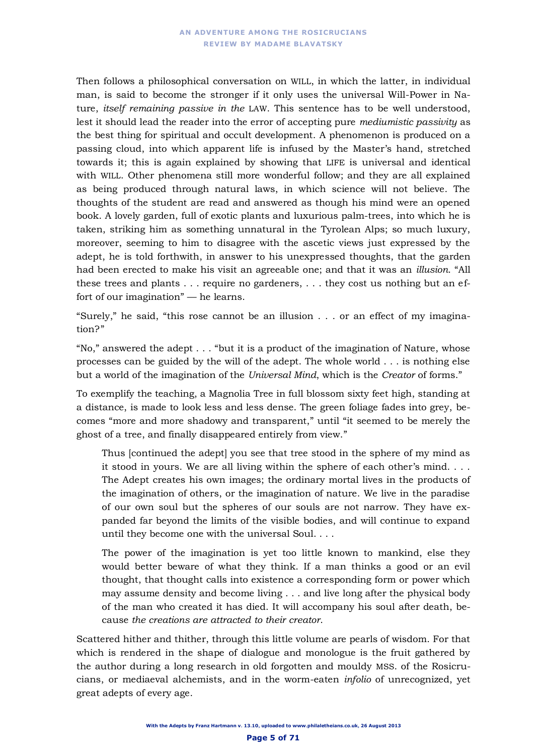Then follows a philosophical conversation on WILL, in which the latter, in individual man, is said to become the stronger if it only uses the universal Will-Power in Nature, *itself remaining passive in the* LAW. This sentence has to be well understood, lest it should lead the reader into the error of accepting pure *mediumistic passivity* as the best thing for spiritual and occult development. A phenomenon is produced on a passing cloud, into which apparent life is infused by the Master's hand, stretched towards it; this is again explained by showing that LIFE is universal and identical with WILL. Other phenomena still more wonderful follow; and they are all explained as being produced through natural laws, in which science will not believe. The thoughts of the student are read and answered as though his mind were an opened book. A lovely garden, full of exotic plants and luxurious palm-trees, into which he is taken, striking him as something unnatural in the Tyrolean Alps; so much luxury, moreover, seeming to him to disagree with the ascetic views just expressed by the adept, he is told forthwith, in answer to his unexpressed thoughts, that the garden had been erected to make his visit an agreeable one; and that it was an *illusion*. "All these trees and plants . . . require no gardeners, . . . they cost us nothing but an effort of our imagination" — he learns.

"Surely," he said, "this rose cannot be an illusion . . . or an effect of my imagination?"

"No," answered the adept . . . "but it is a product of the imagination of Nature, whose processes can be guided by the will of the adept. The whole world . . . is nothing else but a world of the imagination of the *Universal Mind*, which is the *Creator* of forms."

To exemplify the teaching, a Magnolia Tree in full blossom sixty feet high, standing at a distance, is made to look less and less dense. The green foliage fades into grey, becomes "more and more shadowy and transparent," until "it seemed to be merely the ghost of a tree, and finally disappeared entirely from view."

> Thus [continued the adept] you see that tree stood in the sphere of my mind as it stood in yours. We are all living within the sphere of each other's mind. . . . The Adept creates his own images; the ordinary mortal lives in the products of the imagination of others, or the imagination of nature. We live in the paradise of our own soul but the spheres of our souls are not narrow. They have expanded far beyond the limits of the visible bodies, and will continue to expand until they become one with the universal Soul. . . .
>
> The power of the imagination is yet too little known to mankind, else they would better beware of what they think. If a man thinks a good or an evil thought, that thought calls into existence a corresponding form or power which may assume density and become living . . . and live long after the physical body of the man who created it has died. It will accompany his soul after death, because *the creations are attracted to their creator*.

Scattered hither and thither, through this little volume are pearls of wisdom. For that which is rendered in the shape of dialogue and monologue is the fruit gathered by the author during a long research in old forgotten and mouldy MSS. of the Rosicrucians, or mediaeval alchemists, and in the worm-eaten *infolio* of unrecognized, yet great adepts of every age.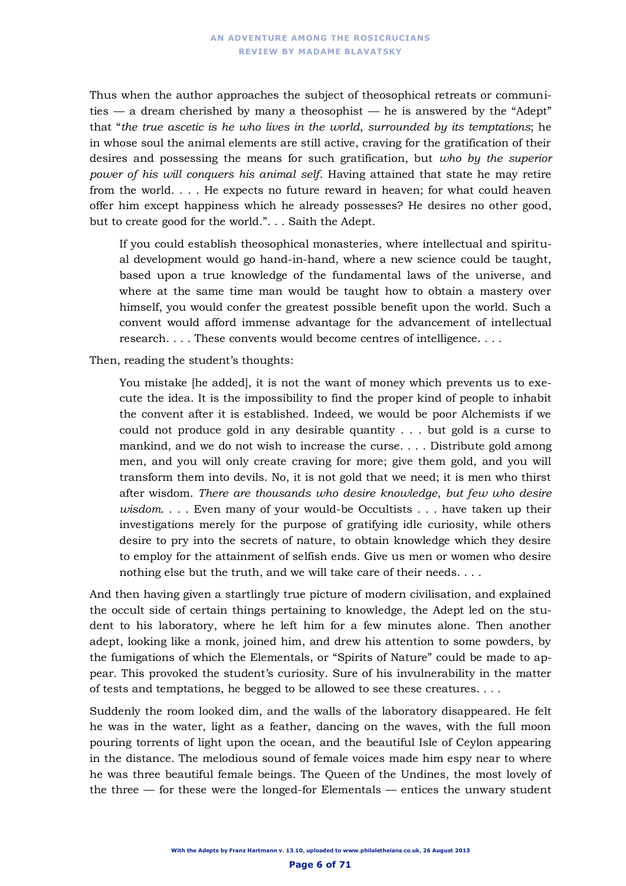Thus when the author approaches the subject of theosophical retreats or communities — a dream cherished by many a theosophist — he is answered by the "Adept" that "*the true ascetic is he who lives in the world, surrounded by its temptations*; he in whose soul the animal elements are still active, craving for the gratification of their desires and possessing the means for such gratification, but *who by the superior power of his will conquers his animal self*. Having attained that state he may retire from the world. . . . He expects no future reward in heaven; for what could heaven offer him except happiness which he already possesses? He desires no other good, but to create good for the world.". . . Saith the Adept.

> If you could establish theosophical monasteries, where intellectual and spiritual development would go hand-in-hand, where a new science could be taught, based upon a true knowledge of the fundamental laws of the universe, and where at the same time man would be taught how to obtain a mastery over himself, you would confer the greatest possible benefit upon the world. Such a convent would afford immense advantage for the advancement of intellectual research. . . . These convents would become centres of intelligence. . . .

Then, reading the student's thoughts:

> You mistake [he added], it is not the want of money which prevents us to execute the idea. It is the impossibility to find the proper kind of people to inhabit the convent after it is established. Indeed, we would be poor Alchemists if we could not produce gold in any desirable quantity . . . but gold is a curse to mankind, and we do not wish to increase the curse. . . . Distribute gold among men, and you will only create craving for more; give them gold, and you will transform them into devils. No, it is not gold that we need; it is men who thirst after wisdom. *There are thousands who desire knowledge, but few who desire wisdom*. . . . Even many of your would-be Occultists . . . have taken up their investigations merely for the purpose of gratifying idle curiosity, while others desire to pry into the secrets of nature, to obtain knowledge which they desire to employ for the attainment of selfish ends. Give us men or women who desire nothing else but the truth, and we will take care of their needs. . . .

And then having given a startlingly true picture of modern civilisation, and explained the occult side of certain things pertaining to knowledge, the Adept led on the student to his laboratory, where he left him for a few minutes alone. Then another adept, looking like a monk, joined him, and drew his attention to some powders, by the fumigations of which the Elementals, or "Spirits of Nature" could be made to appear. This provoked the student's curiosity. Sure of his invulnerability in the matter of tests and temptations, he begged to be allowed to see these creatures. . . .

Suddenly the room looked dim, and the walls of the laboratory disappeared. He felt he was in the water, light as a feather, dancing on the waves, with the full moon pouring torrents of light upon the ocean, and the beautiful Isle of Ceylon appearing in the distance. The melodious sound of female voices made him espy near to where he was three beautiful female beings. The Queen of the Undines, the most lovely of the three — for these were the longed-for Elementals — entices the unwary student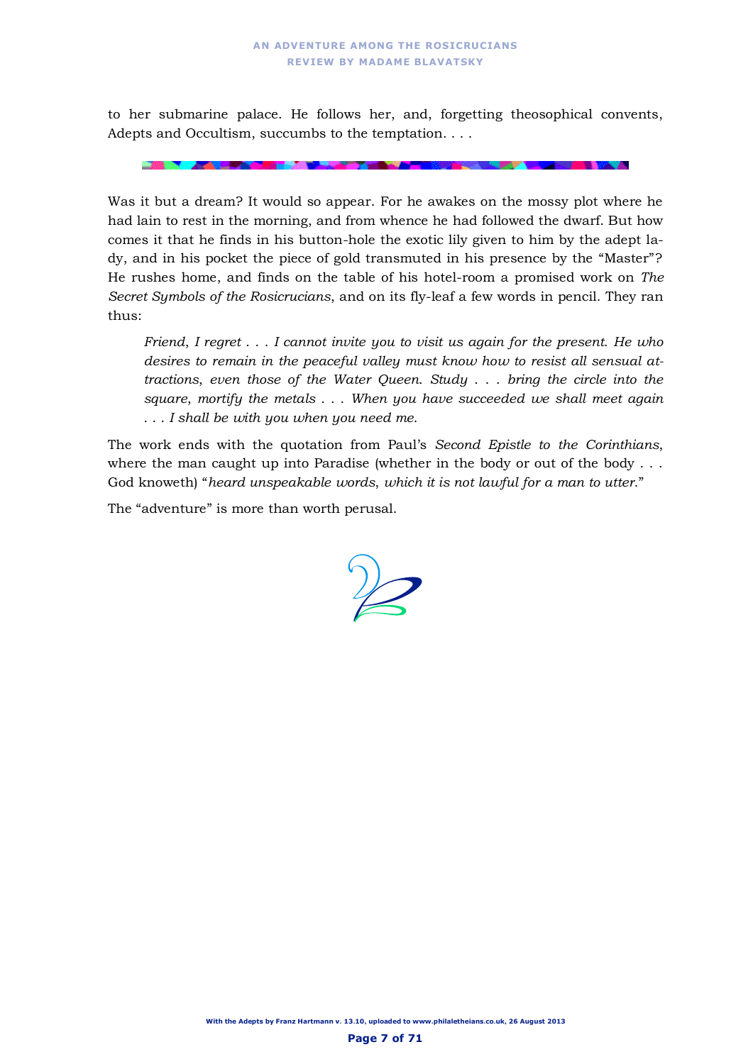to her submarine palace. He follows her, and, forgetting theosophical convents, Adepts and Occultism, succumbs to the temptation. . . .

Was it but a dream? It would so appear. For he awakes on the mossy plot where he had lain to rest in the morning, and from whence he had followed the dwarf. But how comes it that he finds in his button-hole the exotic lily given to him by the adept lady, and in his pocket the piece of gold transmuted in his presence by the "Master"? He rushes home, and finds on the table of his hotel-room a promised work on *The Secret Symbols of the Rosicrucians*, and on its fly-leaf a few words in pencil. They ran thus:

> *Friend, I regret . . . I cannot invite you to visit us again for the present. He who desires to remain in the peaceful valley must know how to resist all sensual attractions, even those of the Water Queen. Study . . . bring the circle into the square, mortify the metals . . . When you have succeeded we shall meet again . . . I shall be with you when you need me.*

The work ends with the quotation from Paul's *Second Epistle to the Corinthians*, where the man caught up into Paradise (whether in the body or out of the body . . . God knoweth) "*heard unspeakable words, which it is not lawful for a man to utter.*"

The "adventure" is more than worth perusal.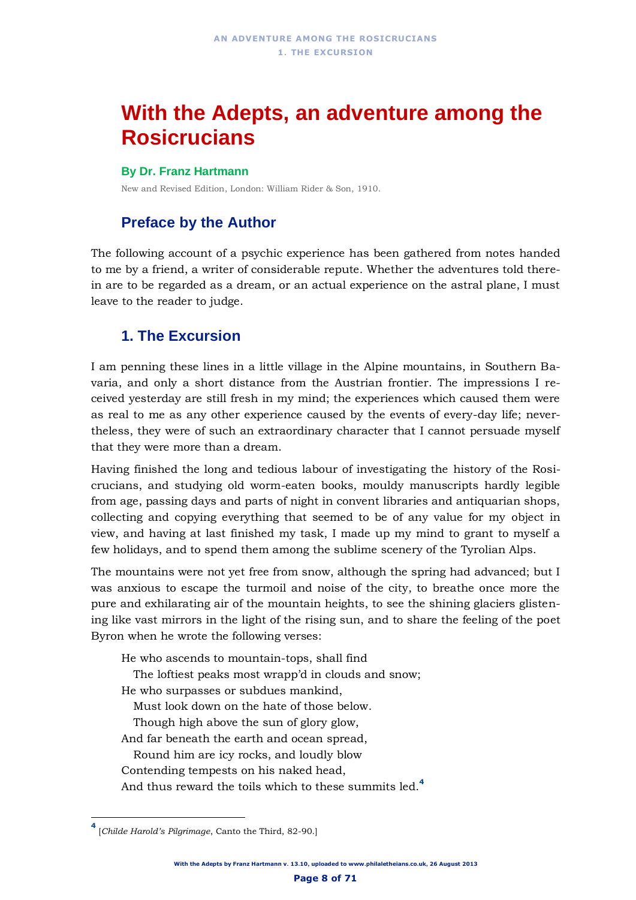# With the Adepts, an adventure among the Rosicrucians

**By Dr. Franz Hartmann**

New and Revised Edition, London: William Rider & Son, 1910.

## Preface by the Author

The following account of a psychic experience has been gathered from notes handed to me by a friend, a writer of considerable repute. Whether the adventures told therein are to be regarded as a dream, or an actual experience on the astral plane, I must leave to the reader to judge.

## 1. The Excursion

I am penning these lines in a little village in the Alpine mountains, in Southern Bavaria, and only a short distance from the Austrian frontier. The impressions I received yesterday are still fresh in my mind; the experiences which caused them were as real to me as any other experience caused by the events of every-day life; nevertheless, they were of such an extraordinary character that I cannot persuade myself that they were more than a dream.

Having finished the long and tedious labour of investigating the history of the Rosicrucians, and studying old worm-eaten books, mouldy manuscripts hardly legible from age, passing days and parts of night in convent libraries and antiquarian shops, collecting and copying everything that seemed to be of any value for my object in view, and having at last finished my task, I made up my mind to grant to myself a few holidays, and to spend them among the sublime scenery of the Tyrolian Alps.

The mountains were not yet free from snow, although the spring had advanced; but I was anxious to escape the turmoil and noise of the city, to breathe once more the pure and exhilarating air of the mountain heights, to see the shining glaciers glistening like vast mirrors in the light of the rising sun, and to share the feeling of the poet Byron when he wrote the following verses:

> He who ascends to mountain-tops, shall find
>   The loftiest peaks most wrapp'd in clouds and snow;
> He who surpasses or subdues mankind,
>   Must look down on the hate of those below.
>   Though high above the sun of glory glow,
> And far beneath the earth and ocean spread,
>   Round him are icy rocks, and loudly blow
> Contending tempests on his naked head,
> And thus reward the toils which to these summits led.[4]

---

[4] [*Childe Harold's Pilgrimage*, Canto the Third, 82-90.]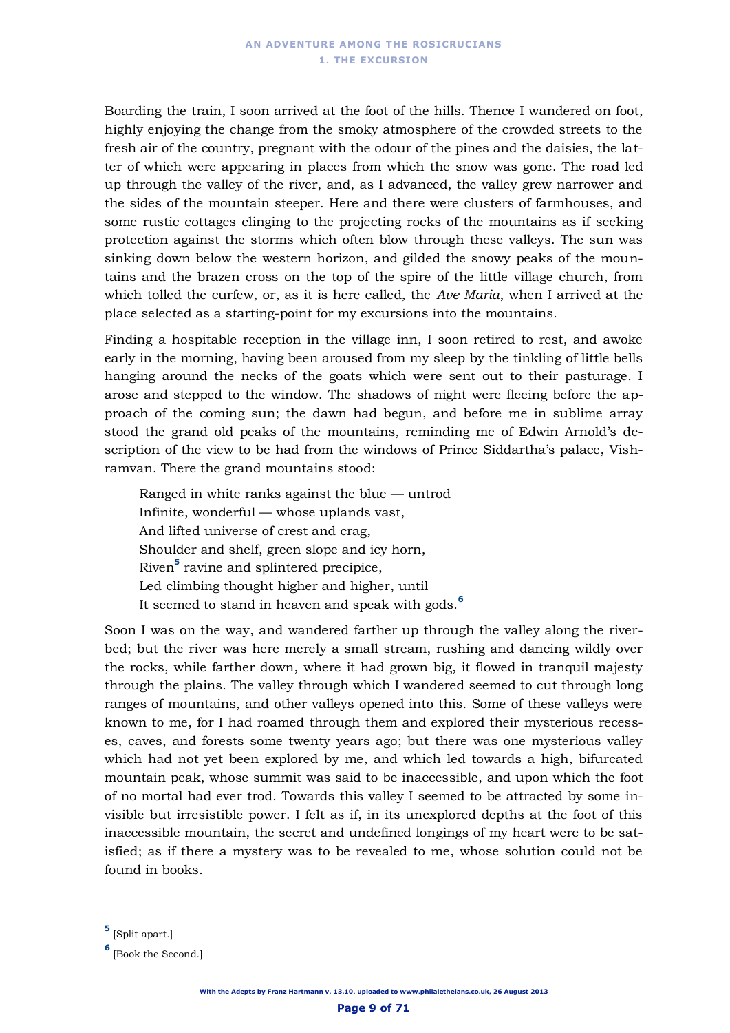Boarding the train, I soon arrived at the foot of the hills. Thence I wandered on foot, highly enjoying the change from the smoky atmosphere of the crowded streets to the fresh air of the country, pregnant with the odour of the pines and the daisies, the latter of which were appearing in places from which the snow was gone. The road led up through the valley of the river, and, as I advanced, the valley grew narrower and the sides of the mountain steeper. Here and there were clusters of farmhouses, and some rustic cottages clinging to the projecting rocks of the mountains as if seeking protection against the storms which often blow through these valleys. The sun was sinking down below the western horizon, and gilded the snowy peaks of the mountains and the brazen cross on the top of the spire of the little village church, from which tolled the curfew, or, as it is here called, the *Ave Maria*, when I arrived at the place selected as a starting-point for my excursions into the mountains.

Finding a hospitable reception in the village inn, I soon retired to rest, and awoke early in the morning, having been aroused from my sleep by the tinkling of little bells hanging around the necks of the goats which were sent out to their pasturage. I arose and stepped to the window. The shadows of night were fleeing before the approach of the coming sun; the dawn had begun, and before me in sublime array stood the grand old peaks of the mountains, reminding me of Edwin Arnold's description of the view to be had from the windows of Prince Siddartha's palace, Vishramvan. There the grand mountains stood:

> Ranged in white ranks against the blue — untrod
> Infinite, wonderful — whose uplands vast,
> And lifted universe of crest and crag,
> Shoulder and shelf, green slope and icy horn,
> Riven[5] ravine and splintered precipice,
> Led climbing thought higher and higher, until
> It seemed to stand in heaven and speak with gods.[6]

Soon I was on the way, and wandered farther up through the valley along the riverbed; but the river was here merely a small stream, rushing and dancing wildly over the rocks, while farther down, where it had grown big, it flowed in tranquil majesty through the plains. The valley through which I wandered seemed to cut through long ranges of mountains, and other valleys opened into this. Some of these valleys were known to me, for I had roamed through them and explored their mysterious recesses, caves, and forests some twenty years ago; but there was one mysterious valley which had not yet been explored by me, and which led towards a high, bifurcated mountain peak, whose summit was said to be inaccessible, and upon which the foot of no mortal had ever trod. Towards this valley I seemed to be attracted by some invisible but irresistible power. I felt as if, in its unexplored depths at the foot of this inaccessible mountain, the secret and undefined longings of my heart were to be satisfied; as if there a mystery was to be revealed to me, whose solution could not be found in books.

---

[5] [Split apart.]

[6] [Book the Second.]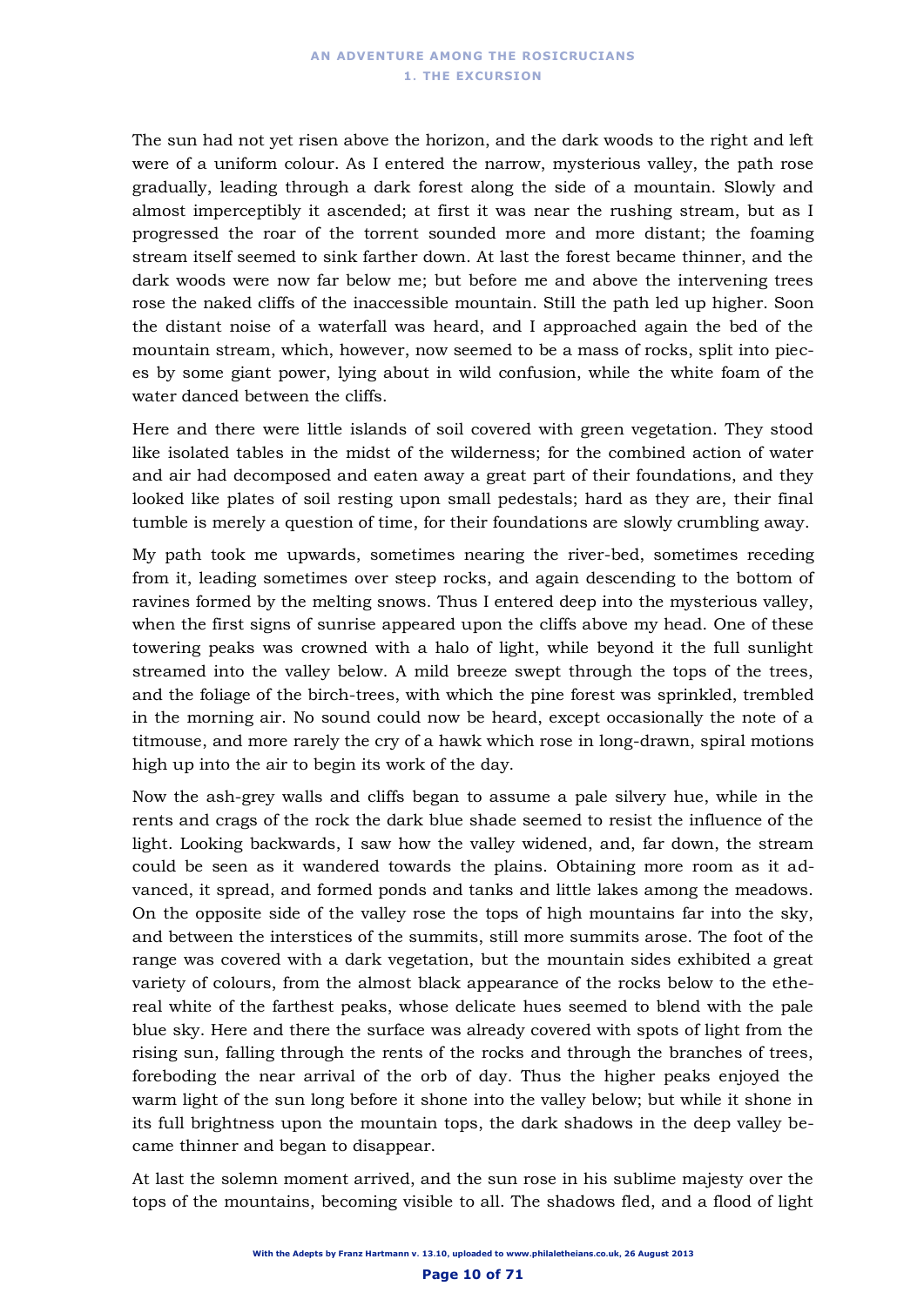The sun had not yet risen above the horizon, and the dark woods to the right and left were of a uniform colour. As I entered the narrow, mysterious valley, the path rose gradually, leading through a dark forest along the side of a mountain. Slowly and almost imperceptibly it ascended; at first it was near the rushing stream, but as I progressed the roar of the torrent sounded more and more distant; the foaming stream itself seemed to sink farther down. At last the forest became thinner, and the dark woods were now far below me; but before me and above the intervening trees rose the naked cliffs of the inaccessible mountain. Still the path led up higher. Soon the distant noise of a waterfall was heard, and I approached again the bed of the mountain stream, which, however, now seemed to be a mass of rocks, split into pieces by some giant power, lying about in wild confusion, while the white foam of the water danced between the cliffs.

Here and there were little islands of soil covered with green vegetation. They stood like isolated tables in the midst of the wilderness; for the combined action of water and air had decomposed and eaten away a great part of their foundations, and they looked like plates of soil resting upon small pedestals; hard as they are, their final tumble is merely a question of time, for their foundations are slowly crumbling away.

My path took me upwards, sometimes nearing the river-bed, sometimes receding from it, leading sometimes over steep rocks, and again descending to the bottom of ravines formed by the melting snows. Thus I entered deep into the mysterious valley, when the first signs of sunrise appeared upon the cliffs above my head. One of these towering peaks was crowned with a halo of light, while beyond it the full sunlight streamed into the valley below. A mild breeze swept through the tops of the trees, and the foliage of the birch-trees, with which the pine forest was sprinkled, trembled in the morning air. No sound could now be heard, except occasionally the note of a titmouse, and more rarely the cry of a hawk which rose in long-drawn, spiral motions high up into the air to begin its work of the day.

Now the ash-grey walls and cliffs began to assume a pale silvery hue, while in the rents and crags of the rock the dark blue shade seemed to resist the influence of the light. Looking backwards, I saw how the valley widened, and, far down, the stream could be seen as it wandered towards the plains. Obtaining more room as it advanced, it spread, and formed ponds and tanks and little lakes among the meadows. On the opposite side of the valley rose the tops of high mountains far into the sky, and between the interstices of the summits, still more summits arose. The foot of the range was covered with a dark vegetation, but the mountain sides exhibited a great variety of colours, from the almost black appearance of the rocks below to the ethereal white of the farthest peaks, whose delicate hues seemed to blend with the pale blue sky. Here and there the surface was already covered with spots of light from the rising sun, falling through the rents of the rocks and through the branches of trees, foreboding the near arrival of the orb of day. Thus the higher peaks enjoyed the warm light of the sun long before it shone into the valley below; but while it shone in its full brightness upon the mountain tops, the dark shadows in the deep valley became thinner and began to disappear.

At last the solemn moment arrived, and the sun rose in his sublime majesty over the tops of the mountains, becoming visible to all. The shadows fled, and a flood of light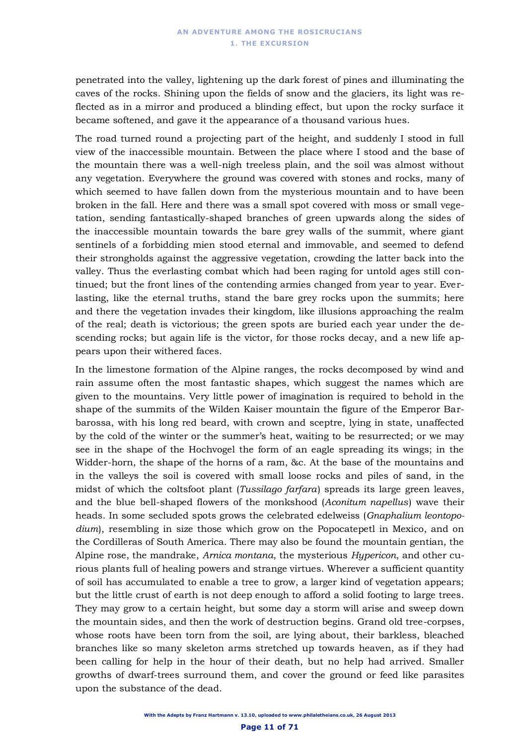penetrated into the valley, lightening up the dark forest of pines and illuminating the caves of the rocks. Shining upon the fields of snow and the glaciers, its light was reflected as in a mirror and produced a blinding effect, but upon the rocky surface it became softened, and gave it the appearance of a thousand various hues.

The road turned round a projecting part of the height, and suddenly I stood in full view of the inaccessible mountain. Between the place where I stood and the base of the mountain there was a well-nigh treeless plain, and the soil was almost without any vegetation. Everywhere the ground was covered with stones and rocks, many of which seemed to have fallen down from the mysterious mountain and to have been broken in the fall. Here and there was a small spot covered with moss or small vegetation, sending fantastically-shaped branches of green upwards along the sides of the inaccessible mountain towards the bare grey walls of the summit, where giant sentinels of a forbidding mien stood eternal and immovable, and seemed to defend their strongholds against the aggressive vegetation, crowding the latter back into the valley. Thus the everlasting combat which had been raging for untold ages still continued; but the front lines of the contending armies changed from year to year. Everlasting, like the eternal truths, stand the bare grey rocks upon the summits; here and there the vegetation invades their kingdom, like illusions approaching the realm of the real; death is victorious; the green spots are buried each year under the descending rocks; but again life is the victor, for those rocks decay, and a new life appears upon their withered faces.

In the limestone formation of the Alpine ranges, the rocks decomposed by wind and rain assume often the most fantastic shapes, which suggest the names which are given to the mountains. Very little power of imagination is required to behold in the shape of the summits of the Wilden Kaiser mountain the figure of the Emperor Barbarossa, with his long red beard, with crown and sceptre, lying in state, unaffected by the cold of the winter or the summer's heat, waiting to be resurrected; or we may see in the shape of the Hochvogel the form of an eagle spreading its wings; in the Widder-horn, the shape of the horns of a ram, &c. At the base of the mountains and in the valleys the soil is covered with small loose rocks and piles of sand, in the midst of which the coltsfoot plant (*Tussilago farfara*) spreads its large green leaves, and the blue bell-shaped flowers of the monkshood (*Aconitum napellus*) wave their heads. In some secluded spots grows the celebrated edelweiss (*Gnaphalium leontopodium*), resembling in size those which grow on the Popocatepetl in Mexico, and on the Cordilleras of South America. There may also be found the mountain gentian, the Alpine rose, the mandrake, *Arnica montana*, the mysterious *Hypericon*, and other curious plants full of healing powers and strange virtues. Wherever a sufficient quantity of soil has accumulated to enable a tree to grow, a larger kind of vegetation appears; but the little crust of earth is not deep enough to afford a solid footing to large trees. They may grow to a certain height, but some day a storm will arise and sweep down the mountain sides, and then the work of destruction begins. Grand old tree-corpses, whose roots have been torn from the soil, are lying about, their barkless, bleached branches like so many skeleton arms stretched up towards heaven, as if they had been calling for help in the hour of their death, but no help had arrived. Smaller growths of dwarf-trees surround them, and cover the ground or feed like parasites upon the substance of the dead.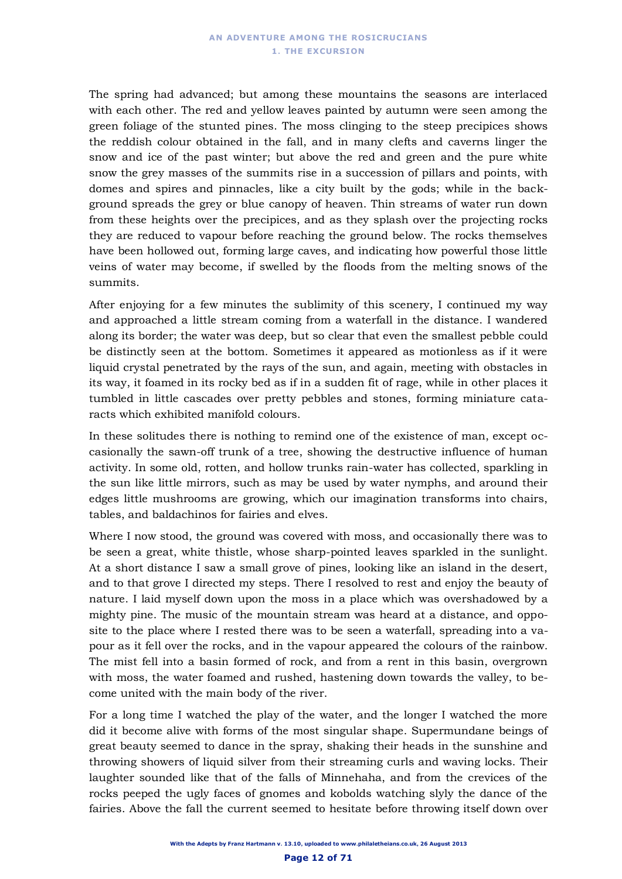The spring had advanced; but among these mountains the seasons are interlaced with each other. The red and yellow leaves painted by autumn were seen among the green foliage of the stunted pines. The moss clinging to the steep precipices shows the reddish colour obtained in the fall, and in many clefts and caverns linger the snow and ice of the past winter; but above the red and green and the pure white snow the grey masses of the summits rise in a succession of pillars and points, with domes and spires and pinnacles, like a city built by the gods; while in the background spreads the grey or blue canopy of heaven. Thin streams of water run down from these heights over the precipices, and as they splash over the projecting rocks they are reduced to vapour before reaching the ground below. The rocks themselves have been hollowed out, forming large caves, and indicating how powerful those little veins of water may become, if swelled by the floods from the melting snows of the summits.

After enjoying for a few minutes the sublimity of this scenery, I continued my way and approached a little stream coming from a waterfall in the distance. I wandered along its border; the water was deep, but so clear that even the smallest pebble could be distinctly seen at the bottom. Sometimes it appeared as motionless as if it were liquid crystal penetrated by the rays of the sun, and again, meeting with obstacles in its way, it foamed in its rocky bed as if in a sudden fit of rage, while in other places it tumbled in little cascades over pretty pebbles and stones, forming miniature cataracts which exhibited manifold colours.

In these solitudes there is nothing to remind one of the existence of man, except occasionally the sawn-off trunk of a tree, showing the destructive influence of human activity. In some old, rotten, and hollow trunks rain-water has collected, sparkling in the sun like little mirrors, such as may be used by water nymphs, and around their edges little mushrooms are growing, which our imagination transforms into chairs, tables, and baldachinos for fairies and elves.

Where I now stood, the ground was covered with moss, and occasionally there was to be seen a great, white thistle, whose sharp-pointed leaves sparkled in the sunlight. At a short distance I saw a small grove of pines, looking like an island in the desert, and to that grove I directed my steps. There I resolved to rest and enjoy the beauty of nature. I laid myself down upon the moss in a place which was overshadowed by a mighty pine. The music of the mountain stream was heard at a distance, and opposite to the place where I rested there was to be seen a waterfall, spreading into a vapour as it fell over the rocks, and in the vapour appeared the colours of the rainbow. The mist fell into a basin formed of rock, and from a rent in this basin, overgrown with moss, the water foamed and rushed, hastening down towards the valley, to become united with the main body of the river.

For a long time I watched the play of the water, and the longer I watched the more did it become alive with forms of the most singular shape. Supermundane beings of great beauty seemed to dance in the spray, shaking their heads in the sunshine and throwing showers of liquid silver from their streaming curls and waving locks. Their laughter sounded like that of the falls of Minnehaha, and from the crevices of the rocks peeped the ugly faces of gnomes and kobolds watching slyly the dance of the fairies. Above the fall the current seemed to hesitate before throwing itself down over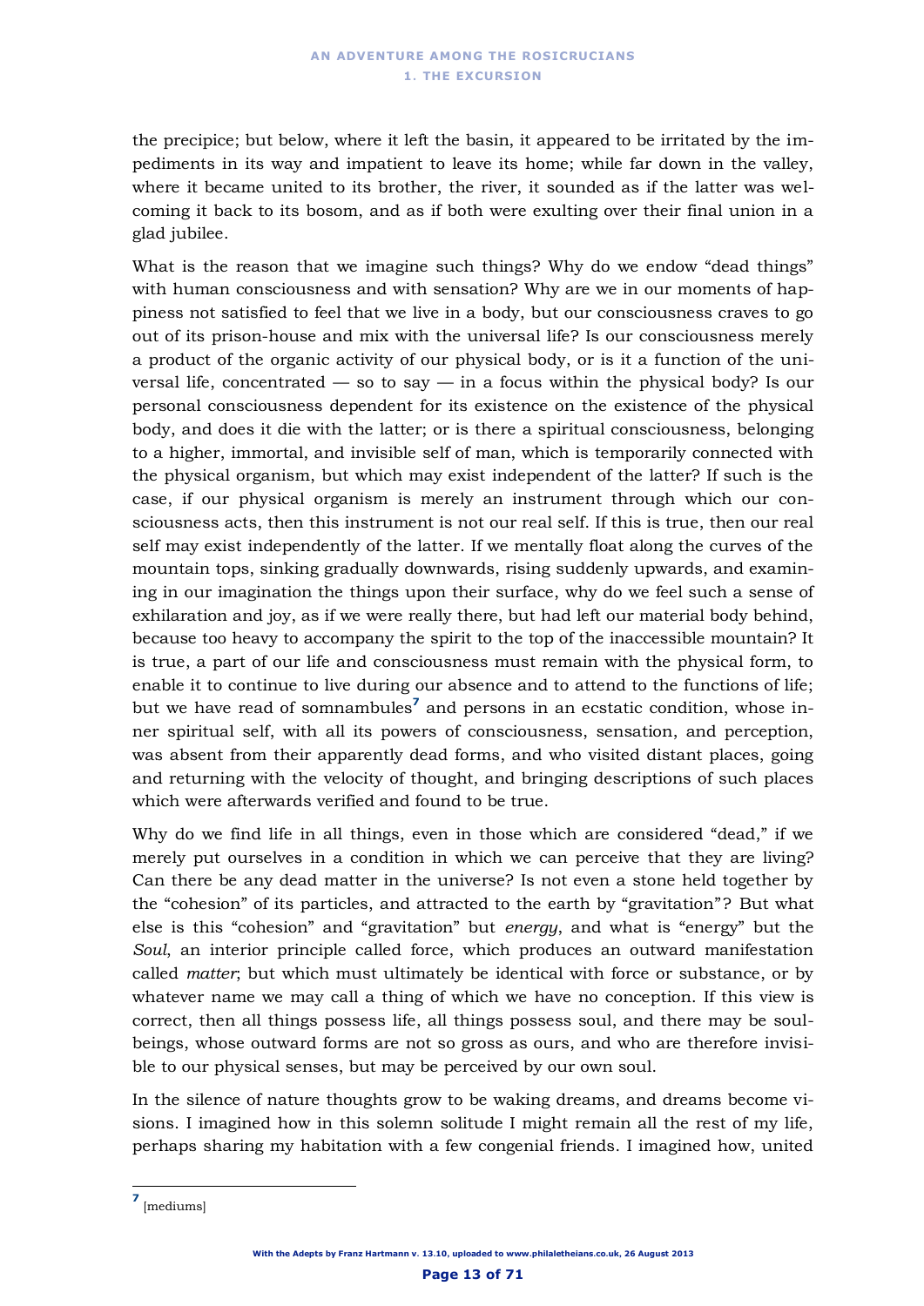the precipice; but below, where it left the basin, it appeared to be irritated by the impediments in its way and impatient to leave its home; while far down in the valley, where it became united to its brother, the river, it sounded as if the latter was welcoming it back to its bosom, and as if both were exulting over their final union in a glad jubilee.

What is the reason that we imagine such things? Why do we endow "dead things" with human consciousness and with sensation? Why are we in our moments of happiness not satisfied to feel that we live in a body, but our consciousness craves to go out of its prison-house and mix with the universal life? Is our consciousness merely a product of the organic activity of our physical body, or is it a function of the universal life, concentrated — so to say — in a focus within the physical body? Is our personal consciousness dependent for its existence on the existence of the physical body, and does it die with the latter; or is there a spiritual consciousness, belonging to a higher, immortal, and invisible self of man, which is temporarily connected with the physical organism, but which may exist independent of the latter? If such is the case, if our physical organism is merely an instrument through which our consciousness acts, then this instrument is not our real self. If this is true, then our real self may exist independently of the latter. If we mentally float along the curves of the mountain tops, sinking gradually downwards, rising suddenly upwards, and examining in our imagination the things upon their surface, why do we feel such a sense of exhilaration and joy, as if we were really there, but had left our material body behind, because too heavy to accompany the spirit to the top of the inaccessible mountain? It is true, a part of our life and consciousness must remain with the physical form, to enable it to continue to live during our absence and to attend to the functions of life; but we have read of somnambules[7] and persons in an ecstatic condition, whose inner spiritual self, with all its powers of consciousness, sensation, and perception, was absent from their apparently dead forms, and who visited distant places, going and returning with the velocity of thought, and bringing descriptions of such places which were afterwards verified and found to be true.

Why do we find life in all things, even in those which are considered "dead," if we merely put ourselves in a condition in which we can perceive that they are living? Can there be any dead matter in the universe? Is not even a stone held together by the "cohesion" of its particles, and attracted to the earth by "gravitation"? But what else is this "cohesion" and "gravitation" but *energy*, and what is "energy" but the *Soul*, an interior principle called force, which produces an outward manifestation called *matter*; but which must ultimately be identical with force or substance, or by whatever name we may call a thing of which we have no conception. If this view is correct, then all things possess life, all things possess soul, and there may be soul-beings, whose outward forms are not so gross as ours, and who are therefore invisible to our physical senses, but may be perceived by our own soul.

In the silence of nature thoughts grow to be waking dreams, and dreams become visions. I imagined how in this solemn solitude I might remain all the rest of my life, perhaps sharing my habitation with a few congenial friends. I imagined how, united

---

[7] [mediums]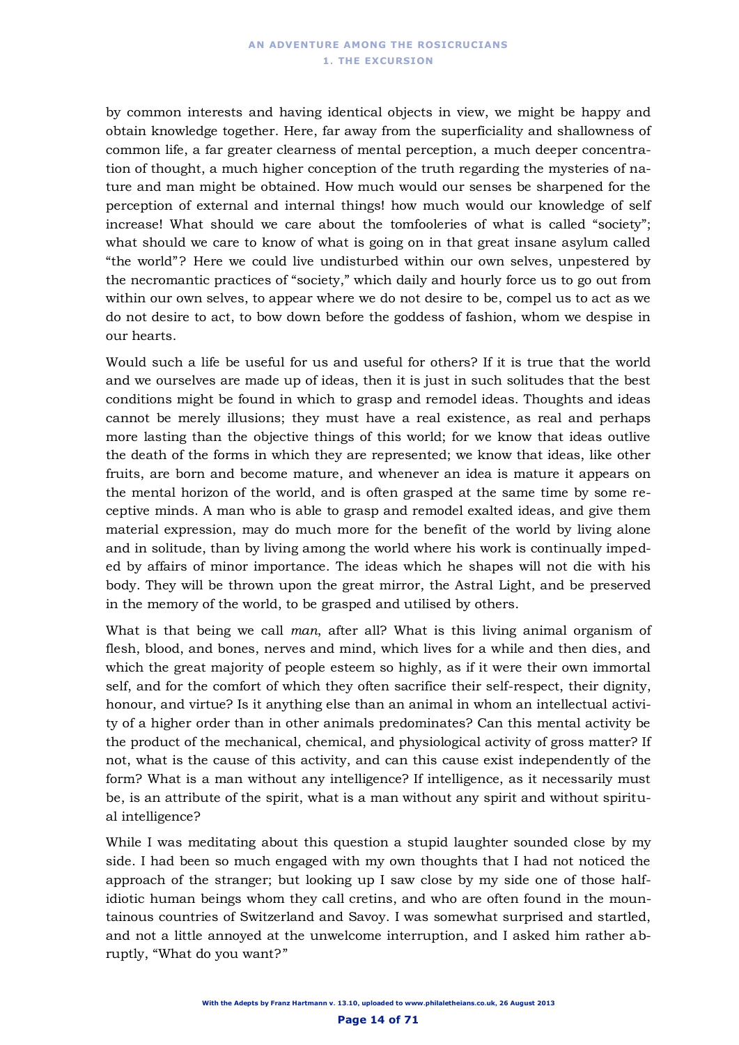by common interests and having identical objects in view, we might be happy and obtain knowledge together. Here, far away from the superficiality and shallowness of common life, a far greater clearness of mental perception, a much deeper concentration of thought, a much higher conception of the truth regarding the mysteries of nature and man might be obtained. How much would our senses be sharpened for the perception of external and internal things! how much would our knowledge of self increase! What should we care about the tomfooleries of what is called "society"; what should we care to know of what is going on in that great insane asylum called "the world"? Here we could live undisturbed within our own selves, unpestered by the necromantic practices of "society," which daily and hourly force us to go out from within our own selves, to appear where we do not desire to be, compel us to act as we do not desire to act, to bow down before the goddess of fashion, whom we despise in our hearts.

Would such a life be useful for us and useful for others? If it is true that the world and we ourselves are made up of ideas, then it is just in such solitudes that the best conditions might be found in which to grasp and remodel ideas. Thoughts and ideas cannot be merely illusions; they must have a real existence, as real and perhaps more lasting than the objective things of this world; for we know that ideas outlive the death of the forms in which they are represented; we know that ideas, like other fruits, are born and become mature, and whenever an idea is mature it appears on the mental horizon of the world, and is often grasped at the same time by some receptive minds. A man who is able to grasp and remodel exalted ideas, and give them material expression, may do much more for the benefit of the world by living alone and in solitude, than by living among the world where his work is continually impeded by affairs of minor importance. The ideas which he shapes will not die with his body. They will be thrown upon the great mirror, the Astral Light, and be preserved in the memory of the world, to be grasped and utilised by others.

What is that being we call *man*, after all? What is this living animal organism of flesh, blood, and bones, nerves and mind, which lives for a while and then dies, and which the great majority of people esteem so highly, as if it were their own immortal self, and for the comfort of which they often sacrifice their self-respect, their dignity, honour, and virtue? Is it anything else than an animal in whom an intellectual activity of a higher order than in other animals predominates? Can this mental activity be the product of the mechanical, chemical, and physiological activity of gross matter? If not, what is the cause of this activity, and can this cause exist independently of the form? What is a man without any intelligence? If intelligence, as it necessarily must be, is an attribute of the spirit, what is a man without any spirit and without spiritual intelligence?

While I was meditating about this question a stupid laughter sounded close by my side. I had been so much engaged with my own thoughts that I had not noticed the approach of the stranger; but looking up I saw close by my side one of those half-idiotic human beings whom they call cretins, and who are often found in the mountainous countries of Switzerland and Savoy. I was somewhat surprised and startled, and not a little annoyed at the unwelcome interruption, and I asked him rather abruptly, "What do you want?"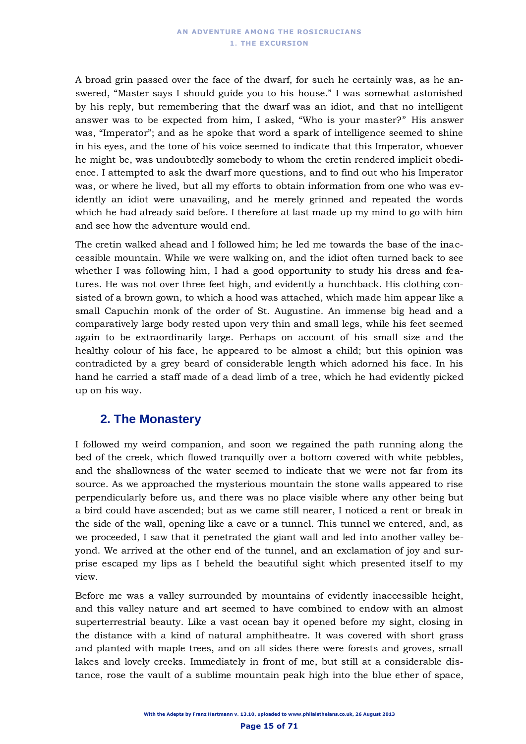A broad grin passed over the face of the dwarf, for such he certainly was, as he answered, "Master says I should guide you to his house." I was somewhat astonished by his reply, but remembering that the dwarf was an idiot, and that no intelligent answer was to be expected from him, I asked, "Who is your master?" His answer was, "Imperator"; and as he spoke that word a spark of intelligence seemed to shine in his eyes, and the tone of his voice seemed to indicate that this Imperator, whoever he might be, was undoubtedly somebody to whom the cretin rendered implicit obedience. I attempted to ask the dwarf more questions, and to find out who his Imperator was, or where he lived, but all my efforts to obtain information from one who was evidently an idiot were unavailing, and he merely grinned and repeated the words which he had already said before. I therefore at last made up my mind to go with him and see how the adventure would end.

The cretin walked ahead and I followed him; he led me towards the base of the inaccessible mountain. While we were walking on, and the idiot often turned back to see whether I was following him, I had a good opportunity to study his dress and features. He was not over three feet high, and evidently a hunchback. His clothing consisted of a brown gown, to which a hood was attached, which made him appear like a small Capuchin monk of the order of St. Augustine. An immense big head and a comparatively large body rested upon very thin and small legs, while his feet seemed again to be extraordinarily large. Perhaps on account of his small size and the healthy colour of his face, he appeared to be almost a child; but this opinion was contradicted by a grey beard of considerable length which adorned his face. In his hand he carried a staff made of a dead limb of a tree, which he had evidently picked up on his way.

## 2. The Monastery

I followed my weird companion, and soon we regained the path running along the bed of the creek, which flowed tranquilly over a bottom covered with white pebbles, and the shallowness of the water seemed to indicate that we were not far from its source. As we approached the mysterious mountain the stone walls appeared to rise perpendicularly before us, and there was no place visible where any other being but a bird could have ascended; but as we came still nearer, I noticed a rent or break in the side of the wall, opening like a cave or a tunnel. This tunnel we entered, and, as we proceeded, I saw that it penetrated the giant wall and led into another valley beyond. We arrived at the other end of the tunnel, and an exclamation of joy and surprise escaped my lips as I beheld the beautiful sight which presented itself to my view.

Before me was a valley surrounded by mountains of evidently inaccessible height, and this valley nature and art seemed to have combined to endow with an almost superterrestrial beauty. Like a vast ocean bay it opened before my sight, closing in the distance with a kind of natural amphitheatre. It was covered with short grass and planted with maple trees, and on all sides there were forests and groves, small lakes and lovely creeks. Immediately in front of me, but still at a considerable distance, rose the vault of a sublime mountain peak high into the blue ether of space,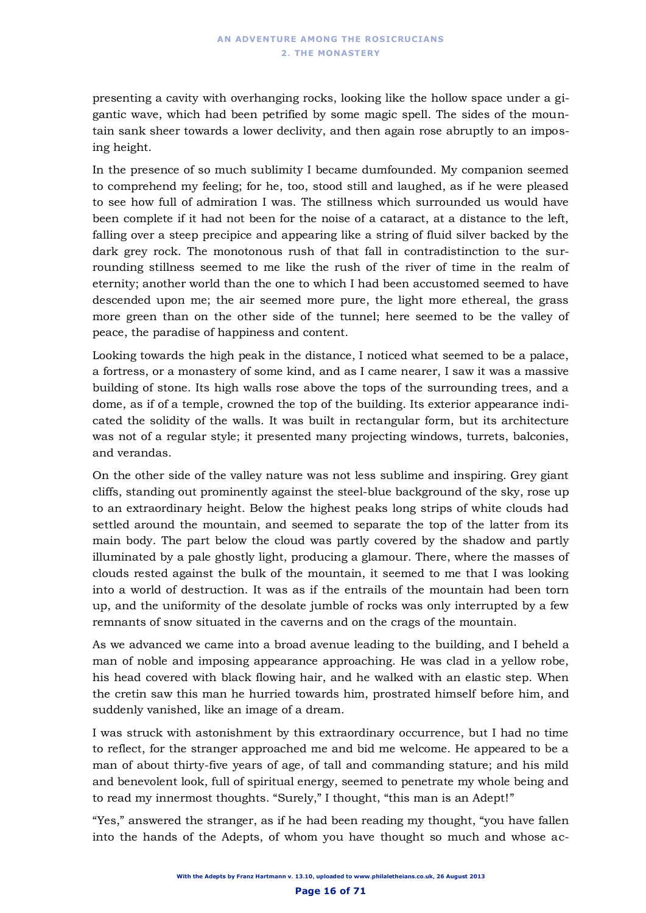presenting a cavity with overhanging rocks, looking like the hollow space under a gigantic wave, which had been petrified by some magic spell. The sides of the mountain sank sheer towards a lower declivity, and then again rose abruptly to an imposing height.

In the presence of so much sublimity I became dumfounded. My companion seemed to comprehend my feeling; for he, too, stood still and laughed, as if he were pleased to see how full of admiration I was. The stillness which surrounded us would have been complete if it had not been for the noise of a cataract, at a distance to the left, falling over a steep precipice and appearing like a string of fluid silver backed by the dark grey rock. The monotonous rush of that fall in contradistinction to the surrounding stillness seemed to me like the rush of the river of time in the realm of eternity; another world than the one to which I had been accustomed seemed to have descended upon me; the air seemed more pure, the light more ethereal, the grass more green than on the other side of the tunnel; here seemed to be the valley of peace, the paradise of happiness and content.

Looking towards the high peak in the distance, I noticed what seemed to be a palace, a fortress, or a monastery of some kind, and as I came nearer, I saw it was a massive building of stone. Its high walls rose above the tops of the surrounding trees, and a dome, as if of a temple, crowned the top of the building. Its exterior appearance indicated the solidity of the walls. It was built in rectangular form, but its architecture was not of a regular style; it presented many projecting windows, turrets, balconies, and verandas.

On the other side of the valley nature was not less sublime and inspiring. Grey giant cliffs, standing out prominently against the steel-blue background of the sky, rose up to an extraordinary height. Below the highest peaks long strips of white clouds had settled around the mountain, and seemed to separate the top of the latter from its main body. The part below the cloud was partly covered by the shadow and partly illuminated by a pale ghostly light, producing a glamour. There, where the masses of clouds rested against the bulk of the mountain, it seemed to me that I was looking into a world of destruction. It was as if the entrails of the mountain had been torn up, and the uniformity of the desolate jumble of rocks was only interrupted by a few remnants of snow situated in the caverns and on the crags of the mountain.

As we advanced we came into a broad avenue leading to the building, and I beheld a man of noble and imposing appearance approaching. He was clad in a yellow robe, his head covered with black flowing hair, and he walked with an elastic step. When the cretin saw this man he hurried towards him, prostrated himself before him, and suddenly vanished, like an image of a dream.

I was struck with astonishment by this extraordinary occurrence, but I had no time to reflect, for the stranger approached me and bid me welcome. He appeared to be a man of about thirty-five years of age, of tall and commanding stature; and his mild and benevolent look, full of spiritual energy, seemed to penetrate my whole being and to read my innermost thoughts. "Surely," I thought, "this man is an Adept!"

"Yes," answered the stranger, as if he had been reading my thought, "you have fallen into the hands of the Adepts, of whom you have thought so much and whose ac-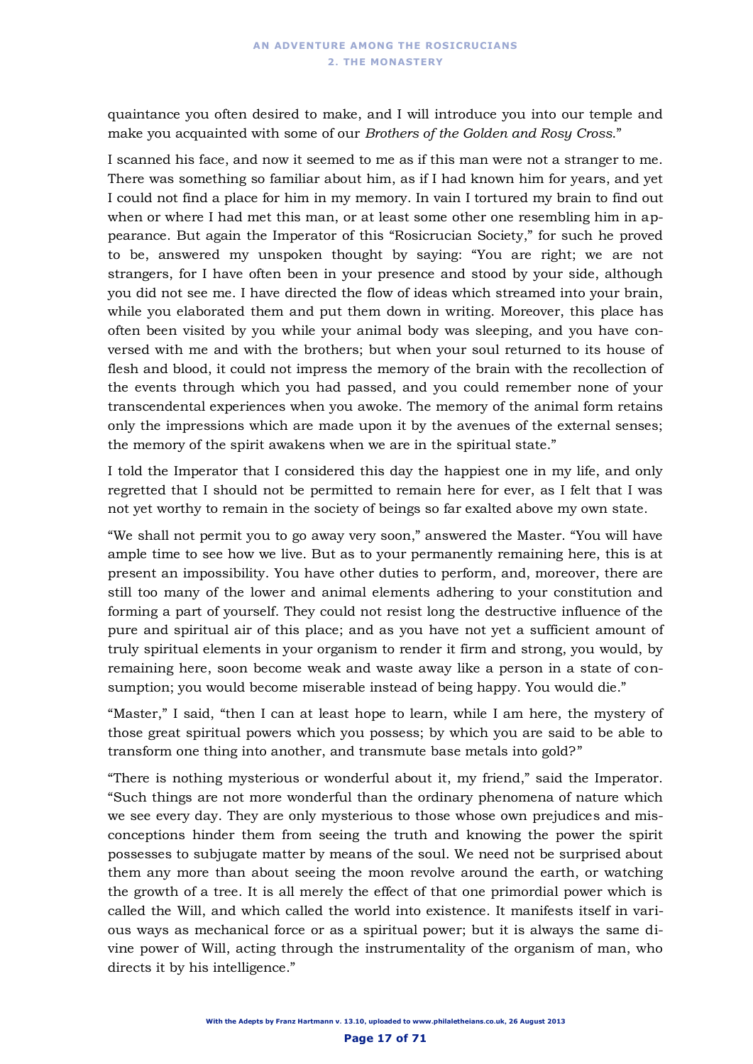quaintance you often desired to make, and I will introduce you into our temple and make you acquainted with some of our *Brothers of the Golden and Rosy Cross*."

I scanned his face, and now it seemed to me as if this man were not a stranger to me. There was something so familiar about him, as if I had known him for years, and yet I could not find a place for him in my memory. In vain I tortured my brain to find out when or where I had met this man, or at least some other one resembling him in appearance. But again the Imperator of this "Rosicrucian Society," for such he proved to be, answered my unspoken thought by saying: "You are right; we are not strangers, for I have often been in your presence and stood by your side, although you did not see me. I have directed the flow of ideas which streamed into your brain, while you elaborated them and put them down in writing. Moreover, this place has often been visited by you while your animal body was sleeping, and you have conversed with me and with the brothers; but when your soul returned to its house of flesh and blood, it could not impress the memory of the brain with the recollection of the events through which you had passed, and you could remember none of your transcendental experiences when you awoke. The memory of the animal form retains only the impressions which are made upon it by the avenues of the external senses; the memory of the spirit awakens when we are in the spiritual state."

I told the Imperator that I considered this day the happiest one in my life, and only regretted that I should not be permitted to remain here for ever, as I felt that I was not yet worthy to remain in the society of beings so far exalted above my own state.

"We shall not permit you to go away very soon," answered the Master. "You will have ample time to see how we live. But as to your permanently remaining here, this is at present an impossibility. You have other duties to perform, and, moreover, there are still too many of the lower and animal elements adhering to your constitution and forming a part of yourself. They could not resist long the destructive influence of the pure and spiritual air of this place; and as you have not yet a sufficient amount of truly spiritual elements in your organism to render it firm and strong, you would, by remaining here, soon become weak and waste away like a person in a state of consumption; you would become miserable instead of being happy. You would die."

"Master," I said, "then I can at least hope to learn, while I am here, the mystery of those great spiritual powers which you possess; by which you are said to be able to transform one thing into another, and transmute base metals into gold?"

"There is nothing mysterious or wonderful about it, my friend," said the Imperator. "Such things are not more wonderful than the ordinary phenomena of nature which we see every day. They are only mysterious to those whose own prejudices and misconceptions hinder them from seeing the truth and knowing the power the spirit possesses to subjugate matter by means of the soul. We need not be surprised about them any more than about seeing the moon revolve around the earth, or watching the growth of a tree. It is all merely the effect of that one primordial power which is called the Will, and which called the world into existence. It manifests itself in various ways as mechanical force or as a spiritual power; but it is always the same divine power of Will, acting through the instrumentality of the organism of man, who directs it by his intelligence."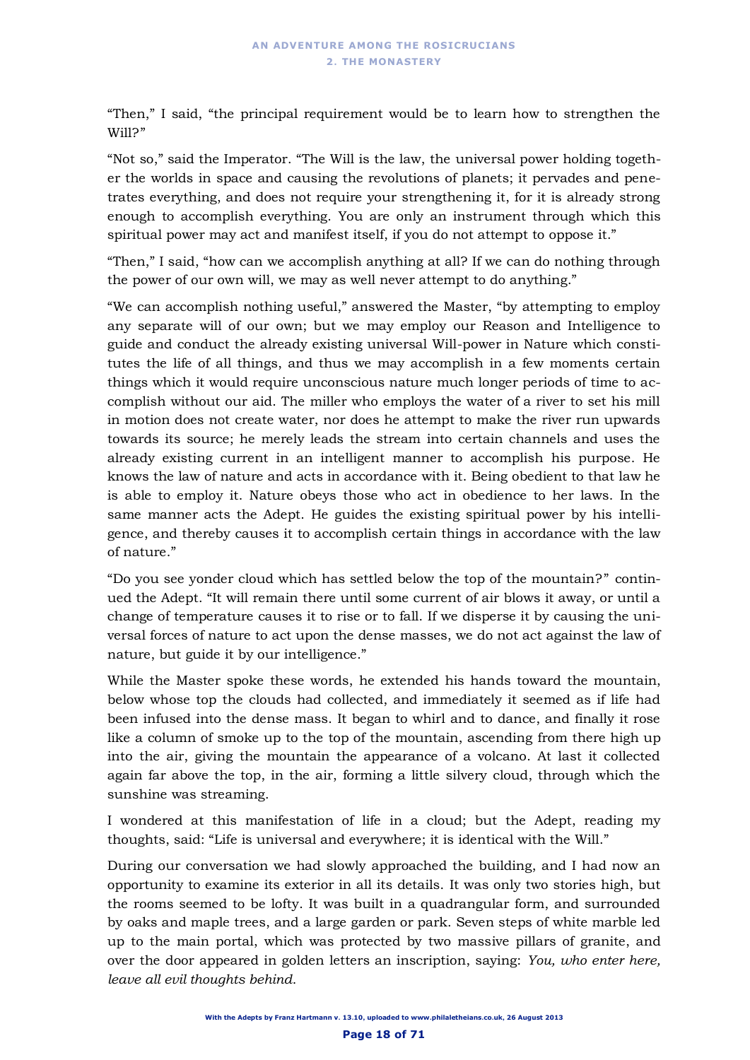"Then," I said, "the principal requirement would be to learn how to strengthen the Will?"

"Not so," said the Imperator. "The Will is the law, the universal power holding together the worlds in space and causing the revolutions of planets; it pervades and penetrates everything, and does not require your strengthening it, for it is already strong enough to accomplish everything. You are only an instrument through which this spiritual power may act and manifest itself, if you do not attempt to oppose it."

"Then," I said, "how can we accomplish anything at all? If we can do nothing through the power of our own will, we may as well never attempt to do anything."

"We can accomplish nothing useful," answered the Master, "by attempting to employ any separate will of our own; but we may employ our Reason and Intelligence to guide and conduct the already existing universal Will-power in Nature which constitutes the life of all things, and thus we may accomplish in a few moments certain things which it would require unconscious nature much longer periods of time to accomplish without our aid. The miller who employs the water of a river to set his mill in motion does not create water, nor does he attempt to make the river run upwards towards its source; he merely leads the stream into certain channels and uses the already existing current in an intelligent manner to accomplish his purpose. He knows the law of nature and acts in accordance with it. Being obedient to that law he is able to employ it. Nature obeys those who act in obedience to her laws. In the same manner acts the Adept. He guides the existing spiritual power by his intelligence, and thereby causes it to accomplish certain things in accordance with the law of nature."

"Do you see yonder cloud which has settled below the top of the mountain?" continued the Adept. "It will remain there until some current of air blows it away, or until a change of temperature causes it to rise or to fall. If we disperse it by causing the universal forces of nature to act upon the dense masses, we do not act against the law of nature, but guide it by our intelligence."

While the Master spoke these words, he extended his hands toward the mountain, below whose top the clouds had collected, and immediately it seemed as if life had been infused into the dense mass. It began to whirl and to dance, and finally it rose like a column of smoke up to the top of the mountain, ascending from there high up into the air, giving the mountain the appearance of a volcano. At last it collected again far above the top, in the air, forming a little silvery cloud, through which the sunshine was streaming.

I wondered at this manifestation of life in a cloud; but the Adept, reading my thoughts, said: "Life is universal and everywhere; it is identical with the Will."

During our conversation we had slowly approached the building, and I had now an opportunity to examine its exterior in all its details. It was only two stories high, but the rooms seemed to be lofty. It was built in a quadrangular form, and surrounded by oaks and maple trees, and a large garden or park. Seven steps of white marble led up to the main portal, which was protected by two massive pillars of granite, and over the door appeared in golden letters an inscription, saying: *You, who enter here, leave all evil thoughts behind.*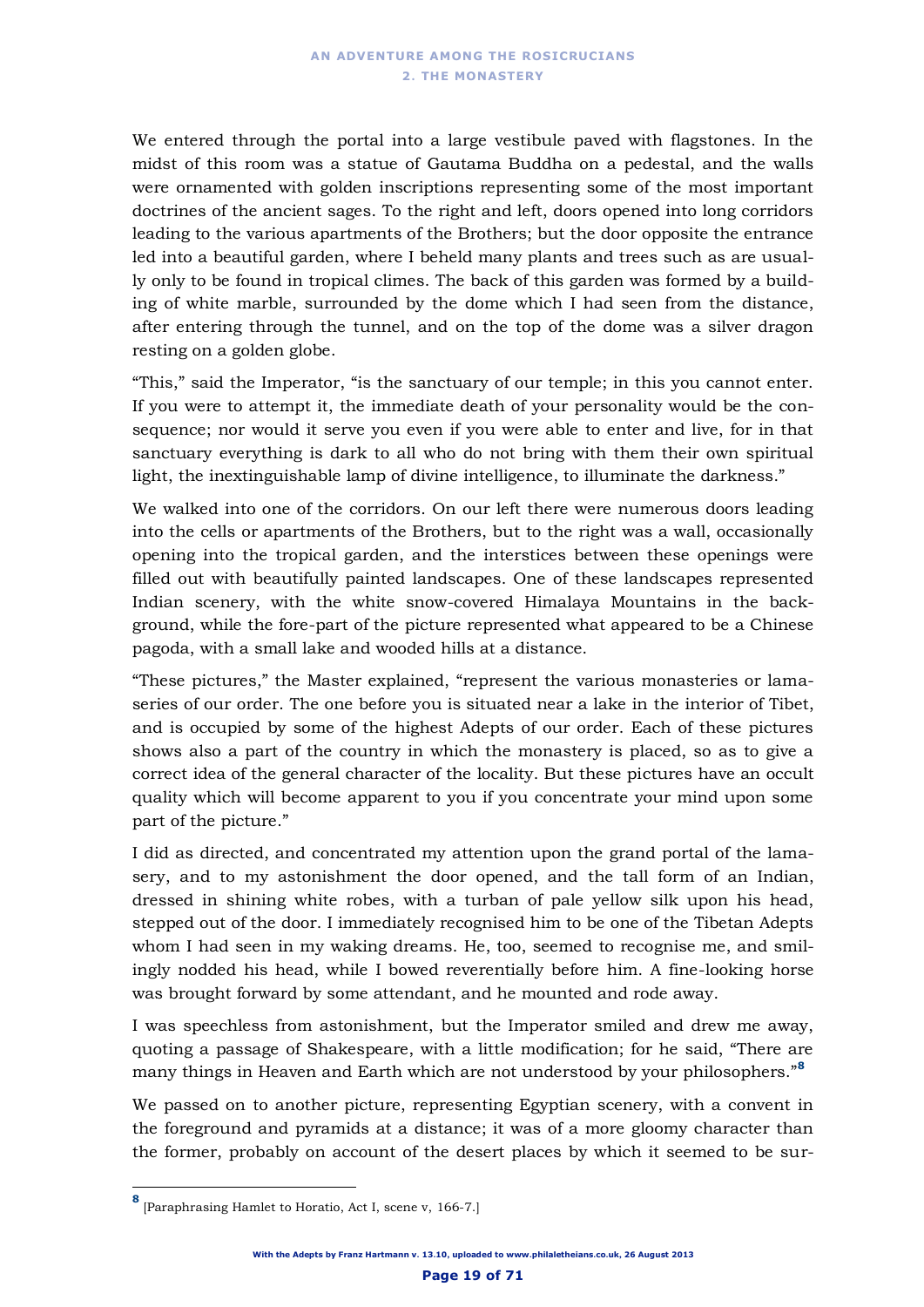We entered through the portal into a large vestibule paved with flagstones. In the midst of this room was a statue of Gautama Buddha on a pedestal, and the walls were ornamented with golden inscriptions representing some of the most important doctrines of the ancient sages. To the right and left, doors opened into long corridors leading to the various apartments of the Brothers; but the door opposite the entrance led into a beautiful garden, where I beheld many plants and trees such as are usually only to be found in tropical climes. The back of this garden was formed by a building of white marble, surrounded by the dome which I had seen from the distance, after entering through the tunnel, and on the top of the dome was a silver dragon resting on a golden globe.

"This," said the Imperator, "is the sanctuary of our temple; in this you cannot enter. If you were to attempt it, the immediate death of your personality would be the consequence; nor would it serve you even if you were able to enter and live, for in that sanctuary everything is dark to all who do not bring with them their own spiritual light, the inextinguishable lamp of divine intelligence, to illuminate the darkness."

We walked into one of the corridors. On our left there were numerous doors leading into the cells or apartments of the Brothers, but to the right was a wall, occasionally opening into the tropical garden, and the interstices between these openings were filled out with beautifully painted landscapes. One of these landscapes represented Indian scenery, with the white snow-covered Himalaya Mountains in the background, while the fore-part of the picture represented what appeared to be a Chinese pagoda, with a small lake and wooded hills at a distance.

"These pictures," the Master explained, "represent the various monasteries or lamaseries of our order. The one before you is situated near a lake in the interior of Tibet, and is occupied by some of the highest Adepts of our order. Each of these pictures shows also a part of the country in which the monastery is placed, so as to give a correct idea of the general character of the locality. But these pictures have an occult quality which will become apparent to you if you concentrate your mind upon some part of the picture."

I did as directed, and concentrated my attention upon the grand portal of the lamasery, and to my astonishment the door opened, and the tall form of an Indian, dressed in shining white robes, with a turban of pale yellow silk upon his head, stepped out of the door. I immediately recognised him to be one of the Tibetan Adepts whom I had seen in my waking dreams. He, too, seemed to recognise me, and smilingly nodded his head, while I bowed reverentially before him. A fine-looking horse was brought forward by some attendant, and he mounted and rode away.

I was speechless from astonishment, but the Imperator smiled and drew me away, quoting a passage of Shakespeare, with a little modification; for he said, "There are many things in Heaven and Earth which are not understood by your philosophers."[8]

We passed on to another picture, representing Egyptian scenery, with a convent in the foreground and pyramids at a distance; it was of a more gloomy character than the former, probably on account of the desert places by which it seemed to be sur-

---

[8] [Paraphrasing Hamlet to Horatio, Act I, scene v, 166-7.]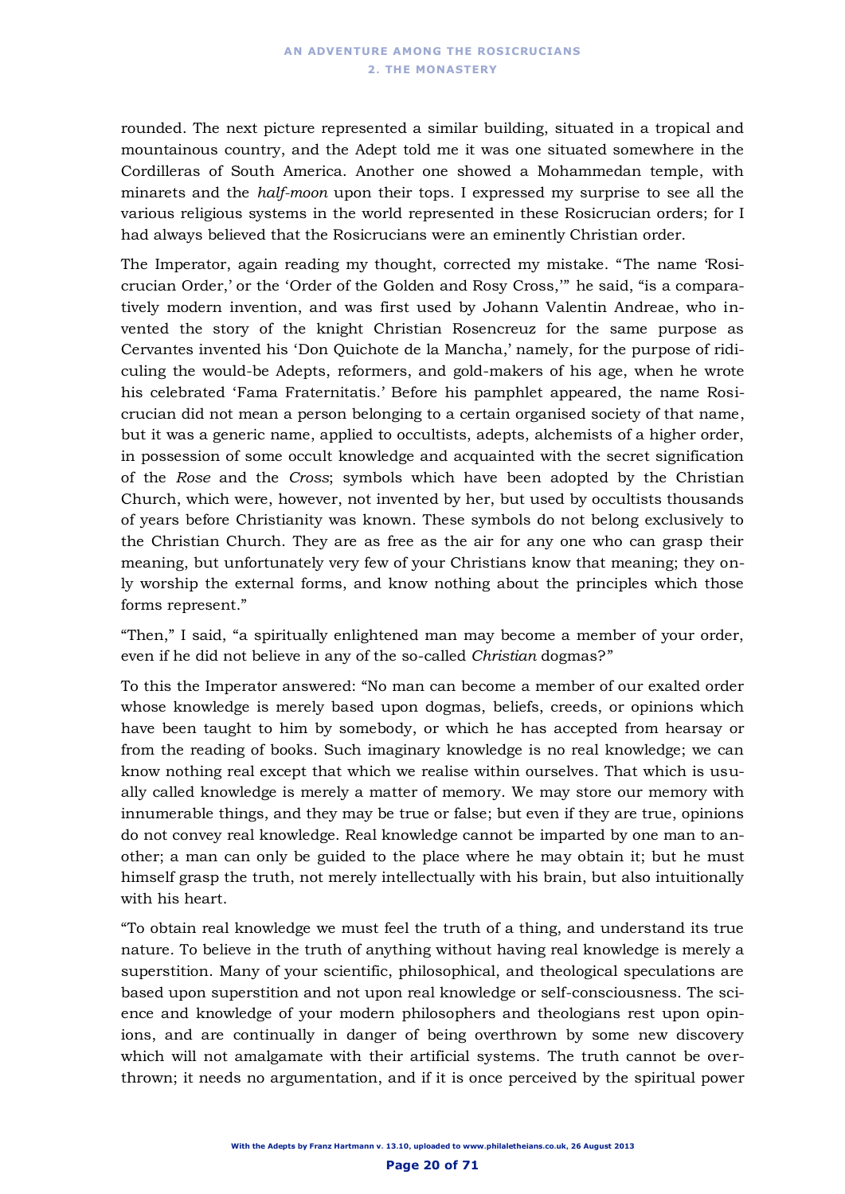rounded. The next picture represented a similar building, situated in a tropical and mountainous country, and the Adept told me it was one situated somewhere in the Cordilleras of South America. Another one showed a Mohammedan temple, with minarets and the *half-moon* upon their tops. I expressed my surprise to see all the various religious systems in the world represented in these Rosicrucian orders; for I had always believed that the Rosicrucians were an eminently Christian order.

The Imperator, again reading my thought, corrected my mistake. "The name 'Rosicrucian Order,' or the 'Order of the Golden and Rosy Cross,'" he said, "is a comparatively modern invention, and was first used by Johann Valentin Andreae, who invented the story of the knight Christian Rosencreuz for the same purpose as Cervantes invented his 'Don Quichote de la Mancha,' namely, for the purpose of ridiculing the would-be Adepts, reformers, and gold-makers of his age, when he wrote his celebrated 'Fama Fraternitatis.' Before his pamphlet appeared, the name Rosicrucian did not mean a person belonging to a certain organised society of that name, but it was a generic name, applied to occultists, adepts, alchemists of a higher order, in possession of some occult knowledge and acquainted with the secret signification of the *Rose* and the *Cross*; symbols which have been adopted by the Christian Church, which were, however, not invented by her, but used by occultists thousands of years before Christianity was known. These symbols do not belong exclusively to the Christian Church. They are as free as the air for any one who can grasp their meaning, but unfortunately very few of your Christians know that meaning; they only worship the external forms, and know nothing about the principles which those forms represent."

"Then," I said, "a spiritually enlightened man may become a member of your order, even if he did not believe in any of the so-called *Christian* dogmas?"

To this the Imperator answered: "No man can become a member of our exalted order whose knowledge is merely based upon dogmas, beliefs, creeds, or opinions which have been taught to him by somebody, or which he has accepted from hearsay or from the reading of books. Such imaginary knowledge is no real knowledge; we can know nothing real except that which we realise within ourselves. That which is usually called knowledge is merely a matter of memory. We may store our memory with innumerable things, and they may be true or false; but even if they are true, opinions do not convey real knowledge. Real knowledge cannot be imparted by one man to another; a man can only be guided to the place where he may obtain it; but he must himself grasp the truth, not merely intellectually with his brain, but also intuitionally with his heart.

"To obtain real knowledge we must feel the truth of a thing, and understand its true nature. To believe in the truth of anything without having real knowledge is merely a superstition. Many of your scientific, philosophical, and theological speculations are based upon superstition and not upon real knowledge or self-consciousness. The science and knowledge of your modern philosophers and theologians rest upon opinions, and are continually in danger of being overthrown by some new discovery which will not amalgamate with their artificial systems. The truth cannot be overthrown; it needs no argumentation, and if it is once perceived by the spiritual power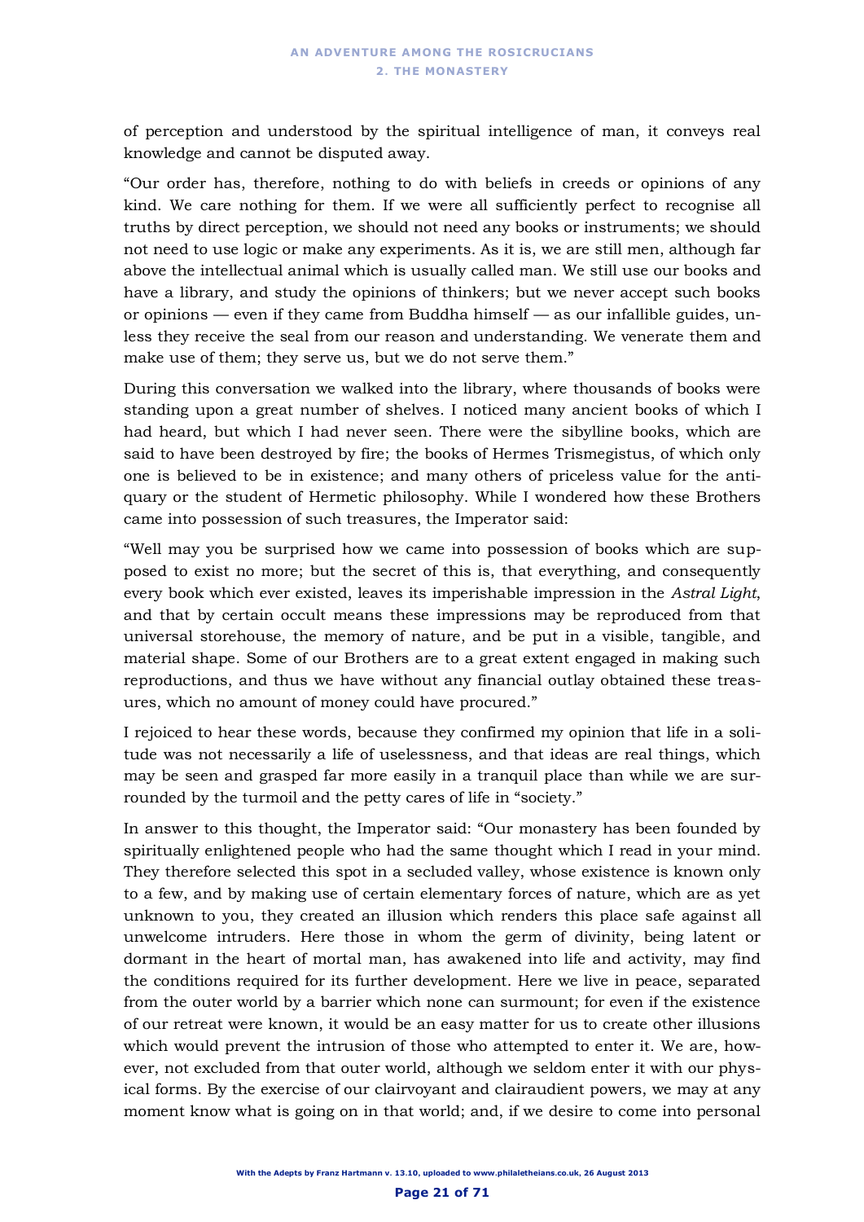of perception and understood by the spiritual intelligence of man, it conveys real knowledge and cannot be disputed away.

"Our order has, therefore, nothing to do with beliefs in creeds or opinions of any kind. We care nothing for them. If we were all sufficiently perfect to recognise all truths by direct perception, we should not need any books or instruments; we should not need to use logic or make any experiments. As it is, we are still men, although far above the intellectual animal which is usually called man. We still use our books and have a library, and study the opinions of thinkers; but we never accept such books or opinions — even if they came from Buddha himself — as our infallible guides, unless they receive the seal from our reason and understanding. We venerate them and make use of them; they serve us, but we do not serve them."

During this conversation we walked into the library, where thousands of books were standing upon a great number of shelves. I noticed many ancient books of which I had heard, but which I had never seen. There were the sibylline books, which are said to have been destroyed by fire; the books of Hermes Trismegistus, of which only one is believed to be in existence; and many others of priceless value for the antiquary or the student of Hermetic philosophy. While I wondered how these Brothers came into possession of such treasures, the Imperator said:

"Well may you be surprised how we came into possession of books which are supposed to exist no more; but the secret of this is, that everything, and consequently every book which ever existed, leaves its imperishable impression in the *Astral Light*, and that by certain occult means these impressions may be reproduced from that universal storehouse, the memory of nature, and be put in a visible, tangible, and material shape. Some of our Brothers are to a great extent engaged in making such reproductions, and thus we have without any financial outlay obtained these treasures, which no amount of money could have procured."

I rejoiced to hear these words, because they confirmed my opinion that life in a solitude was not necessarily a life of uselessness, and that ideas are real things, which may be seen and grasped far more easily in a tranquil place than while we are surrounded by the turmoil and the petty cares of life in "society."

In answer to this thought, the Imperator said: "Our monastery has been founded by spiritually enlightened people who had the same thought which I read in your mind. They therefore selected this spot in a secluded valley, whose existence is known only to a few, and by making use of certain elementary forces of nature, which are as yet unknown to you, they created an illusion which renders this place safe against all unwelcome intruders. Here those in whom the germ of divinity, being latent or dormant in the heart of mortal man, has awakened into life and activity, may find the conditions required for its further development. Here we live in peace, separated from the outer world by a barrier which none can surmount; for even if the existence of our retreat were known, it would be an easy matter for us to create other illusions which would prevent the intrusion of those who attempted to enter it. We are, however, not excluded from that outer world, although we seldom enter it with our physical forms. By the exercise of our clairvoyant and clairaudient powers, we may at any moment know what is going on in that world; and, if we desire to come into personal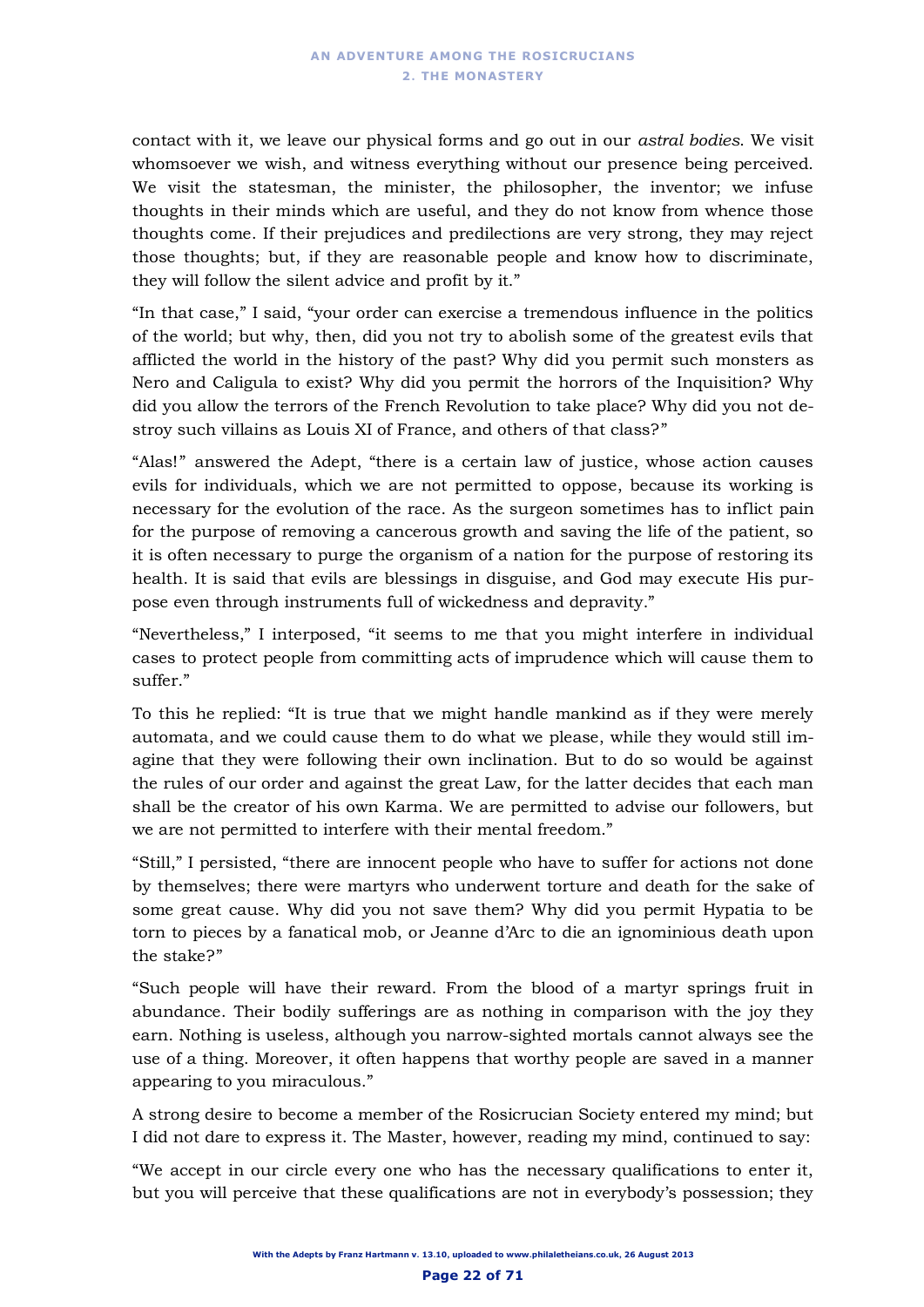contact with it, we leave our physical forms and go out in our *astral bodies*. We visit whomsoever we wish, and witness everything without our presence being perceived. We visit the statesman, the minister, the philosopher, the inventor; we infuse thoughts in their minds which are useful, and they do not know from whence those thoughts come. If their prejudices and predilections are very strong, they may reject those thoughts; but, if they are reasonable people and know how to discriminate, they will follow the silent advice and profit by it."

"In that case," I said, "your order can exercise a tremendous influence in the politics of the world; but why, then, did you not try to abolish some of the greatest evils that afflicted the world in the history of the past? Why did you permit such monsters as Nero and Caligula to exist? Why did you permit the horrors of the Inquisition? Why did you allow the terrors of the French Revolution to take place? Why did you not destroy such villains as Louis XI of France, and others of that class?"

"Alas!" answered the Adept, "there is a certain law of justice, whose action causes evils for individuals, which we are not permitted to oppose, because its working is necessary for the evolution of the race. As the surgeon sometimes has to inflict pain for the purpose of removing a cancerous growth and saving the life of the patient, so it is often necessary to purge the organism of a nation for the purpose of restoring its health. It is said that evils are blessings in disguise, and God may execute His purpose even through instruments full of wickedness and depravity."

"Nevertheless," I interposed, "it seems to me that you might interfere in individual cases to protect people from committing acts of imprudence which will cause them to suffer."

To this he replied: "It is true that we might handle mankind as if they were merely automata, and we could cause them to do what we please, while they would still imagine that they were following their own inclination. But to do so would be against the rules of our order and against the great Law, for the latter decides that each man shall be the creator of his own Karma. We are permitted to advise our followers, but we are not permitted to interfere with their mental freedom."

"Still," I persisted, "there are innocent people who have to suffer for actions not done by themselves; there were martyrs who underwent torture and death for the sake of some great cause. Why did you not save them? Why did you permit Hypatia to be torn to pieces by a fanatical mob, or Jeanne d'Arc to die an ignominious death upon the stake?"

"Such people will have their reward. From the blood of a martyr springs fruit in abundance. Their bodily sufferings are as nothing in comparison with the joy they earn. Nothing is useless, although you narrow-sighted mortals cannot always see the use of a thing. Moreover, it often happens that worthy people are saved in a manner appearing to you miraculous."

A strong desire to become a member of the Rosicrucian Society entered my mind; but I did not dare to express it. The Master, however, reading my mind, continued to say:

"We accept in our circle every one who has the necessary qualifications to enter it, but you will perceive that these qualifications are not in everybody's possession; they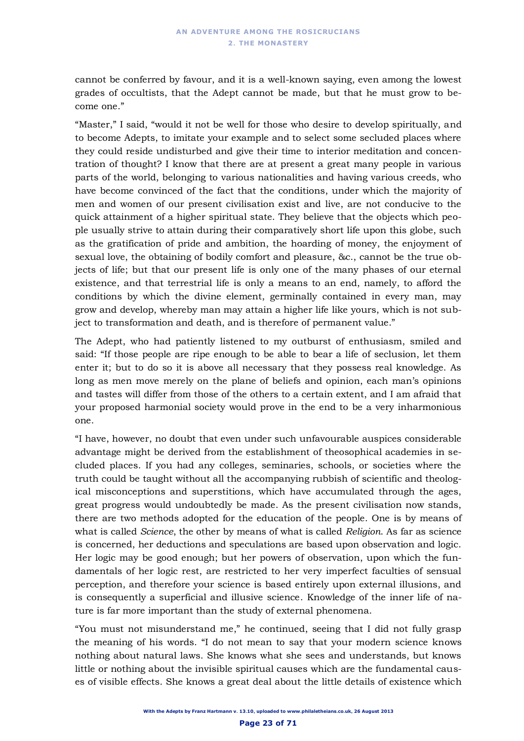cannot be conferred by favour, and it is a well-known saying, even among the lowest grades of occultists, that the Adept cannot be made, but that he must grow to become one."

"Master," I said, "would it not be well for those who desire to develop spiritually, and to become Adepts, to imitate your example and to select some secluded places where they could reside undisturbed and give their time to interior meditation and concentration of thought? I know that there are at present a great many people in various parts of the world, belonging to various nationalities and having various creeds, who have become convinced of the fact that the conditions, under which the majority of men and women of our present civilisation exist and live, are not conducive to the quick attainment of a higher spiritual state. They believe that the objects which people usually strive to attain during their comparatively short life upon this globe, such as the gratification of pride and ambition, the hoarding of money, the enjoyment of sexual love, the obtaining of bodily comfort and pleasure, &c., cannot be the true objects of life; but that our present life is only one of the many phases of our eternal existence, and that terrestrial life is only a means to an end, namely, to afford the conditions by which the divine element, germinally contained in every man, may grow and develop, whereby man may attain a higher life like yours, which is not subject to transformation and death, and is therefore of permanent value."

The Adept, who had patiently listened to my outburst of enthusiasm, smiled and said: "If those people are ripe enough to be able to bear a life of seclusion, let them enter it; but to do so it is above all necessary that they possess real knowledge. As long as men move merely on the plane of beliefs and opinion, each man's opinions and tastes will differ from those of the others to a certain extent, and I am afraid that your proposed harmonial society would prove in the end to be a very inharmonious one.

"I have, however, no doubt that even under such unfavourable auspices considerable advantage might be derived from the establishment of theosophical academies in secluded places. If you had any colleges, seminaries, schools, or societies where the truth could be taught without all the accompanying rubbish of scientific and theological misconceptions and superstitions, which have accumulated through the ages, great progress would undoubtedly be made. As the present civilisation now stands, there are two methods adopted for the education of the people. One is by means of what is called *Science*, the other by means of what is called *Religion*. As far as science is concerned, her deductions and speculations are based upon observation and logic. Her logic may be good enough; but her powers of observation, upon which the fundamentals of her logic rest, are restricted to her very imperfect faculties of sensual perception, and therefore your science is based entirely upon external illusions, and is consequently a superficial and illusive science. Knowledge of the inner life of nature is far more important than the study of external phenomena.

"You must not misunderstand me," he continued, seeing that I did not fully grasp the meaning of his words. "I do not mean to say that your modern science knows nothing about natural laws. She knows what she sees and understands, but knows little or nothing about the invisible spiritual causes which are the fundamental causes of visible effects. She knows a great deal about the little details of existence which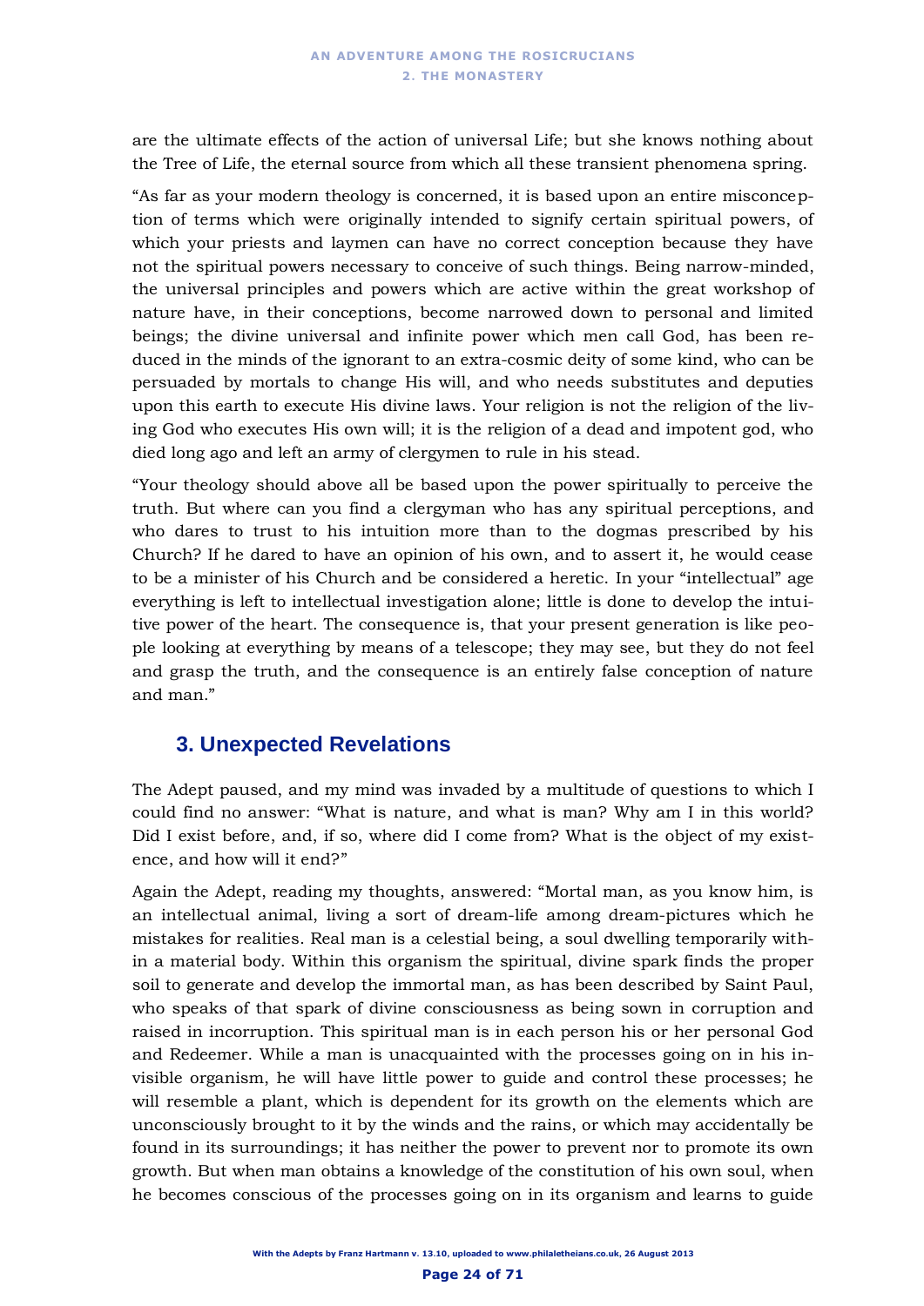are the ultimate effects of the action of universal Life; but she knows nothing about the Tree of Life, the eternal source from which all these transient phenomena spring.

"As far as your modern theology is concerned, it is based upon an entire misconception of terms which were originally intended to signify certain spiritual powers, of which your priests and laymen can have no correct conception because they have not the spiritual powers necessary to conceive of such things. Being narrow-minded, the universal principles and powers which are active within the great workshop of nature have, in their conceptions, become narrowed down to personal and limited beings; the divine universal and infinite power which men call God, has been reduced in the minds of the ignorant to an extra-cosmic deity of some kind, who can be persuaded by mortals to change His will, and who needs substitutes and deputies upon this earth to execute His divine laws. Your religion is not the religion of the living God who executes His own will; it is the religion of a dead and impotent god, who died long ago and left an army of clergymen to rule in his stead.

"Your theology should above all be based upon the power spiritually to perceive the truth. But where can you find a clergyman who has any spiritual perceptions, and who dares to trust to his intuition more than to the dogmas prescribed by his Church? If he dared to have an opinion of his own, and to assert it, he would cease to be a minister of his Church and be considered a heretic. In your "intellectual" age everything is left to intellectual investigation alone; little is done to develop the intuitive power of the heart. The consequence is, that your present generation is like people looking at everything by means of a telescope; they may see, but they do not feel and grasp the truth, and the consequence is an entirely false conception of nature and man."

## 3. Unexpected Revelations

The Adept paused, and my mind was invaded by a multitude of questions to which I could find no answer: "What is nature, and what is man? Why am I in this world? Did I exist before, and, if so, where did I come from? What is the object of my existence, and how will it end?"

Again the Adept, reading my thoughts, answered: "Mortal man, as you know him, is an intellectual animal, living a sort of dream-life among dream-pictures which he mistakes for realities. Real man is a celestial being, a soul dwelling temporarily within a material body. Within this organism the spiritual, divine spark finds the proper soil to generate and develop the immortal man, as has been described by Saint Paul, who speaks of that spark of divine consciousness as being sown in corruption and raised in incorruption. This spiritual man is in each person his or her personal God and Redeemer. While a man is unacquainted with the processes going on in his invisible organism, he will have little power to guide and control these processes; he will resemble a plant, which is dependent for its growth on the elements which are unconsciously brought to it by the winds and the rains, or which may accidentally be found in its surroundings; it has neither the power to prevent nor to promote its own growth. But when man obtains a knowledge of the constitution of his own soul, when he becomes conscious of the processes going on in its organism and learns to guide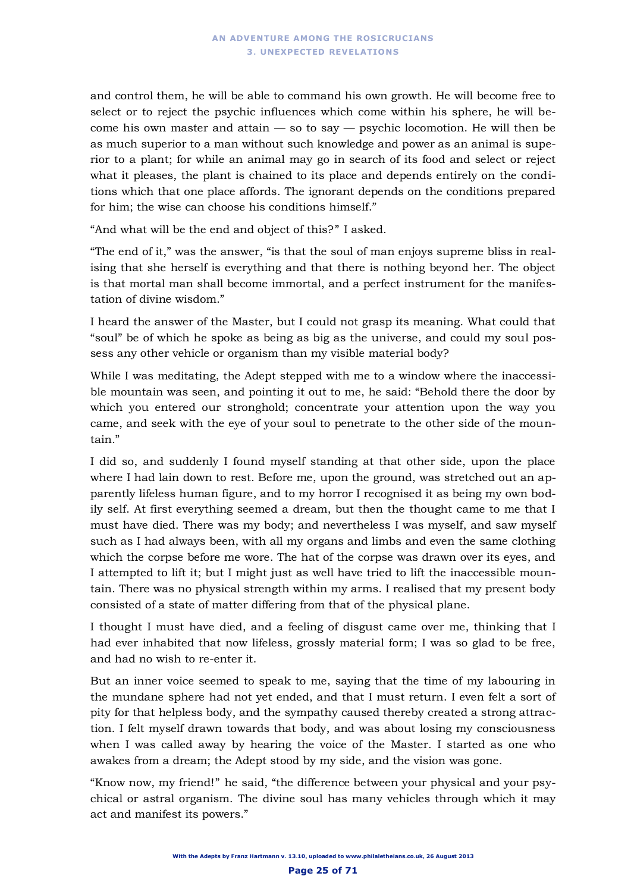and control them, he will be able to command his own growth. He will become free to select or to reject the psychic influences which come within his sphere, he will become his own master and attain — so to say — psychic locomotion. He will then be as much superior to a man without such knowledge and power as an animal is superior to a plant; for while an animal may go in search of its food and select or reject what it pleases, the plant is chained to its place and depends entirely on the conditions which that one place affords. The ignorant depends on the conditions prepared for him; the wise can choose his conditions himself."

"And what will be the end and object of this?" I asked.

"The end of it," was the answer, "is that the soul of man enjoys supreme bliss in realising that she herself is everything and that there is nothing beyond her. The object is that mortal man shall become immortal, and a perfect instrument for the manifestation of divine wisdom."

I heard the answer of the Master, but I could not grasp its meaning. What could that "soul" be of which he spoke as being as big as the universe, and could my soul possess any other vehicle or organism than my visible material body?

While I was meditating, the Adept stepped with me to a window where the inaccessible mountain was seen, and pointing it out to me, he said: "Behold there the door by which you entered our stronghold; concentrate your attention upon the way you came, and seek with the eye of your soul to penetrate to the other side of the mountain."

I did so, and suddenly I found myself standing at that other side, upon the place where I had lain down to rest. Before me, upon the ground, was stretched out an apparently lifeless human figure, and to my horror I recognised it as being my own bodily self. At first everything seemed a dream, but then the thought came to me that I must have died. There was my body; and nevertheless I was myself, and saw myself such as I had always been, with all my organs and limbs and even the same clothing which the corpse before me wore. The hat of the corpse was drawn over its eyes, and I attempted to lift it; but I might just as well have tried to lift the inaccessible mountain. There was no physical strength within my arms. I realised that my present body consisted of a state of matter differing from that of the physical plane.

I thought I must have died, and a feeling of disgust came over me, thinking that I had ever inhabited that now lifeless, grossly material form; I was so glad to be free, and had no wish to re-enter it.

But an inner voice seemed to speak to me, saying that the time of my labouring in the mundane sphere had not yet ended, and that I must return. I even felt a sort of pity for that helpless body, and the sympathy caused thereby created a strong attraction. I felt myself drawn towards that body, and was about losing my consciousness when I was called away by hearing the voice of the Master. I started as one who awakes from a dream; the Adept stood by my side, and the vision was gone.

"Know now, my friend!" he said, "the difference between your physical and your psychical or astral organism. The divine soul has many vehicles through which it may act and manifest its powers."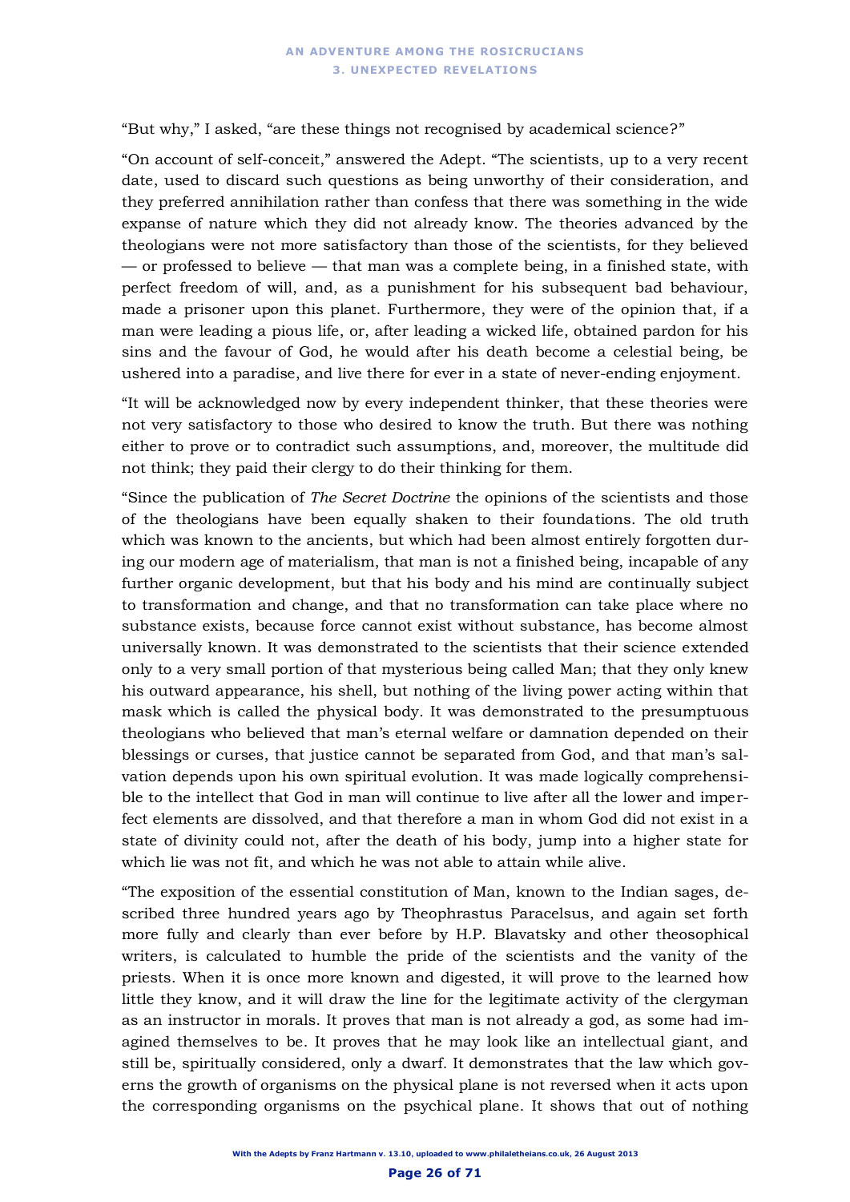“But why,” I asked, “are these things not recognised by academical science?”

“On account of self-conceit,” answered the Adept. “The scientists, up to a very recent date, used to discard such questions as being unworthy of their consideration, and they preferred annihilation rather than confess that there was something in the wide expanse of nature which they did not already know. The theories advanced by the theologians were not more satisfactory than those of the scientists, for they believed — or professed to believe — that man was a complete being, in a finished state, with perfect freedom of will, and, as a punishment for his subsequent bad behaviour, made a prisoner upon this planet. Furthermore, they were of the opinion that, if a man were leading a pious life, or, after leading a wicked life, obtained pardon for his sins and the favour of God, he would after his death become a celestial being, be ushered into a paradise, and live there for ever in a state of never-ending enjoyment.

“It will be acknowledged now by every independent thinker, that these theories were not very satisfactory to those who desired to know the truth. But there was nothing either to prove or to contradict such assumptions, and, moreover, the multitude did not think; they paid their clergy to do their thinking for them.

“Since the publication of *The Secret Doctrine* the opinions of the scientists and those of the theologians have been equally shaken to their foundations. The old truth which was known to the ancients, but which had been almost entirely forgotten during our modern age of materialism, that man is not a finished being, incapable of any further organic development, but that his body and his mind are continually subject to transformation and change, and that no transformation can take place where no substance exists, because force cannot exist without substance, has become almost universally known. It was demonstrated to the scientists that their science extended only to a very small portion of that mysterious being called Man; that they only knew his outward appearance, his shell, but nothing of the living power acting within that mask which is called the physical body. It was demonstrated to the presumptuous theologians who believed that man’s eternal welfare or damnation depended on their blessings or curses, that justice cannot be separated from God, and that man’s salvation depends upon his own spiritual evolution. It was made logically comprehensible to the intellect that God in man will continue to live after all the lower and imperfect elements are dissolved, and that therefore a man in whom God did not exist in a state of divinity could not, after the death of his body, jump into a higher state for which lie was not fit, and which he was not able to attain while alive.

“The exposition of the essential constitution of Man, known to the Indian sages, described three hundred years ago by Theophrastus Paracelsus, and again set forth more fully and clearly than ever before by H.P. Blavatsky and other theosophical writers, is calculated to humble the pride of the scientists and the vanity of the priests. When it is once more known and digested, it will prove to the learned how little they know, and it will draw the line for the legitimate activity of the clergyman as an instructor in morals. It proves that man is not already a god, as some had imagined themselves to be. It proves that he may look like an intellectual giant, and still be, spiritually considered, only a dwarf. It demonstrates that the law which governs the growth of organisms on the physical plane is not reversed when it acts upon the corresponding organisms on the psychical plane. It shows that out of nothing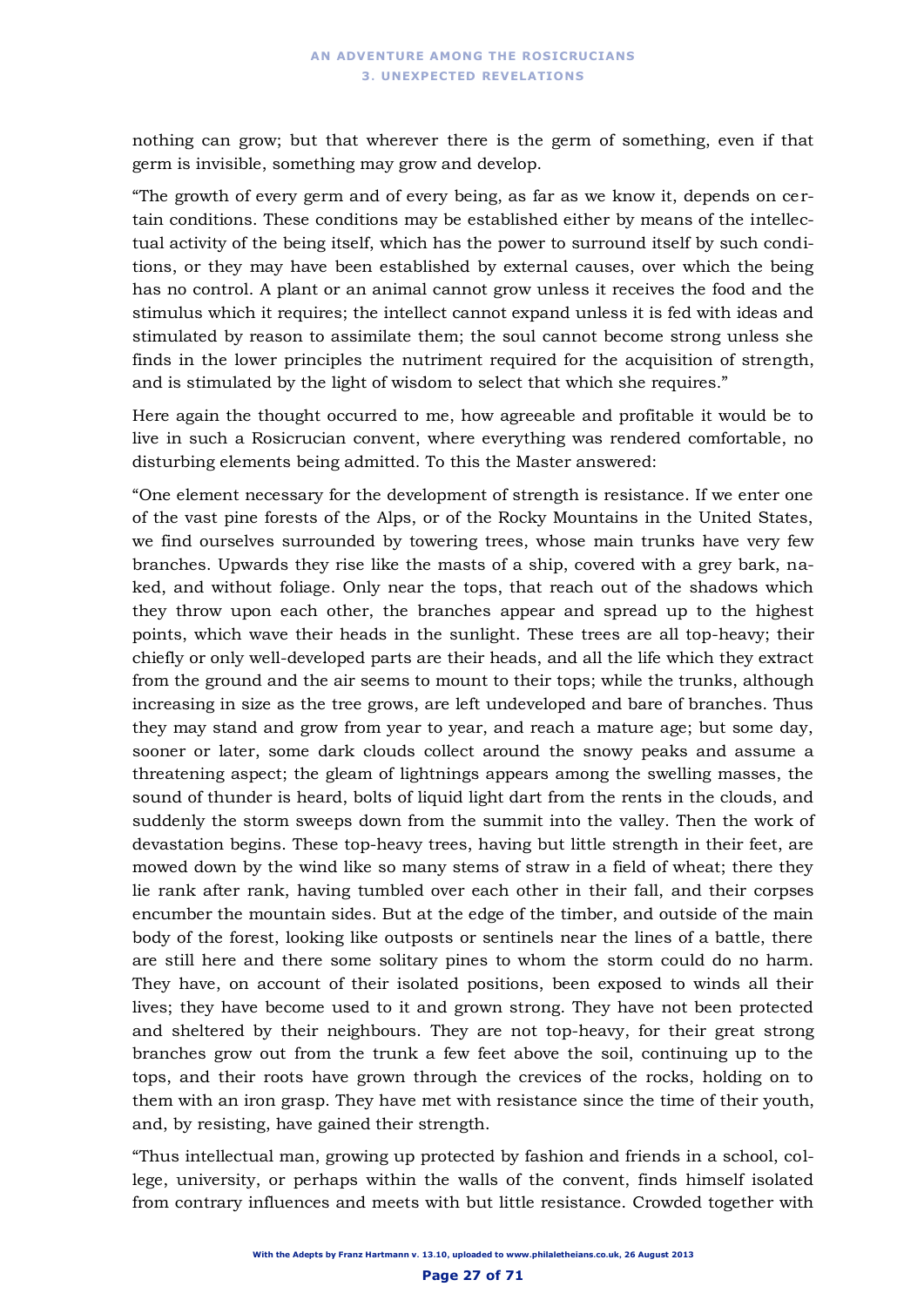nothing can grow; but that wherever there is the germ of something, even if that germ is invisible, something may grow and develop.

"The growth of every germ and of every being, as far as we know it, depends on certain conditions. These conditions may be established either by means of the intellectual activity of the being itself, which has the power to surround itself by such conditions, or they may have been established by external causes, over which the being has no control. A plant or an animal cannot grow unless it receives the food and the stimulus which it requires; the intellect cannot expand unless it is fed with ideas and stimulated by reason to assimilate them; the soul cannot become strong unless she finds in the lower principles the nutriment required for the acquisition of strength, and is stimulated by the light of wisdom to select that which she requires."

Here again the thought occurred to me, how agreeable and profitable it would be to live in such a Rosicrucian convent, where everything was rendered comfortable, no disturbing elements being admitted. To this the Master answered:

"One element necessary for the development of strength is resistance. If we enter one of the vast pine forests of the Alps, or of the Rocky Mountains in the United States, we find ourselves surrounded by towering trees, whose main trunks have very few branches. Upwards they rise like the masts of a ship, covered with a grey bark, naked, and without foliage. Only near the tops, that reach out of the shadows which they throw upon each other, the branches appear and spread up to the highest points, which wave their heads in the sunlight. These trees are all top-heavy; their chiefly or only well-developed parts are their heads, and all the life which they extract from the ground and the air seems to mount to their tops; while the trunks, although increasing in size as the tree grows, are left undeveloped and bare of branches. Thus they may stand and grow from year to year, and reach a mature age; but some day, sooner or later, some dark clouds collect around the snowy peaks and assume a threatening aspect; the gleam of lightnings appears among the swelling masses, the sound of thunder is heard, bolts of liquid light dart from the rents in the clouds, and suddenly the storm sweeps down from the summit into the valley. Then the work of devastation begins. These top-heavy trees, having but little strength in their feet, are mowed down by the wind like so many stems of straw in a field of wheat; there they lie rank after rank, having tumbled over each other in their fall, and their corpses encumber the mountain sides. But at the edge of the timber, and outside of the main body of the forest, looking like outposts or sentinels near the lines of a battle, there are still here and there some solitary pines to whom the storm could do no harm. They have, on account of their isolated positions, been exposed to winds all their lives; they have become used to it and grown strong. They have not been protected and sheltered by their neighbours. They are not top-heavy, for their great strong branches grow out from the trunk a few feet above the soil, continuing up to the tops, and their roots have grown through the crevices of the rocks, holding on to them with an iron grasp. They have met with resistance since the time of their youth, and, by resisting, have gained their strength.

"Thus intellectual man, growing up protected by fashion and friends in a school, college, university, or perhaps within the walls of the convent, finds himself isolated from contrary influences and meets with but little resistance. Crowded together with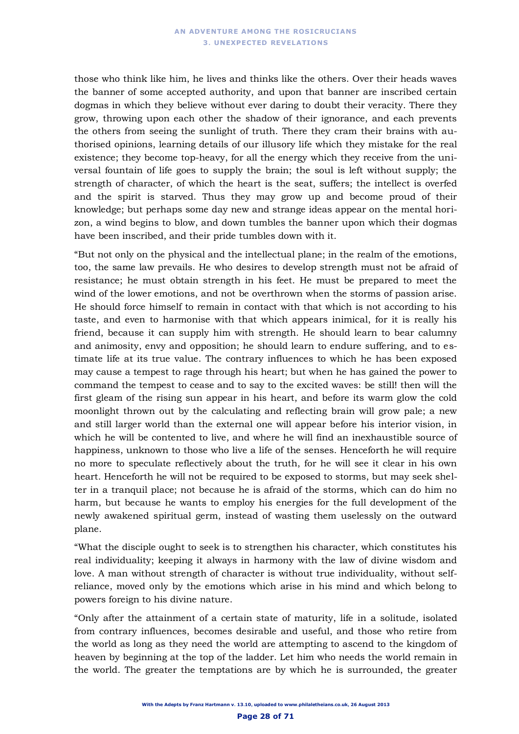those who think like him, he lives and thinks like the others. Over their heads waves the banner of some accepted authority, and upon that banner are inscribed certain dogmas in which they believe without ever daring to doubt their veracity. There they grow, throwing upon each other the shadow of their ignorance, and each prevents the others from seeing the sunlight of truth. There they cram their brains with authorised opinions, learning details of our illusory life which they mistake for the real existence; they become top-heavy, for all the energy which they receive from the universal fountain of life goes to supply the brain; the soul is left without supply; the strength of character, of which the heart is the seat, suffers; the intellect is overfed and the spirit is starved. Thus they may grow up and become proud of their knowledge; but perhaps some day new and strange ideas appear on the mental horizon, a wind begins to blow, and down tumbles the banner upon which their dogmas have been inscribed, and their pride tumbles down with it.

"But not only on the physical and the intellectual plane; in the realm of the emotions, too, the same law prevails. He who desires to develop strength must not be afraid of resistance; he must obtain strength in his feet. He must be prepared to meet the wind of the lower emotions, and not be overthrown when the storms of passion arise. He should force himself to remain in contact with that which is not according to his taste, and even to harmonise with that which appears inimical, for it is really his friend, because it can supply him with strength. He should learn to bear calumny and animosity, envy and opposition; he should learn to endure suffering, and to estimate life at its true value. The contrary influences to which he has been exposed may cause a tempest to rage through his heart; but when he has gained the power to command the tempest to cease and to say to the excited waves: be still! then will the first gleam of the rising sun appear in his heart, and before its warm glow the cold moonlight thrown out by the calculating and reflecting brain will grow pale; a new and still larger world than the external one will appear before his interior vision, in which he will be contented to live, and where he will find an inexhaustible source of happiness, unknown to those who live a life of the senses. Henceforth he will require no more to speculate reflectively about the truth, for he will see it clear in his own heart. Henceforth he will not be required to be exposed to storms, but may seek shelter in a tranquil place; not because he is afraid of the storms, which can do him no harm, but because he wants to employ his energies for the full development of the newly awakened spiritual germ, instead of wasting them uselessly on the outward plane.

"What the disciple ought to seek is to strengthen his character, which constitutes his real individuality; keeping it always in harmony with the law of divine wisdom and love. A man without strength of character is without true individuality, without self-reliance, moved only by the emotions which arise in his mind and which belong to powers foreign to his divine nature.

"Only after the attainment of a certain state of maturity, life in a solitude, isolated from contrary influences, becomes desirable and useful, and those who retire from the world as long as they need the world are attempting to ascend to the kingdom of heaven by beginning at the top of the ladder. Let him who needs the world remain in the world. The greater the temptations are by which he is surrounded, the greater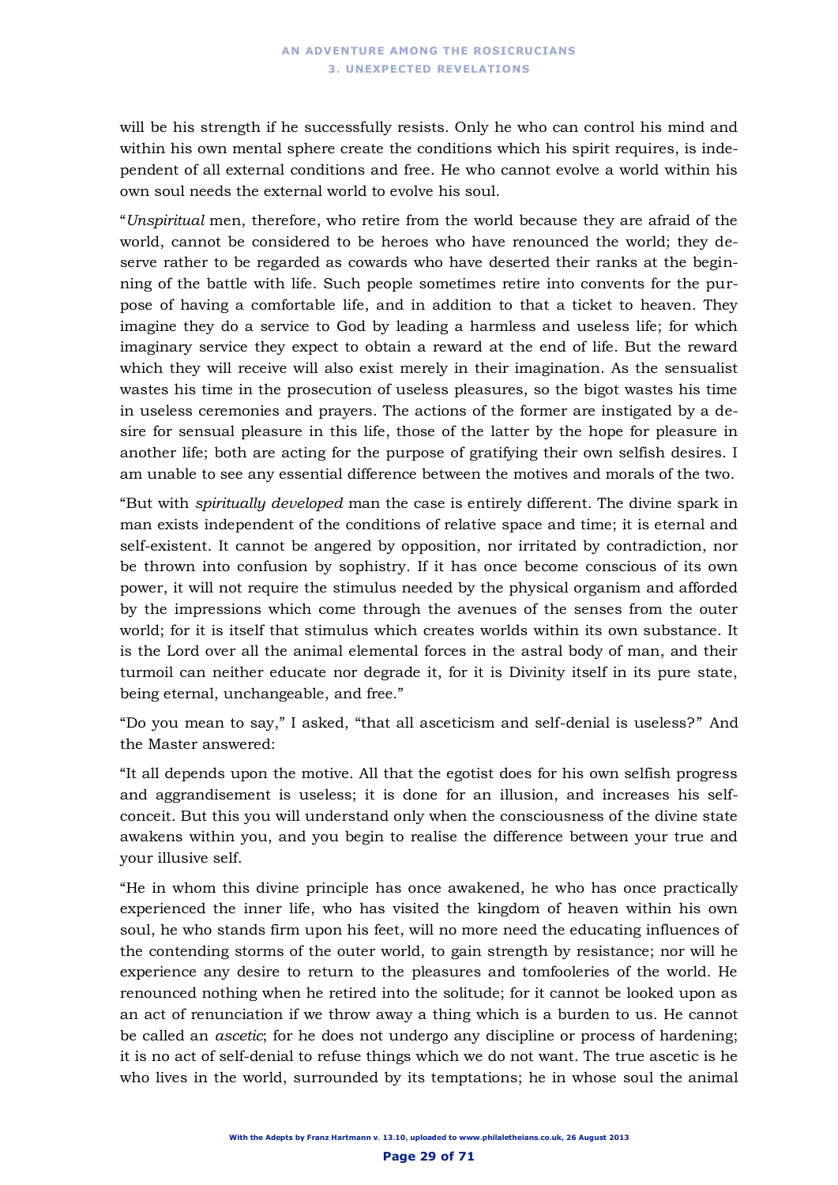will be his strength if he successfully resists. Only he who can control his mind and within his own mental sphere create the conditions which his spirit requires, is independent of all external conditions and free. He who cannot evolve a world within his own soul needs the external world to evolve his soul.

"*Unspiritual* men, therefore, who retire from the world because they are afraid of the world, cannot be considered to be heroes who have renounced the world; they deserve rather to be regarded as cowards who have deserted their ranks at the beginning of the battle with life. Such people sometimes retire into convents for the purpose of having a comfortable life, and in addition to that a ticket to heaven. They imagine they do a service to God by leading a harmless and useless life; for which imaginary service they expect to obtain a reward at the end of life. But the reward which they will receive will also exist merely in their imagination. As the sensualist wastes his time in the prosecution of useless pleasures, so the bigot wastes his time in useless ceremonies and prayers. The actions of the former are instigated by a desire for sensual pleasure in this life, those of the latter by the hope for pleasure in another life; both are acting for the purpose of gratifying their own selfish desires. I am unable to see any essential difference between the motives and morals of the two.

"But with *spiritually developed* man the case is entirely different. The divine spark in man exists independent of the conditions of relative space and time; it is eternal and self-existent. It cannot be angered by opposition, nor irritated by contradiction, nor be thrown into confusion by sophistry. If it has once become conscious of its own power, it will not require the stimulus needed by the physical organism and afforded by the impressions which come through the avenues of the senses from the outer world; for it is itself that stimulus which creates worlds within its own substance. It is the Lord over all the animal elemental forces in the astral body of man, and their turmoil can neither educate nor degrade it, for it is Divinity itself in its pure state, being eternal, unchangeable, and free."

"Do you mean to say," I asked, "that all asceticism and self-denial is useless?" And the Master answered:

"It all depends upon the motive. All that the egotist does for his own selfish progress and aggrandisement is useless; it is done for an illusion, and increases his self-conceit. But this you will understand only when the consciousness of the divine state awakens within you, and you begin to realise the difference between your true and your illusive self.

"He in whom this divine principle has once awakened, he who has once practically experienced the inner life, who has visited the kingdom of heaven within his own soul, he who stands firm upon his feet, will no more need the educating influences of the contending storms of the outer world, to gain strength by resistance; nor will he experience any desire to return to the pleasures and tomfooleries of the world. He renounced nothing when he retired into the solitude; for it cannot be looked upon as an act of renunciation if we throw away a thing which is a burden to us. He cannot be called an *ascetic*; for he does not undergo any discipline or process of hardening; it is no act of self-denial to refuse things which we do not want. The true ascetic is he who lives in the world, surrounded by its temptations; he in whose soul the animal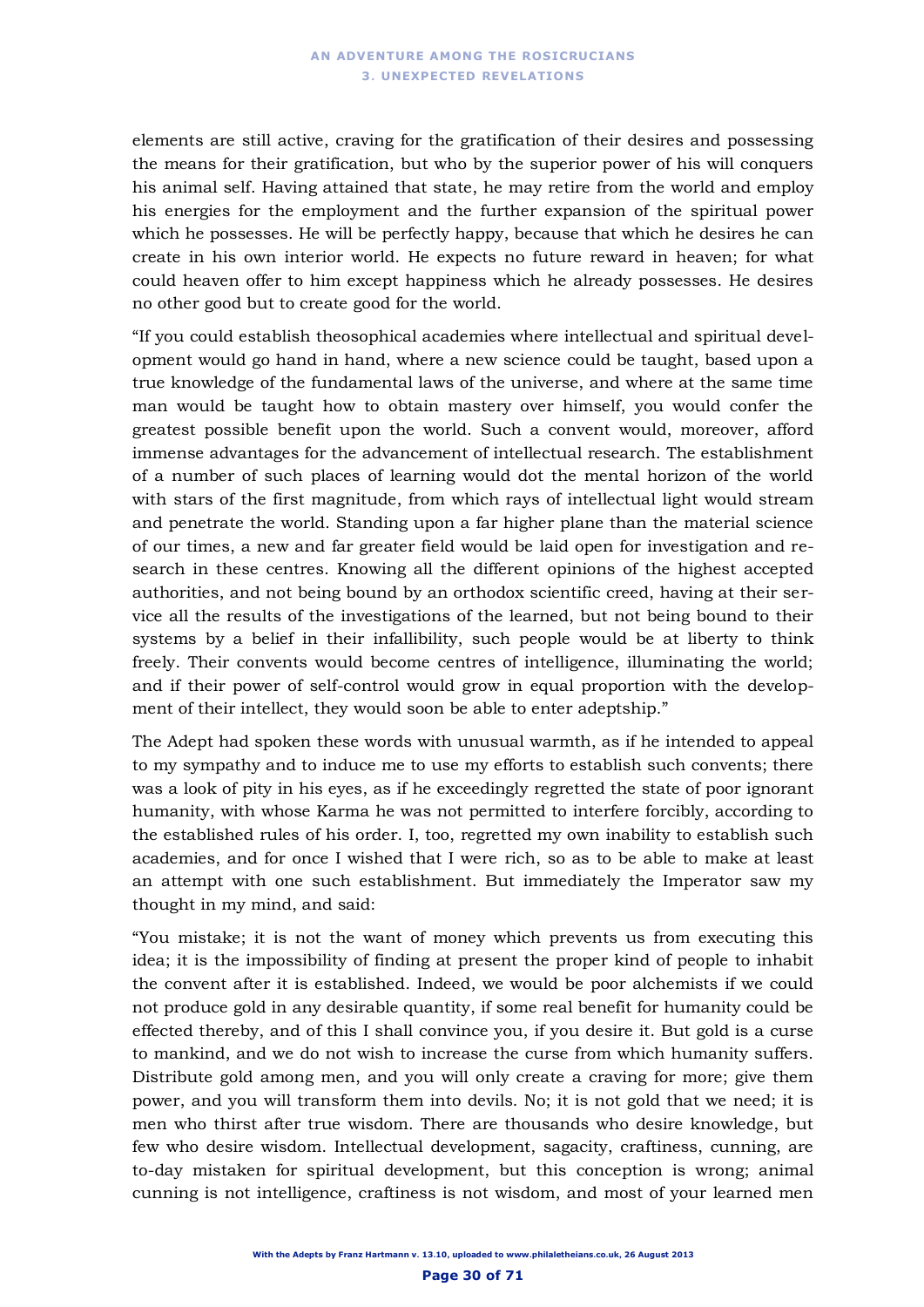elements are still active, craving for the gratification of their desires and possessing the means for their gratification, but who by the superior power of his will conquers his animal self. Having attained that state, he may retire from the world and employ his energies for the employment and the further expansion of the spiritual power which he possesses. He will be perfectly happy, because that which he desires he can create in his own interior world. He expects no future reward in heaven; for what could heaven offer to him except happiness which he already possesses. He desires no other good but to create good for the world.

"If you could establish theosophical academies where intellectual and spiritual development would go hand in hand, where a new science could be taught, based upon a true knowledge of the fundamental laws of the universe, and where at the same time man would be taught how to obtain mastery over himself, you would confer the greatest possible benefit upon the world. Such a convent would, moreover, afford immense advantages for the advancement of intellectual research. The establishment of a number of such places of learning would dot the mental horizon of the world with stars of the first magnitude, from which rays of intellectual light would stream and penetrate the world. Standing upon a far higher plane than the material science of our times, a new and far greater field would be laid open for investigation and research in these centres. Knowing all the different opinions of the highest accepted authorities, and not being bound by an orthodox scientific creed, having at their service all the results of the investigations of the learned, but not being bound to their systems by a belief in their infallibility, such people would be at liberty to think freely. Their convents would become centres of intelligence, illuminating the world; and if their power of self-control would grow in equal proportion with the development of their intellect, they would soon be able to enter adeptship."

The Adept had spoken these words with unusual warmth, as if he intended to appeal to my sympathy and to induce me to use my efforts to establish such convents; there was a look of pity in his eyes, as if he exceedingly regretted the state of poor ignorant humanity, with whose Karma he was not permitted to interfere forcibly, according to the established rules of his order. I, too, regretted my own inability to establish such academies, and for once I wished that I were rich, so as to be able to make at least an attempt with one such establishment. But immediately the Imperator saw my thought in my mind, and said:

"You mistake; it is not the want of money which prevents us from executing this idea; it is the impossibility of finding at present the proper kind of people to inhabit the convent after it is established. Indeed, we would be poor alchemists if we could not produce gold in any desirable quantity, if some real benefit for humanity could be effected thereby, and of this I shall convince you, if you desire it. But gold is a curse to mankind, and we do not wish to increase the curse from which humanity suffers. Distribute gold among men, and you will only create a craving for more; give them power, and you will transform them into devils. No; it is not gold that we need; it is men who thirst after true wisdom. There are thousands who desire knowledge, but few who desire wisdom. Intellectual development, sagacity, craftiness, cunning, are to-day mistaken for spiritual development, but this conception is wrong; animal cunning is not intelligence, craftiness is not wisdom, and most of your learned men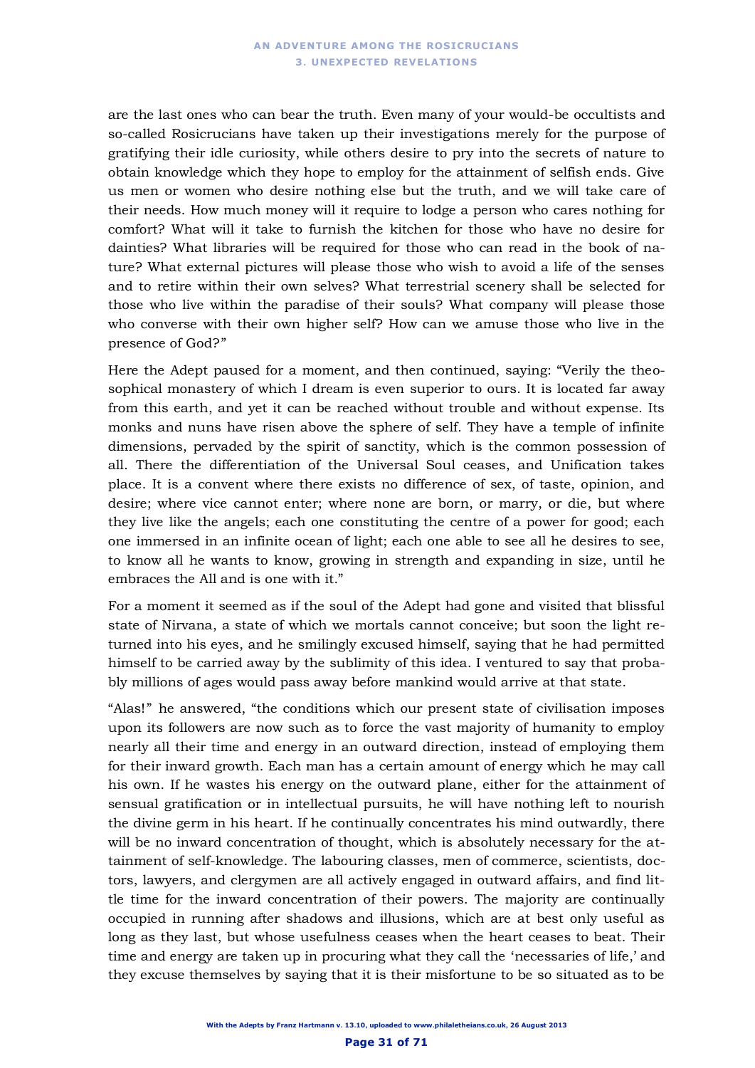are the last ones who can bear the truth. Even many of your would-be occultists and so-called Rosicrucians have taken up their investigations merely for the purpose of gratifying their idle curiosity, while others desire to pry into the secrets of nature to obtain knowledge which they hope to employ for the attainment of selfish ends. Give us men or women who desire nothing else but the truth, and we will take care of their needs. How much money will it require to lodge a person who cares nothing for comfort? What will it take to furnish the kitchen for those who have no desire for dainties? What libraries will be required for those who can read in the book of nature? What external pictures will please those who wish to avoid a life of the senses and to retire within their own selves? What terrestrial scenery shall be selected for those who live within the paradise of their souls? What company will please those who converse with their own higher self? How can we amuse those who live in the presence of God?"

Here the Adept paused for a moment, and then continued, saying: "Verily the theosophical monastery of which I dream is even superior to ours. It is located far away from this earth, and yet it can be reached without trouble and without expense. Its monks and nuns have risen above the sphere of self. They have a temple of infinite dimensions, pervaded by the spirit of sanctity, which is the common possession of all. There the differentiation of the Universal Soul ceases, and Unification takes place. It is a convent where there exists no difference of sex, of taste, opinion, and desire; where vice cannot enter; where none are born, or marry, or die, but where they live like the angels; each one constituting the centre of a power for good; each one immersed in an infinite ocean of light; each one able to see all he desires to see, to know all he wants to know, growing in strength and expanding in size, until he embraces the All and is one with it."

For a moment it seemed as if the soul of the Adept had gone and visited that blissful state of Nirvana, a state of which we mortals cannot conceive; but soon the light returned into his eyes, and he smilingly excused himself, saying that he had permitted himself to be carried away by the sublimity of this idea. I ventured to say that probably millions of ages would pass away before mankind would arrive at that state.

"Alas!" he answered, "the conditions which our present state of civilisation imposes upon its followers are now such as to force the vast majority of humanity to employ nearly all their time and energy in an outward direction, instead of employing them for their inward growth. Each man has a certain amount of energy which he may call his own. If he wastes his energy on the outward plane, either for the attainment of sensual gratification or in intellectual pursuits, he will have nothing left to nourish the divine germ in his heart. If he continually concentrates his mind outwardly, there will be no inward concentration of thought, which is absolutely necessary for the attainment of self-knowledge. The labouring classes, men of commerce, scientists, doctors, lawyers, and clergymen are all actively engaged in outward affairs, and find little time for the inward concentration of their powers. The majority are continually occupied in running after shadows and illusions, which are at best only useful as long as they last, but whose usefulness ceases when the heart ceases to beat. Their time and energy are taken up in procuring what they call the 'necessaries of life,' and they excuse themselves by saying that it is their misfortune to be so situated as to be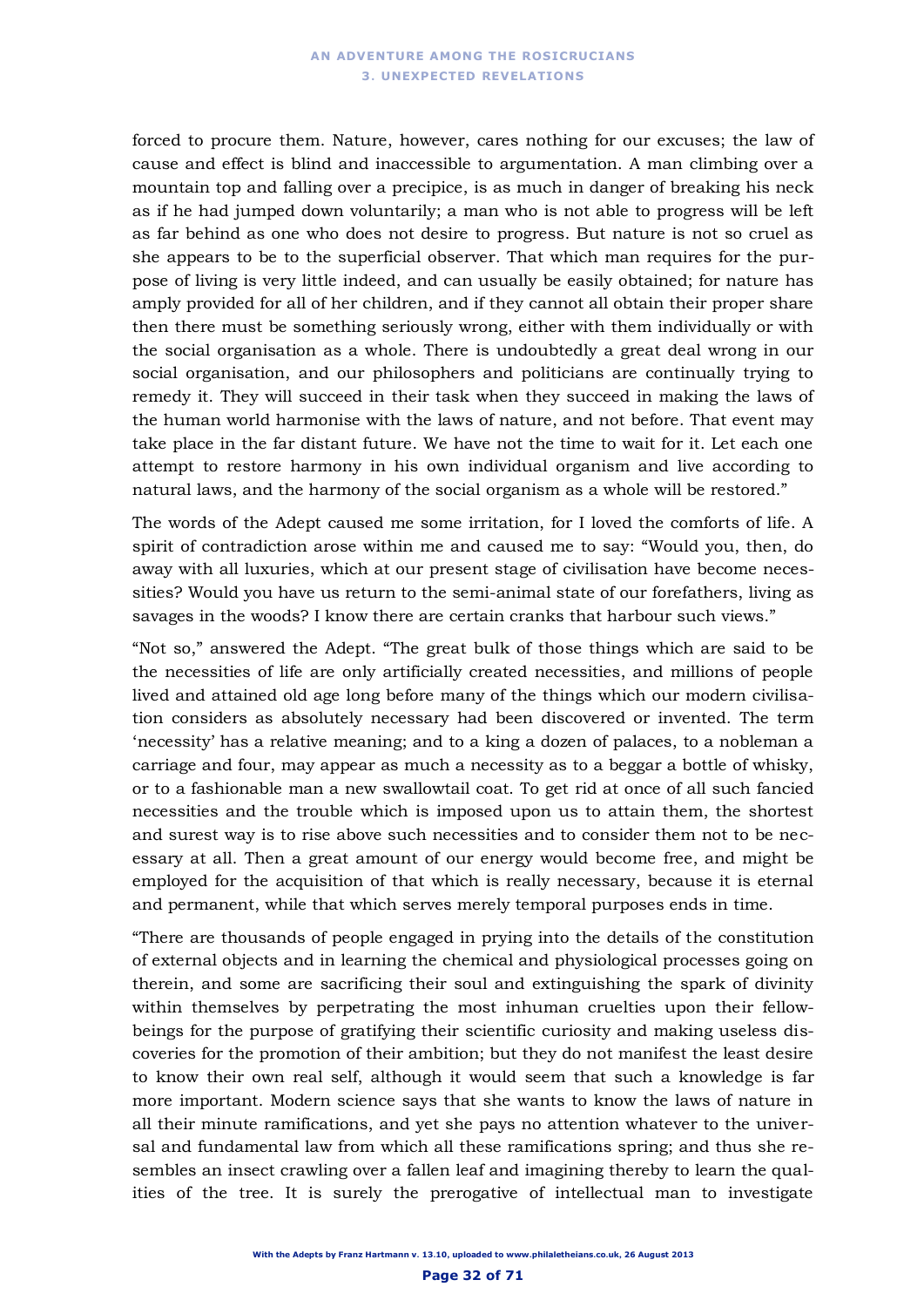forced to procure them. Nature, however, cares nothing for our excuses; the law of cause and effect is blind and inaccessible to argumentation. A man climbing over a mountain top and falling over a precipice, is as much in danger of breaking his neck as if he had jumped down voluntarily; a man who is not able to progress will be left as far behind as one who does not desire to progress. But nature is not so cruel as she appears to be to the superficial observer. That which man requires for the purpose of living is very little indeed, and can usually be easily obtained; for nature has amply provided for all of her children, and if they cannot all obtain their proper share then there must be something seriously wrong, either with them individually or with the social organisation as a whole. There is undoubtedly a great deal wrong in our social organisation, and our philosophers and politicians are continually trying to remedy it. They will succeed in their task when they succeed in making the laws of the human world harmonise with the laws of nature, and not before. That event may take place in the far distant future. We have not the time to wait for it. Let each one attempt to restore harmony in his own individual organism and live according to natural laws, and the harmony of the social organism as a whole will be restored."

The words of the Adept caused me some irritation, for I loved the comforts of life. A spirit of contradiction arose within me and caused me to say: "Would you, then, do away with all luxuries, which at our present stage of civilisation have become necessities? Would you have us return to the semi-animal state of our forefathers, living as savages in the woods? I know there are certain cranks that harbour such views."

"Not so," answered the Adept. "The great bulk of those things which are said to be the necessities of life are only artificially created necessities, and millions of people lived and attained old age long before many of the things which our modern civilisation considers as absolutely necessary had been discovered or invented. The term 'necessity' has a relative meaning; and to a king a dozen of palaces, to a nobleman a carriage and four, may appear as much a necessity as to a beggar a bottle of whisky, or to a fashionable man a new swallowtail coat. To get rid at once of all such fancied necessities and the trouble which is imposed upon us to attain them, the shortest and surest way is to rise above such necessities and to consider them not to be necessary at all. Then a great amount of our energy would become free, and might be employed for the acquisition of that which is really necessary, because it is eternal and permanent, while that which serves merely temporal purposes ends in time.

"There are thousands of people engaged in prying into the details of the constitution of external objects and in learning the chemical and physiological processes going on therein, and some are sacrificing their soul and extinguishing the spark of divinity within themselves by perpetrating the most inhuman cruelties upon their fellow-beings for the purpose of gratifying their scientific curiosity and making useless discoveries for the promotion of their ambition; but they do not manifest the least desire to know their own real self, although it would seem that such a knowledge is far more important. Modern science says that she wants to know the laws of nature in all their minute ramifications, and yet she pays no attention whatever to the universal and fundamental law from which all these ramifications spring; and thus she resembles an insect crawling over a fallen leaf and imagining thereby to learn the qualities of the tree. It is surely the prerogative of intellectual man to investigate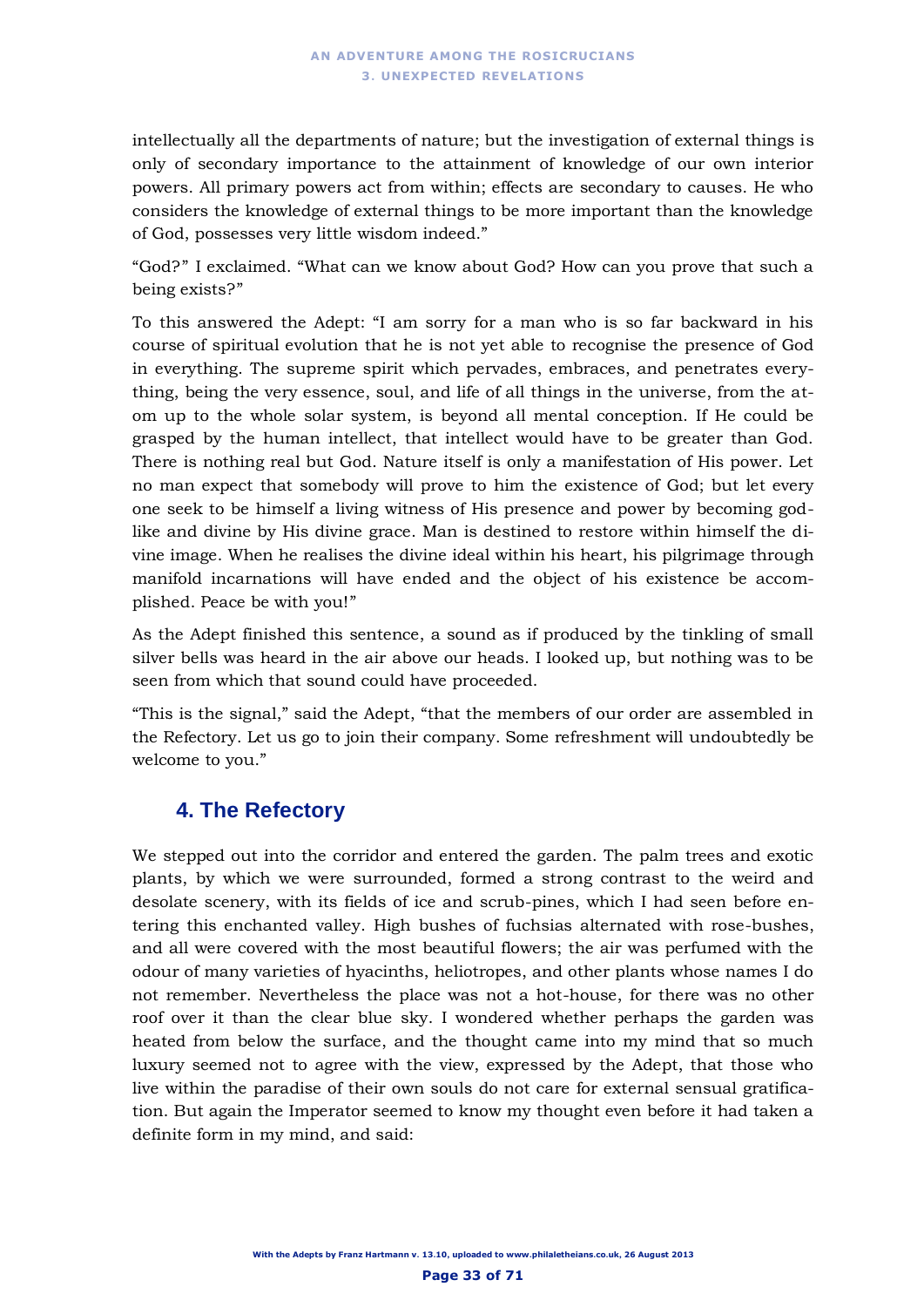intellectually all the departments of nature; but the investigation of external things is only of secondary importance to the attainment of knowledge of our own interior powers. All primary powers act from within; effects are secondary to causes. He who considers the knowledge of external things to be more important than the knowledge of God, possesses very little wisdom indeed."

"God?" I exclaimed. "What can we know about God? How can you prove that such a being exists?"

To this answered the Adept: "I am sorry for a man who is so far backward in his course of spiritual evolution that he is not yet able to recognise the presence of God in everything. The supreme spirit which pervades, embraces, and penetrates everything, being the very essence, soul, and life of all things in the universe, from the atom up to the whole solar system, is beyond all mental conception. If He could be grasped by the human intellect, that intellect would have to be greater than God. There is nothing real but God. Nature itself is only a manifestation of His power. Let no man expect that somebody will prove to him the existence of God; but let every one seek to be himself a living witness of His presence and power by becoming godlike and divine by His divine grace. Man is destined to restore within himself the divine image. When he realises the divine ideal within his heart, his pilgrimage through manifold incarnations will have ended and the object of his existence be accomplished. Peace be with you!"

As the Adept finished this sentence, a sound as if produced by the tinkling of small silver bells was heard in the air above our heads. I looked up, but nothing was to be seen from which that sound could have proceeded.

"This is the signal," said the Adept, "that the members of our order are assembled in the Refectory. Let us go to join their company. Some refreshment will undoubtedly be welcome to you."

## 4. The Refectory

We stepped out into the corridor and entered the garden. The palm trees and exotic plants, by which we were surrounded, formed a strong contrast to the weird and desolate scenery, with its fields of ice and scrub-pines, which I had seen before entering this enchanted valley. High bushes of fuchsias alternated with rose-bushes, and all were covered with the most beautiful flowers; the air was perfumed with the odour of many varieties of hyacinths, heliotropes, and other plants whose names I do not remember. Nevertheless the place was not a hot-house, for there was no other roof over it than the clear blue sky. I wondered whether perhaps the garden was heated from below the surface, and the thought came into my mind that so much luxury seemed not to agree with the view, expressed by the Adept, that those who live within the paradise of their own souls do not care for external sensual gratification. But again the Imperator seemed to know my thought even before it had taken a definite form in my mind, and said: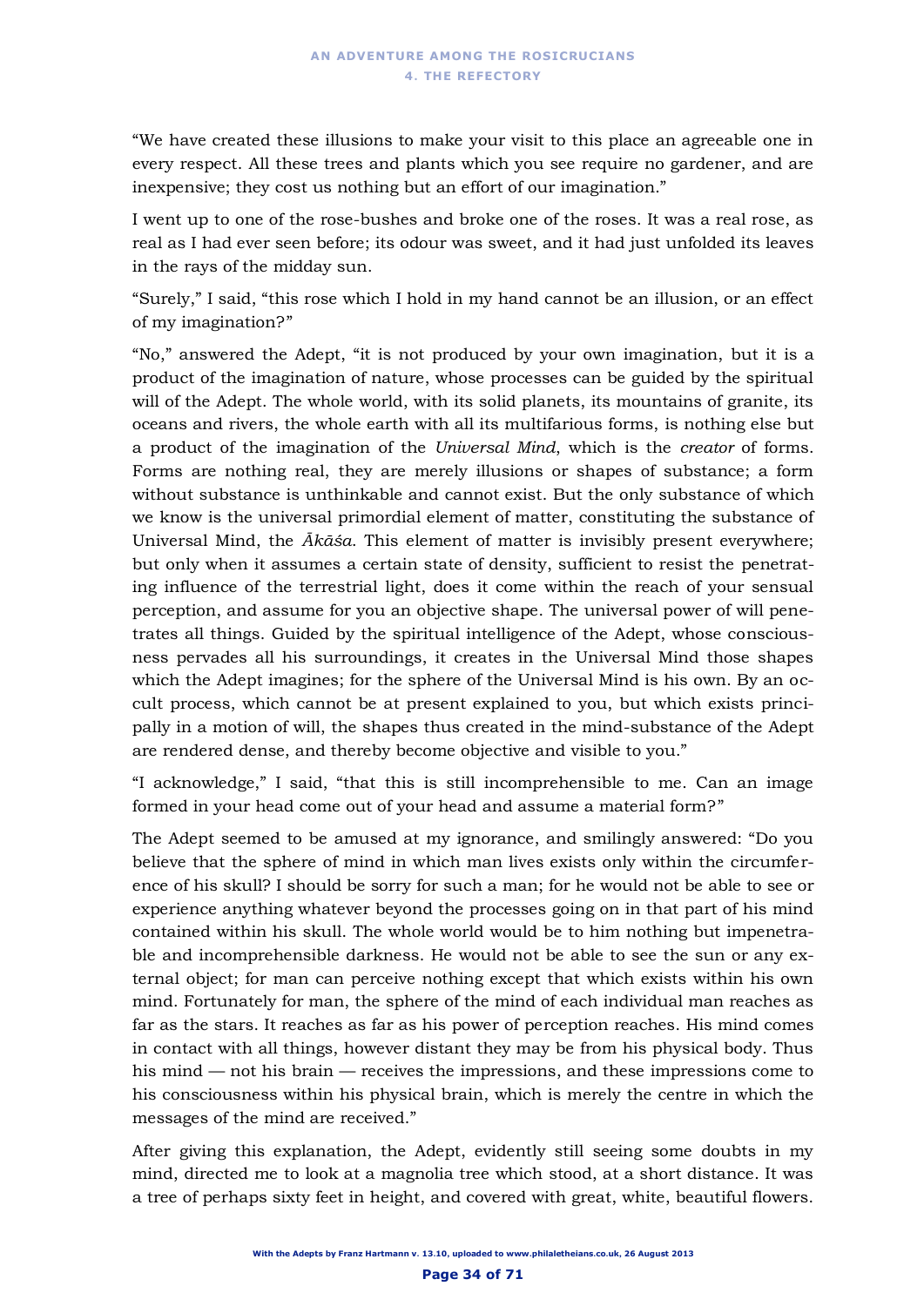"We have created these illusions to make your visit to this place an agreeable one in every respect. All these trees and plants which you see require no gardener, and are inexpensive; they cost us nothing but an effort of our imagination."

I went up to one of the rose-bushes and broke one of the roses. It was a real rose, as real as I had ever seen before; its odour was sweet, and it had just unfolded its leaves in the rays of the midday sun.

"Surely," I said, "this rose which I hold in my hand cannot be an illusion, or an effect of my imagination?"

"No," answered the Adept, "it is not produced by your own imagination, but it is a product of the imagination of nature, whose processes can be guided by the spiritual will of the Adept. The whole world, with its solid planets, its mountains of granite, its oceans and rivers, the whole earth with all its multifarious forms, is nothing else but a product of the imagination of the *Universal Mind*, which is the *creator* of forms. Forms are nothing real, they are merely illusions or shapes of substance; a form without substance is unthinkable and cannot exist. But the only substance of which we know is the universal primordial element of matter, constituting the substance of Universal Mind, the *Ākāśa*. This element of matter is invisibly present everywhere; but only when it assumes a certain state of density, sufficient to resist the penetrating influence of the terrestrial light, does it come within the reach of your sensual perception, and assume for you an objective shape. The universal power of will penetrates all things. Guided by the spiritual intelligence of the Adept, whose consciousness pervades all his surroundings, it creates in the Universal Mind those shapes which the Adept imagines; for the sphere of the Universal Mind is his own. By an occult process, which cannot be at present explained to you, but which exists principally in a motion of will, the shapes thus created in the mind-substance of the Adept are rendered dense, and thereby become objective and visible to you."

"I acknowledge," I said, "that this is still incomprehensible to me. Can an image formed in your head come out of your head and assume a material form?"

The Adept seemed to be amused at my ignorance, and smilingly answered: "Do you believe that the sphere of mind in which man lives exists only within the circumference of his skull? I should be sorry for such a man; for he would not be able to see or experience anything whatever beyond the processes going on in that part of his mind contained within his skull. The whole world would be to him nothing but impenetrable and incomprehensible darkness. He would not be able to see the sun or any external object; for man can perceive nothing except that which exists within his own mind. Fortunately for man, the sphere of the mind of each individual man reaches as far as the stars. It reaches as far as his power of perception reaches. His mind comes in contact with all things, however distant they may be from his physical body. Thus his mind — not his brain — receives the impressions, and these impressions come to his consciousness within his physical brain, which is merely the centre in which the messages of the mind are received."

After giving this explanation, the Adept, evidently still seeing some doubts in my mind, directed me to look at a magnolia tree which stood, at a short distance. It was a tree of perhaps sixty feet in height, and covered with great, white, beautiful flowers.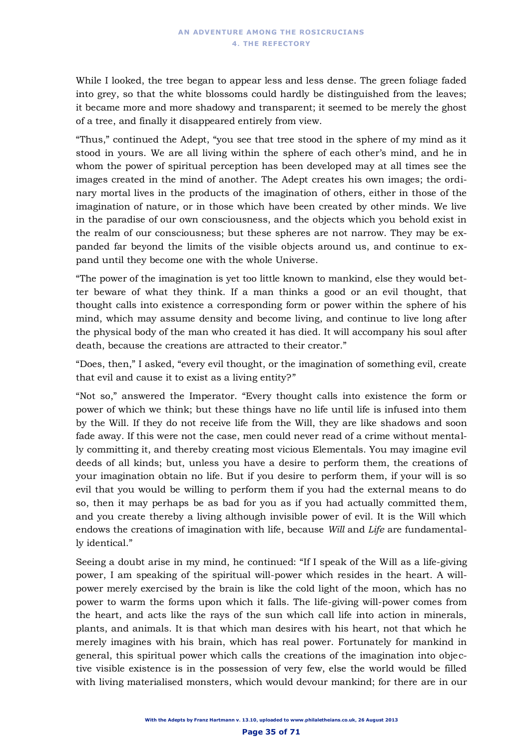While I looked, the tree began to appear less and less dense. The green foliage faded into grey, so that the white blossoms could hardly be distinguished from the leaves; it became more and more shadowy and transparent; it seemed to be merely the ghost of a tree, and finally it disappeared entirely from view.

"Thus," continued the Adept, "you see that tree stood in the sphere of my mind as it stood in yours. We are all living within the sphere of each other's mind, and he in whom the power of spiritual perception has been developed may at all times see the images created in the mind of another. The Adept creates his own images; the ordinary mortal lives in the products of the imagination of others, either in those of the imagination of nature, or in those which have been created by other minds. We live in the paradise of our own consciousness, and the objects which you behold exist in the realm of our consciousness; but these spheres are not narrow. They may be expanded far beyond the limits of the visible objects around us, and continue to expand until they become one with the whole Universe.

"The power of the imagination is yet too little known to mankind, else they would better beware of what they think. If a man thinks a good or an evil thought, that thought calls into existence a corresponding form or power within the sphere of his mind, which may assume density and become living, and continue to live long after the physical body of the man who created it has died. It will accompany his soul after death, because the creations are attracted to their creator."

"Does, then," I asked, "every evil thought, or the imagination of something evil, create that evil and cause it to exist as a living entity?"

"Not so," answered the Imperator. "Every thought calls into existence the form or power of which we think; but these things have no life until life is infused into them by the Will. If they do not receive life from the Will, they are like shadows and soon fade away. If this were not the case, men could never read of a crime without mentally committing it, and thereby creating most vicious Elementals. You may imagine evil deeds of all kinds; but, unless you have a desire to perform them, the creations of your imagination obtain no life. But if you desire to perform them, if your will is so evil that you would be willing to perform them if you had the external means to do so, then it may perhaps be as bad for you as if you had actually committed them, and you create thereby a living although invisible power of evil. It is the Will which endows the creations of imagination with life, because *Will* and *Life* are fundamentally identical."

Seeing a doubt arise in my mind, he continued: "If I speak of the Will as a life-giving power, I am speaking of the spiritual will-power which resides in the heart. A will-power merely exercised by the brain is like the cold light of the moon, which has no power to warm the forms upon which it falls. The life-giving will-power comes from the heart, and acts like the rays of the sun which call life into action in minerals, plants, and animals. It is that which man desires with his heart, not that which he merely imagines with his brain, which has real power. Fortunately for mankind in general, this spiritual power which calls the creations of the imagination into objective visible existence is in the possession of very few, else the world would be filled with living materialised monsters, which would devour mankind; for there are in our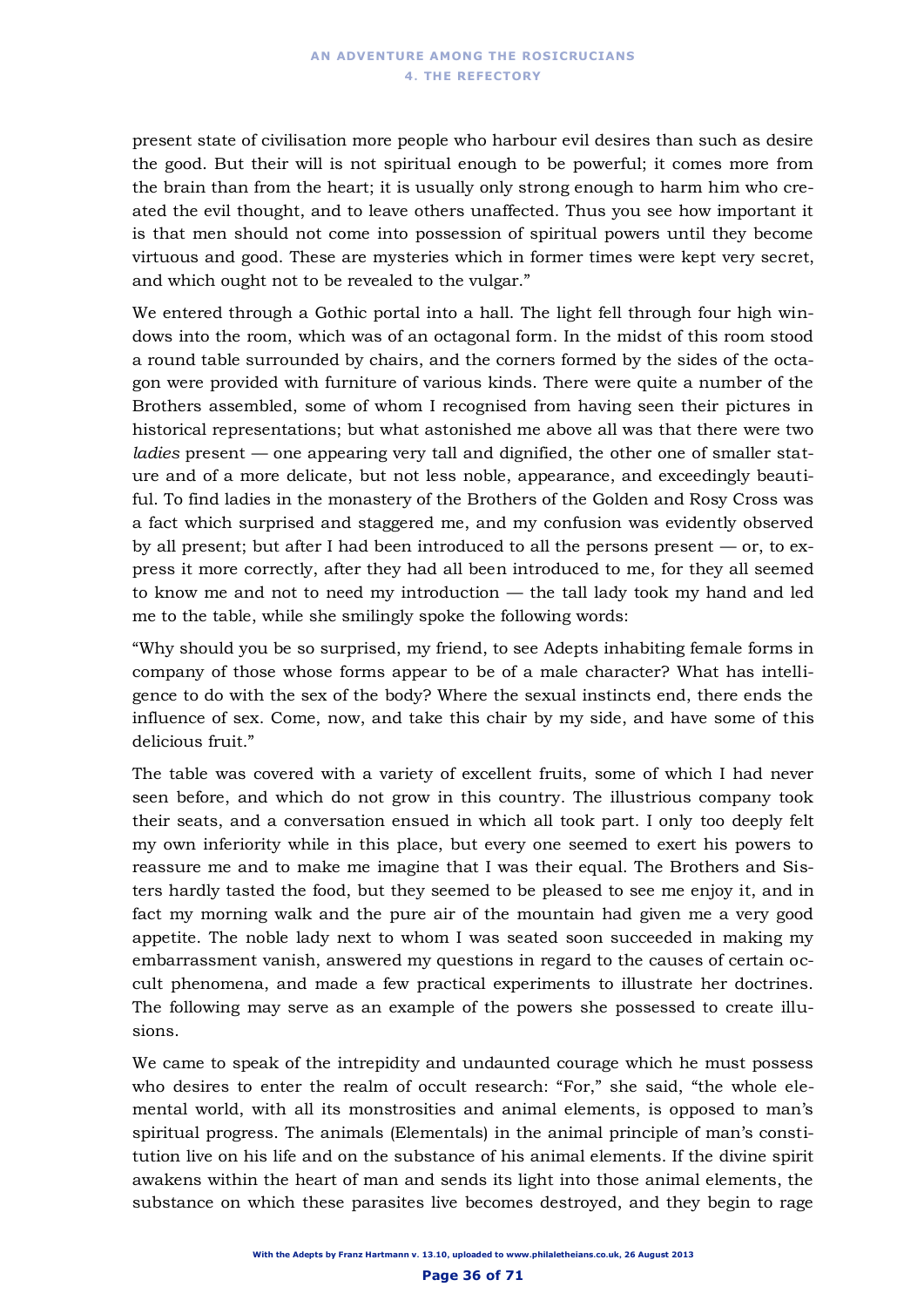present state of civilisation more people who harbour evil desires than such as desire the good. But their will is not spiritual enough to be powerful; it comes more from the brain than from the heart; it is usually only strong enough to harm him who created the evil thought, and to leave others unaffected. Thus you see how important it is that men should not come into possession of spiritual powers until they become virtuous and good. These are mysteries which in former times were kept very secret, and which ought not to be revealed to the vulgar."

We entered through a Gothic portal into a hall. The light fell through four high windows into the room, which was of an octagonal form. In the midst of this room stood a round table surrounded by chairs, and the corners formed by the sides of the octagon were provided with furniture of various kinds. There were quite a number of the Brothers assembled, some of whom I recognised from having seen their pictures in historical representations; but what astonished me above all was that there were two *ladies* present — one appearing very tall and dignified, the other one of smaller stature and of a more delicate, but not less noble, appearance, and exceedingly beautiful. To find ladies in the monastery of the Brothers of the Golden and Rosy Cross was a fact which surprised and staggered me, and my confusion was evidently observed by all present; but after I had been introduced to all the persons present — or, to express it more correctly, after they had all been introduced to me, for they all seemed to know me and not to need my introduction — the tall lady took my hand and led me to the table, while she smilingly spoke the following words:

"Why should you be so surprised, my friend, to see Adepts inhabiting female forms in company of those whose forms appear to be of a male character? What has intelligence to do with the sex of the body? Where the sexual instincts end, there ends the influence of sex. Come, now, and take this chair by my side, and have some of this delicious fruit."

The table was covered with a variety of excellent fruits, some of which I had never seen before, and which do not grow in this country. The illustrious company took their seats, and a conversation ensued in which all took part. I only too deeply felt my own inferiority while in this place, but every one seemed to exert his powers to reassure me and to make me imagine that I was their equal. The Brothers and Sisters hardly tasted the food, but they seemed to be pleased to see me enjoy it, and in fact my morning walk and the pure air of the mountain had given me a very good appetite. The noble lady next to whom I was seated soon succeeded in making my embarrassment vanish, answered my questions in regard to the causes of certain occult phenomena, and made a few practical experiments to illustrate her doctrines. The following may serve as an example of the powers she possessed to create illusions.

We came to speak of the intrepidity and undaunted courage which he must possess who desires to enter the realm of occult research: "For," she said, "the whole elemental world, with all its monstrosities and animal elements, is opposed to man's spiritual progress. The animals (Elementals) in the animal principle of man's constitution live on his life and on the substance of his animal elements. If the divine spirit awakens within the heart of man and sends its light into those animal elements, the substance on which these parasites live becomes destroyed, and they begin to rage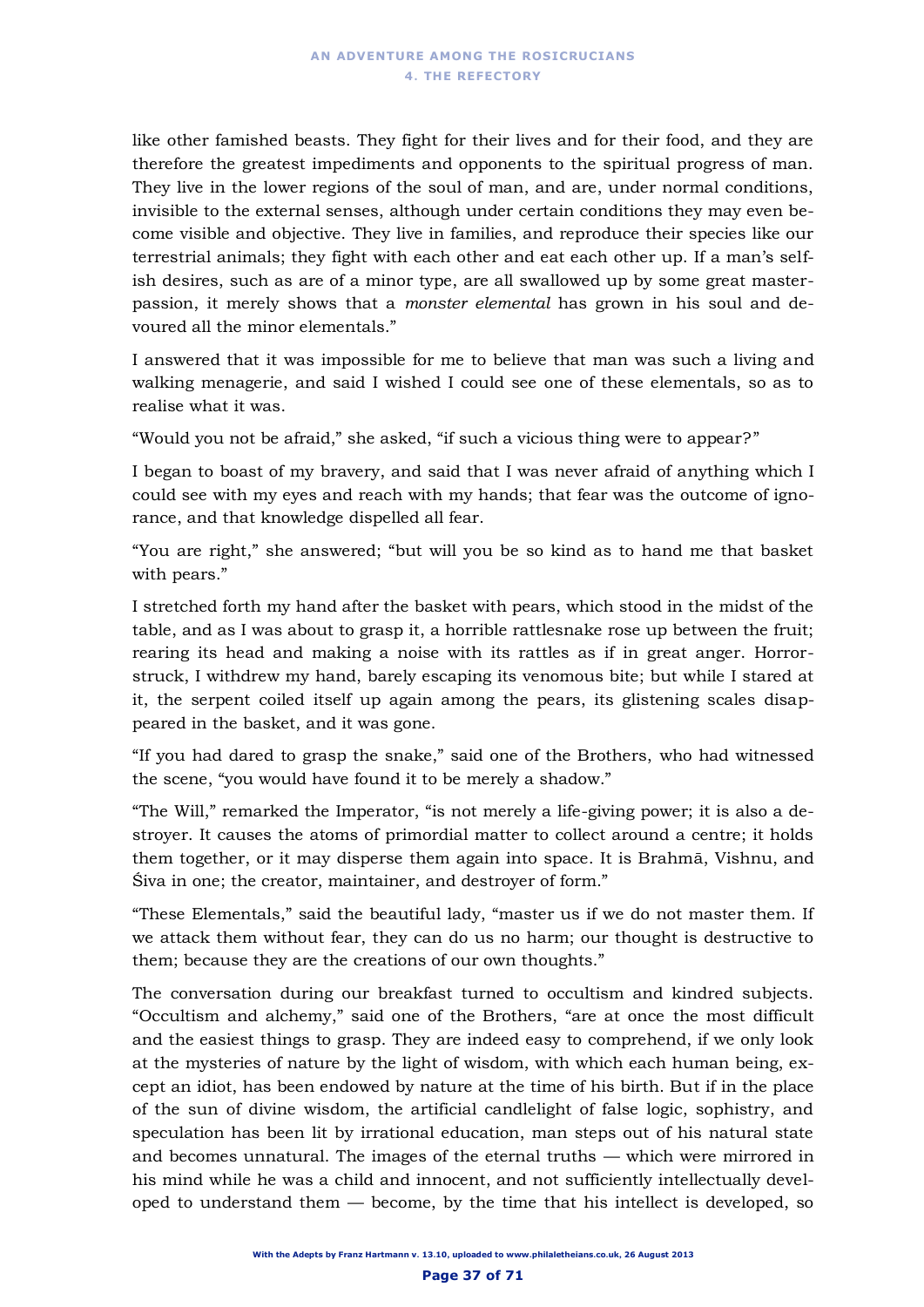like other famished beasts. They fight for their lives and for their food, and they are therefore the greatest impediments and opponents to the spiritual progress of man. They live in the lower regions of the soul of man, and are, under normal conditions, invisible to the external senses, although under certain conditions they may even become visible and objective. They live in families, and reproduce their species like our terrestrial animals; they fight with each other and eat each other up. If a man's selfish desires, such as are of a minor type, are all swallowed up by some great master-passion, it merely shows that a *monster elemental* has grown in his soul and devoured all the minor elementals."

I answered that it was impossible for me to believe that man was such a living and walking menagerie, and said I wished I could see one of these elementals, so as to realise what it was.

"Would you not be afraid," she asked, "if such a vicious thing were to appear?"

I began to boast of my bravery, and said that I was never afraid of anything which I could see with my eyes and reach with my hands; that fear was the outcome of ignorance, and that knowledge dispelled all fear.

"You are right," she answered; "but will you be so kind as to hand me that basket with pears."

I stretched forth my hand after the basket with pears, which stood in the midst of the table, and as I was about to grasp it, a horrible rattlesnake rose up between the fruit; rearing its head and making a noise with its rattles as if in great anger. Horror-struck, I withdrew my hand, barely escaping its venomous bite; but while I stared at it, the serpent coiled itself up again among the pears, its glistening scales disappeared in the basket, and it was gone.

"If you had dared to grasp the snake," said one of the Brothers, who had witnessed the scene, "you would have found it to be merely a shadow."

"The Will," remarked the Imperator, "is not merely a life-giving power; it is also a destroyer. It causes the atoms of primordial matter to collect around a centre; it holds them together, or it may disperse them again into space. It is Brahmā, Vishnu, and Śiva in one; the creator, maintainer, and destroyer of form."

"These Elementals," said the beautiful lady, "master us if we do not master them. If we attack them without fear, they can do us no harm; our thought is destructive to them; because they are the creations of our own thoughts."

The conversation during our breakfast turned to occultism and kindred subjects. "Occultism and alchemy," said one of the Brothers, "are at once the most difficult and the easiest things to grasp. They are indeed easy to comprehend, if we only look at the mysteries of nature by the light of wisdom, with which each human being, except an idiot, has been endowed by nature at the time of his birth. But if in the place of the sun of divine wisdom, the artificial candlelight of false logic, sophistry, and speculation has been lit by irrational education, man steps out of his natural state and becomes unnatural. The images of the eternal truths — which were mirrored in his mind while he was a child and innocent, and not sufficiently intellectually developed to understand them — become, by the time that his intellect is developed, so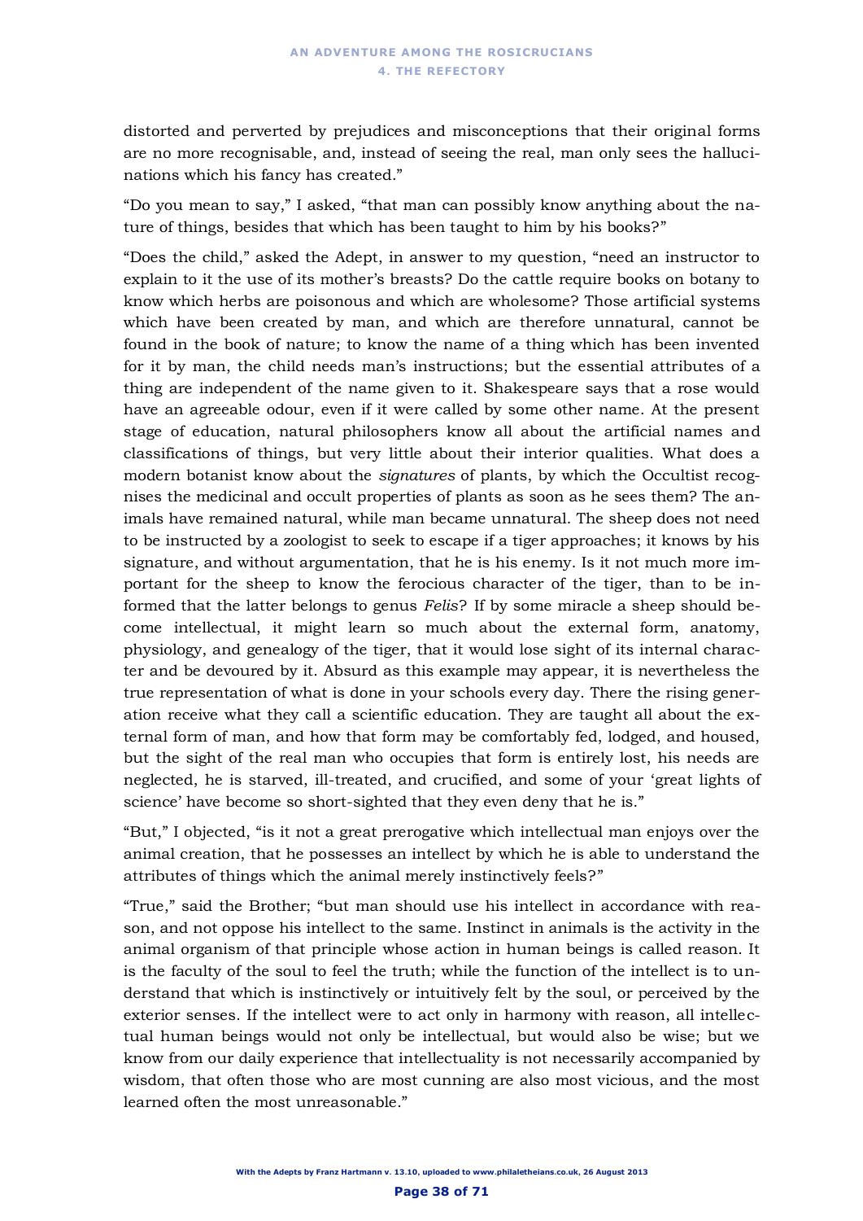distorted and perverted by prejudices and misconceptions that their original forms are no more recognisable, and, instead of seeing the real, man only sees the hallucinations which his fancy has created."

"Do you mean to say," I asked, "that man can possibly know anything about the nature of things, besides that which has been taught to him by his books?"

"Does the child," asked the Adept, in answer to my question, "need an instructor to explain to it the use of its mother's breasts? Do the cattle require books on botany to know which herbs are poisonous and which are wholesome? Those artificial systems which have been created by man, and which are therefore unnatural, cannot be found in the book of nature; to know the name of a thing which has been invented for it by man, the child needs man's instructions; but the essential attributes of a thing are independent of the name given to it. Shakespeare says that a rose would have an agreeable odour, even if it were called by some other name. At the present stage of education, natural philosophers know all about the artificial names and classifications of things, but very little about their interior qualities. What does a modern botanist know about the *signatures* of plants, by which the Occultist recognises the medicinal and occult properties of plants as soon as he sees them? The animals have remained natural, while man became unnatural. The sheep does not need to be instructed by a zoologist to seek to escape if a tiger approaches; it knows by his signature, and without argumentation, that he is his enemy. Is it not much more important for the sheep to know the ferocious character of the tiger, than to be informed that the latter belongs to genus *Felis*? If by some miracle a sheep should become intellectual, it might learn so much about the external form, anatomy, physiology, and genealogy of the tiger, that it would lose sight of its internal character and be devoured by it. Absurd as this example may appear, it is nevertheless the true representation of what is done in your schools every day. There the rising generation receive what they call a scientific education. They are taught all about the external form of man, and how that form may be comfortably fed, lodged, and housed, but the sight of the real man who occupies that form is entirely lost, his needs are neglected, he is starved, ill-treated, and crucified, and some of your 'great lights of science' have become so short-sighted that they even deny that he is."

"But," I objected, "is it not a great prerogative which intellectual man enjoys over the animal creation, that he possesses an intellect by which he is able to understand the attributes of things which the animal merely instinctively feels?"

"True," said the Brother; "but man should use his intellect in accordance with reason, and not oppose his intellect to the same. Instinct in animals is the activity in the animal organism of that principle whose action in human beings is called reason. It is the faculty of the soul to feel the truth; while the function of the intellect is to understand that which is instinctively or intuitively felt by the soul, or perceived by the exterior senses. If the intellect were to act only in harmony with reason, all intellectual human beings would not only be intellectual, but would also be wise; but we know from our daily experience that intellectuality is not necessarily accompanied by wisdom, that often those who are most cunning are also most vicious, and the most learned often the most unreasonable."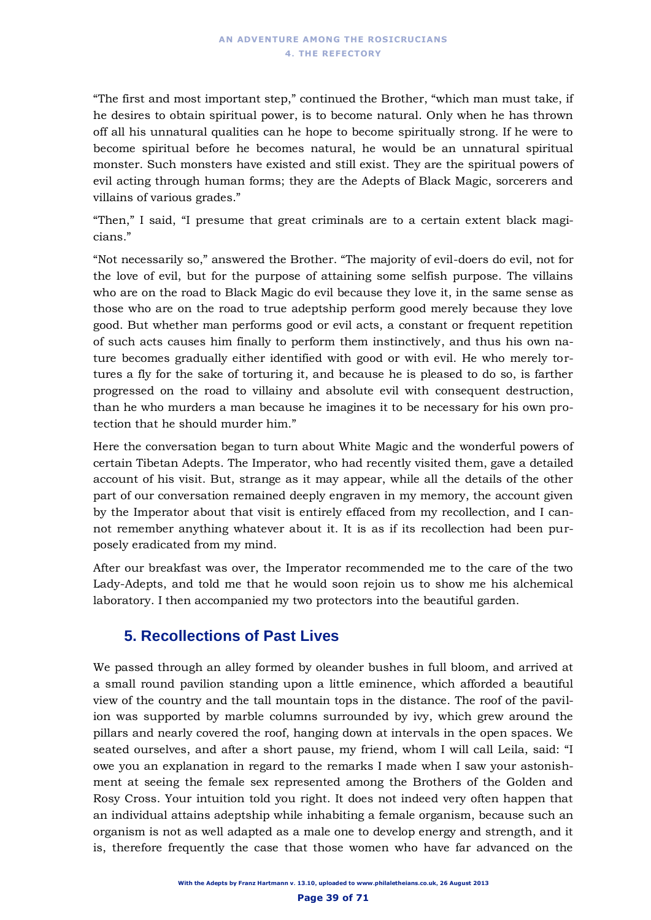"The first and most important step," continued the Brother, "which man must take, if he desires to obtain spiritual power, is to become natural. Only when he has thrown off all his unnatural qualities can he hope to become spiritually strong. If he were to become spiritual before he becomes natural, he would be an unnatural spiritual monster. Such monsters have existed and still exist. They are the spiritual powers of evil acting through human forms; they are the Adepts of Black Magic, sorcerers and villains of various grades."

"Then," I said, "I presume that great criminals are to a certain extent black magicians."

"Not necessarily so," answered the Brother. "The majority of evil-doers do evil, not for the love of evil, but for the purpose of attaining some selfish purpose. The villains who are on the road to Black Magic do evil because they love it, in the same sense as those who are on the road to true adeptship perform good merely because they love good. But whether man performs good or evil acts, a constant or frequent repetition of such acts causes him finally to perform them instinctively, and thus his own nature becomes gradually either identified with good or with evil. He who merely tortures a fly for the sake of torturing it, and because he is pleased to do so, is farther progressed on the road to villainy and absolute evil with consequent destruction, than he who murders a man because he imagines it to be necessary for his own protection that he should murder him."

Here the conversation began to turn about White Magic and the wonderful powers of certain Tibetan Adepts. The Imperator, who had recently visited them, gave a detailed account of his visit. But, strange as it may appear, while all the details of the other part of our conversation remained deeply engraven in my memory, the account given by the Imperator about that visit is entirely effaced from my recollection, and I cannot remember anything whatever about it. It is as if its recollection had been purposely eradicated from my mind.

After our breakfast was over, the Imperator recommended me to the care of the two Lady-Adepts, and told me that he would soon rejoin us to show me his alchemical laboratory. I then accompanied my two protectors into the beautiful garden.

## 5. Recollections of Past Lives

We passed through an alley formed by oleander bushes in full bloom, and arrived at a small round pavilion standing upon a little eminence, which afforded a beautiful view of the country and the tall mountain tops in the distance. The roof of the pavilion was supported by marble columns surrounded by ivy, which grew around the pillars and nearly covered the roof, hanging down at intervals in the open spaces. We seated ourselves, and after a short pause, my friend, whom I will call Leila, said: "I owe you an explanation in regard to the remarks I made when I saw your astonishment at seeing the female sex represented among the Brothers of the Golden and Rosy Cross. Your intuition told you right. It does not indeed very often happen that an individual attains adeptship while inhabiting a female organism, because such an organism is not as well adapted as a male one to develop energy and strength, and it is, therefore frequently the case that those women who have far advanced on the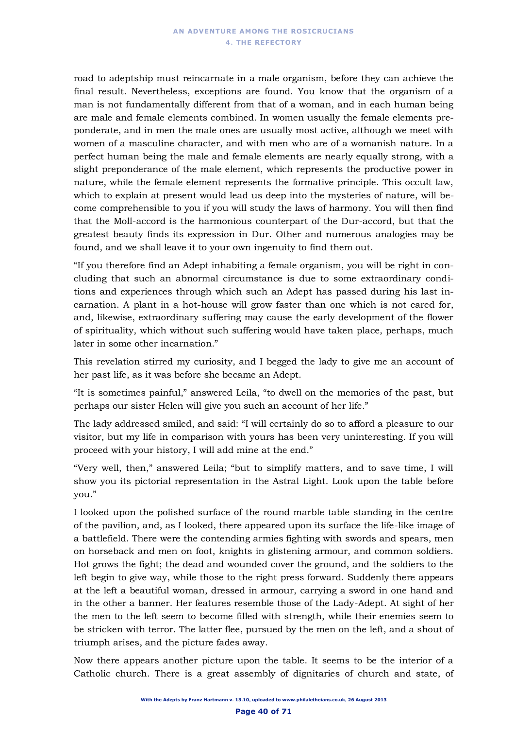road to adeptship must reincarnate in a male organism, before they can achieve the final result. Nevertheless, exceptions are found. You know that the organism of a man is not fundamentally different from that of a woman, and in each human being are male and female elements combined. In women usually the female elements preponderate, and in men the male ones are usually most active, although we meet with women of a masculine character, and with men who are of a womanish nature. In a perfect human being the male and female elements are nearly equally strong, with a slight preponderance of the male element, which represents the productive power in nature, while the female element represents the formative principle. This occult law, which to explain at present would lead us deep into the mysteries of nature, will become comprehensible to you if you will study the laws of harmony. You will then find that the Moll-accord is the harmonious counterpart of the Dur-accord, but that the greatest beauty finds its expression in Dur. Other and numerous analogies may be found, and we shall leave it to your own ingenuity to find them out.

"If you therefore find an Adept inhabiting a female organism, you will be right in concluding that such an abnormal circumstance is due to some extraordinary conditions and experiences through which such an Adept has passed during his last incarnation. A plant in a hot-house will grow faster than one which is not cared for, and, likewise, extraordinary suffering may cause the early development of the flower of spirituality, which without such suffering would have taken place, perhaps, much later in some other incarnation."

This revelation stirred my curiosity, and I begged the lady to give me an account of her past life, as it was before she became an Adept.

"It is sometimes painful," answered Leila, "to dwell on the memories of the past, but perhaps our sister Helen will give you such an account of her life."

The lady addressed smiled, and said: "I will certainly do so to afford a pleasure to our visitor, but my life in comparison with yours has been very uninteresting. If you will proceed with your history, I will add mine at the end."

"Very well, then," answered Leila; "but to simplify matters, and to save time, I will show you its pictorial representation in the Astral Light. Look upon the table before you."

I looked upon the polished surface of the round marble table standing in the centre of the pavilion, and, as I looked, there appeared upon its surface the life-like image of a battlefield. There were the contending armies fighting with swords and spears, men on horseback and men on foot, knights in glistening armour, and common soldiers. Hot grows the fight; the dead and wounded cover the ground, and the soldiers to the left begin to give way, while those to the right press forward. Suddenly there appears at the left a beautiful woman, dressed in armour, carrying a sword in one hand and in the other a banner. Her features resemble those of the Lady-Adept. At sight of her the men to the left seem to become filled with strength, while their enemies seem to be stricken with terror. The latter flee, pursued by the men on the left, and a shout of triumph arises, and the picture fades away.

Now there appears another picture upon the table. It seems to be the interior of a Catholic church. There is a great assembly of dignitaries of church and state, of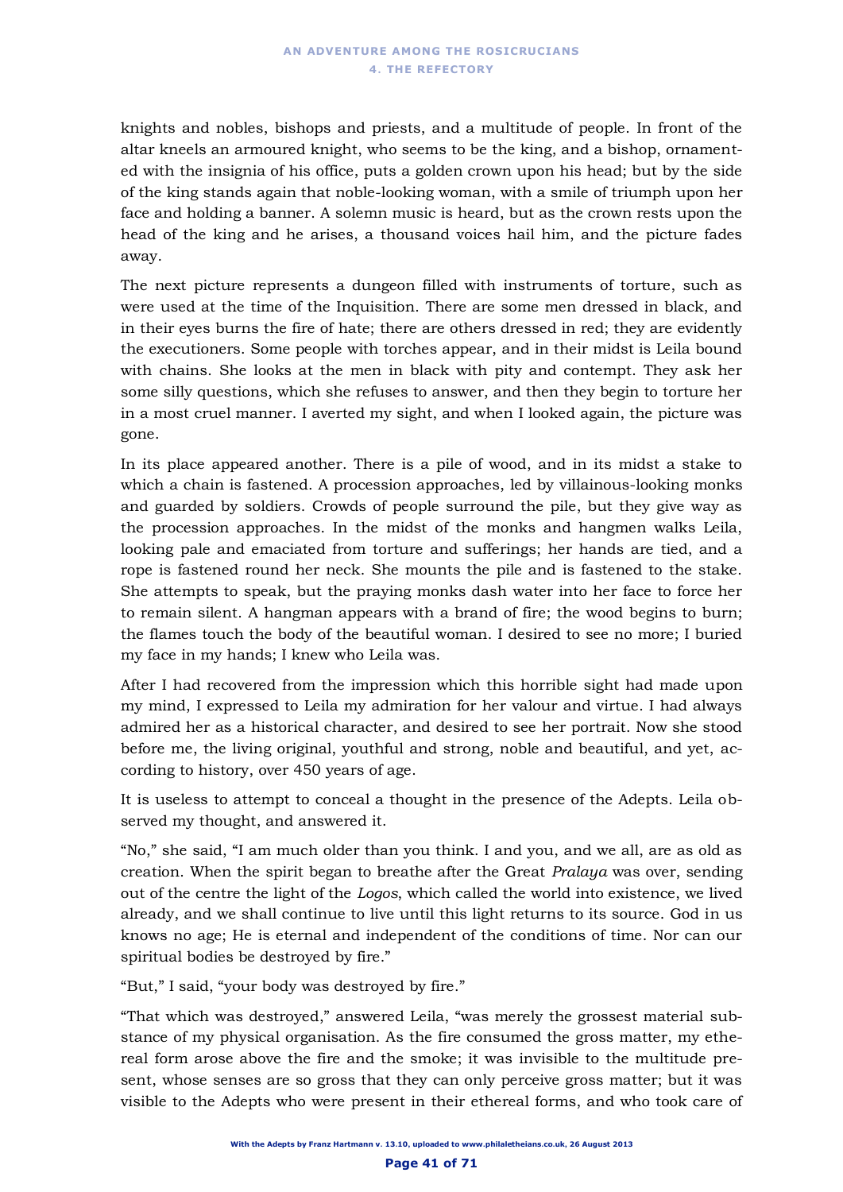knights and nobles, bishops and priests, and a multitude of people. In front of the altar kneels an armoured knight, who seems to be the king, and a bishop, ornamented with the insignia of his office, puts a golden crown upon his head; but by the side of the king stands again that noble-looking woman, with a smile of triumph upon her face and holding a banner. A solemn music is heard, but as the crown rests upon the head of the king and he arises, a thousand voices hail him, and the picture fades away.

The next picture represents a dungeon filled with instruments of torture, such as were used at the time of the Inquisition. There are some men dressed in black, and in their eyes burns the fire of hate; there are others dressed in red; they are evidently the executioners. Some people with torches appear, and in their midst is Leila bound with chains. She looks at the men in black with pity and contempt. They ask her some silly questions, which she refuses to answer, and then they begin to torture her in a most cruel manner. I averted my sight, and when I looked again, the picture was gone.

In its place appeared another. There is a pile of wood, and in its midst a stake to which a chain is fastened. A procession approaches, led by villainous-looking monks and guarded by soldiers. Crowds of people surround the pile, but they give way as the procession approaches. In the midst of the monks and hangmen walks Leila, looking pale and emaciated from torture and sufferings; her hands are tied, and a rope is fastened round her neck. She mounts the pile and is fastened to the stake. She attempts to speak, but the praying monks dash water into her face to force her to remain silent. A hangman appears with a brand of fire; the wood begins to burn; the flames touch the body of the beautiful woman. I desired to see no more; I buried my face in my hands; I knew who Leila was.

After I had recovered from the impression which this horrible sight had made upon my mind, I expressed to Leila my admiration for her valour and virtue. I had always admired her as a historical character, and desired to see her portrait. Now she stood before me, the living original, youthful and strong, noble and beautiful, and yet, according to history, over 450 years of age.

It is useless to attempt to conceal a thought in the presence of the Adepts. Leila observed my thought, and answered it.

"No," she said, "I am much older than you think. I and you, and we all, are as old as creation. When the spirit began to breathe after the Great *Pralaya* was over, sending out of the centre the light of the *Logos*, which called the world into existence, we lived already, and we shall continue to live until this light returns to its source. God in us knows no age; He is eternal and independent of the conditions of time. Nor can our spiritual bodies be destroyed by fire."

"But," I said, "your body was destroyed by fire."

"That which was destroyed," answered Leila, "was merely the grossest material substance of my physical organisation. As the fire consumed the gross matter, my ethereal form arose above the fire and the smoke; it was invisible to the multitude present, whose senses are so gross that they can only perceive gross matter; but it was visible to the Adepts who were present in their ethereal forms, and who took care of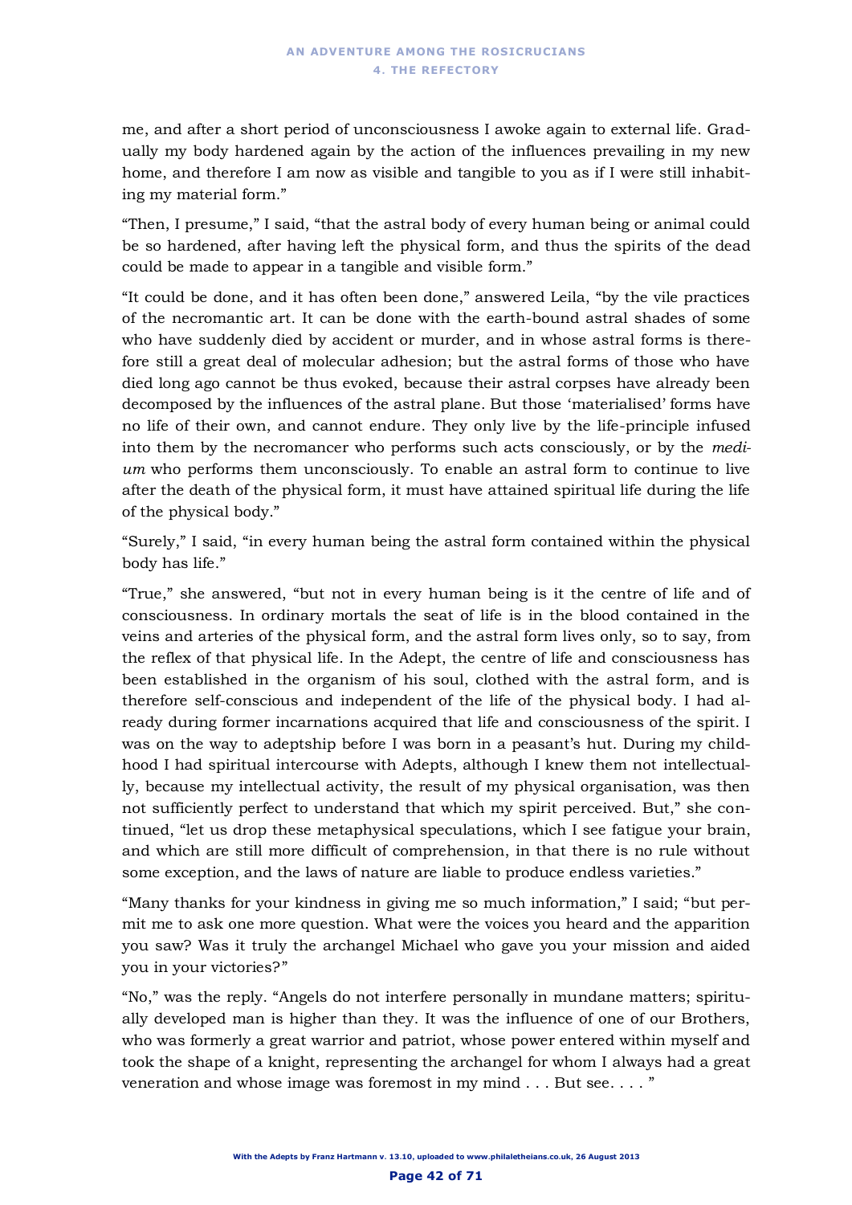me, and after a short period of unconsciousness I awoke again to external life. Gradually my body hardened again by the action of the influences prevailing in my new home, and therefore I am now as visible and tangible to you as if I were still inhabiting my material form."

"Then, I presume," I said, "that the astral body of every human being or animal could be so hardened, after having left the physical form, and thus the spirits of the dead could be made to appear in a tangible and visible form."

"It could be done, and it has often been done," answered Leila, "by the vile practices of the necromantic art. It can be done with the earth-bound astral shades of some who have suddenly died by accident or murder, and in whose astral forms is therefore still a great deal of molecular adhesion; but the astral forms of those who have died long ago cannot be thus evoked, because their astral corpses have already been decomposed by the influences of the astral plane. But those 'materialised' forms have no life of their own, and cannot endure. They only live by the life-principle infused into them by the necromancer who performs such acts consciously, or by the *medium* who performs them unconsciously. To enable an astral form to continue to live after the death of the physical form, it must have attained spiritual life during the life of the physical body."

"Surely," I said, "in every human being the astral form contained within the physical body has life."

"True," she answered, "but not in every human being is it the centre of life and of consciousness. In ordinary mortals the seat of life is in the blood contained in the veins and arteries of the physical form, and the astral form lives only, so to say, from the reflex of that physical life. In the Adept, the centre of life and consciousness has been established in the organism of his soul, clothed with the astral form, and is therefore self-conscious and independent of the life of the physical body. I had already during former incarnations acquired that life and consciousness of the spirit. I was on the way to adeptship before I was born in a peasant's hut. During my childhood I had spiritual intercourse with Adepts, although I knew them not intellectually, because my intellectual activity, the result of my physical organisation, was then not sufficiently perfect to understand that which my spirit perceived. But," she continued, "let us drop these metaphysical speculations, which I see fatigue your brain, and which are still more difficult of comprehension, in that there is no rule without some exception, and the laws of nature are liable to produce endless varieties."

"Many thanks for your kindness in giving me so much information," I said; "but permit me to ask one more question. What were the voices you heard and the apparition you saw? Was it truly the archangel Michael who gave you your mission and aided you in your victories?"

"No," was the reply. "Angels do not interfere personally in mundane matters; spiritually developed man is higher than they. It was the influence of one of our Brothers, who was formerly a great warrior and patriot, whose power entered within myself and took the shape of a knight, representing the archangel for whom I always had a great veneration and whose image was foremost in my mind . . . But see. . . . "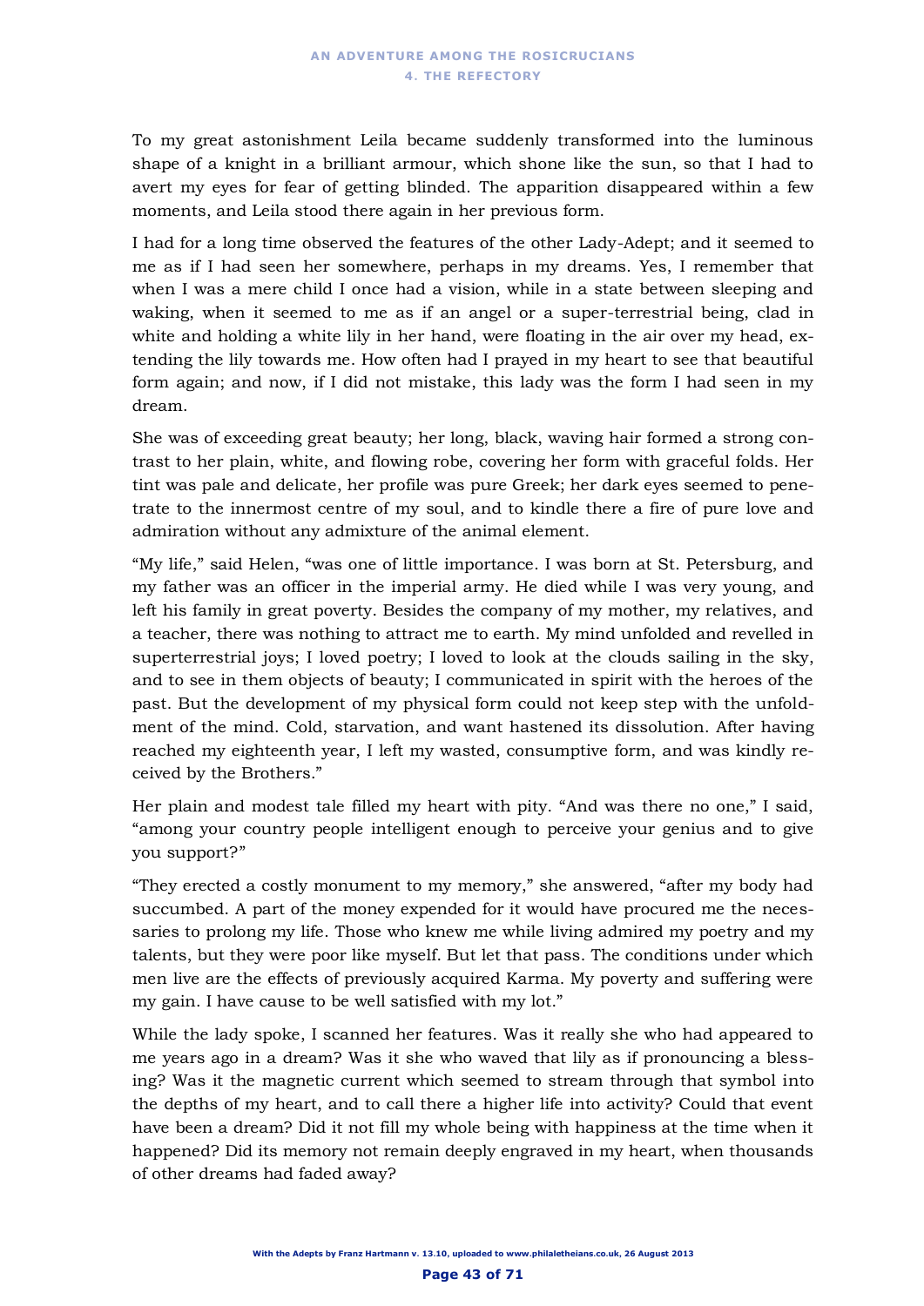To my great astonishment Leila became suddenly transformed into the luminous shape of a knight in a brilliant armour, which shone like the sun, so that I had to avert my eyes for fear of getting blinded. The apparition disappeared within a few moments, and Leila stood there again in her previous form.

I had for a long time observed the features of the other Lady-Adept; and it seemed to me as if I had seen her somewhere, perhaps in my dreams. Yes, I remember that when I was a mere child I once had a vision, while in a state between sleeping and waking, when it seemed to me as if an angel or a super-terrestrial being, clad in white and holding a white lily in her hand, were floating in the air over my head, extending the lily towards me. How often had I prayed in my heart to see that beautiful form again; and now, if I did not mistake, this lady was the form I had seen in my dream.

She was of exceeding great beauty; her long, black, waving hair formed a strong contrast to her plain, white, and flowing robe, covering her form with graceful folds. Her tint was pale and delicate, her profile was pure Greek; her dark eyes seemed to penetrate to the innermost centre of my soul, and to kindle there a fire of pure love and admiration without any admixture of the animal element.

"My life," said Helen, "was one of little importance. I was born at St. Petersburg, and my father was an officer in the imperial army. He died while I was very young, and left his family in great poverty. Besides the company of my mother, my relatives, and a teacher, there was nothing to attract me to earth. My mind unfolded and revelled in superterrestrial joys; I loved poetry; I loved to look at the clouds sailing in the sky, and to see in them objects of beauty; I communicated in spirit with the heroes of the past. But the development of my physical form could not keep step with the unfoldment of the mind. Cold, starvation, and want hastened its dissolution. After having reached my eighteenth year, I left my wasted, consumptive form, and was kindly received by the Brothers."

Her plain and modest tale filled my heart with pity. "And was there no one," I said, "among your country people intelligent enough to perceive your genius and to give you support?"

"They erected a costly monument to my memory," she answered, "after my body had succumbed. A part of the money expended for it would have procured me the necessaries to prolong my life. Those who knew me while living admired my poetry and my talents, but they were poor like myself. But let that pass. The conditions under which men live are the effects of previously acquired Karma. My poverty and suffering were my gain. I have cause to be well satisfied with my lot."

While the lady spoke, I scanned her features. Was it really she who had appeared to me years ago in a dream? Was it she who waved that lily as if pronouncing a blessing? Was it the magnetic current which seemed to stream through that symbol into the depths of my heart, and to call there a higher life into activity? Could that event have been a dream? Did it not fill my whole being with happiness at the time when it happened? Did its memory not remain deeply engraved in my heart, when thousands of other dreams had faded away?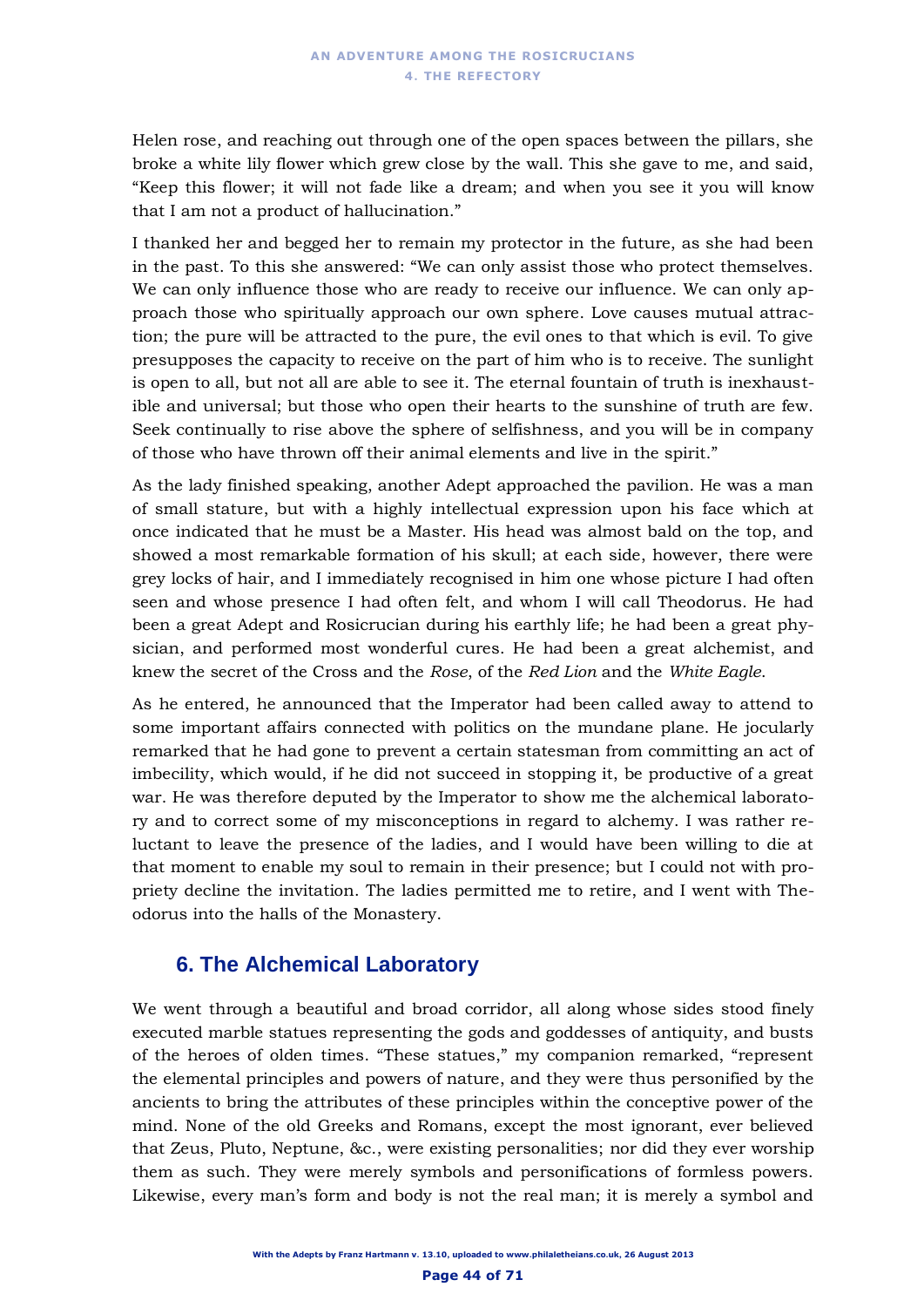Helen rose, and reaching out through one of the open spaces between the pillars, she broke a white lily flower which grew close by the wall. This she gave to me, and said, “Keep this flower; it will not fade like a dream; and when you see it you will know that I am not a product of hallucination.”

I thanked her and begged her to remain my protector in the future, as she had been in the past. To this she answered: “We can only assist those who protect themselves. We can only influence those who are ready to receive our influence. We can only approach those who spiritually approach our own sphere. Love causes mutual attraction; the pure will be attracted to the pure, the evil ones to that which is evil. To give presupposes the capacity to receive on the part of him who is to receive. The sunlight is open to all, but not all are able to see it. The eternal fountain of truth is inexhaustible and universal; but those who open their hearts to the sunshine of truth are few. Seek continually to rise above the sphere of selfishness, and you will be in company of those who have thrown off their animal elements and live in the spirit.”

As the lady finished speaking, another Adept approached the pavilion. He was a man of small stature, but with a highly intellectual expression upon his face which at once indicated that he must be a Master. His head was almost bald on the top, and showed a most remarkable formation of his skull; at each side, however, there were grey locks of hair, and I immediately recognised in him one whose picture I had often seen and whose presence I had often felt, and whom I will call Theodorus. He had been a great Adept and Rosicrucian during his earthly life; he had been a great physician, and performed most wonderful cures. He had been a great alchemist, and knew the secret of the Cross and the *Rose*, of the *Red Lion* and the *White Eagle*.

As he entered, he announced that the Imperator had been called away to attend to some important affairs connected with politics on the mundane plane. He jocularly remarked that he had gone to prevent a certain statesman from committing an act of imbecility, which would, if he did not succeed in stopping it, be productive of a great war. He was therefore deputed by the Imperator to show me the alchemical laboratory and to correct some of my misconceptions in regard to alchemy. I was rather reluctant to leave the presence of the ladies, and I would have been willing to die at that moment to enable my soul to remain in their presence; but I could not with propriety decline the invitation. The ladies permitted me to retire, and I went with Theodorus into the halls of the Monastery.

## 6. The Alchemical Laboratory

We went through a beautiful and broad corridor, all along whose sides stood finely executed marble statues representing the gods and goddesses of antiquity, and busts of the heroes of olden times. “These statues,” my companion remarked, “represent the elemental principles and powers of nature, and they were thus personified by the ancients to bring the attributes of these principles within the conceptive power of the mind. None of the old Greeks and Romans, except the most ignorant, ever believed that Zeus, Pluto, Neptune, &c., were existing personalities; nor did they ever worship them as such. They were merely symbols and personifications of formless powers. Likewise, every man’s form and body is not the real man; it is merely a symbol and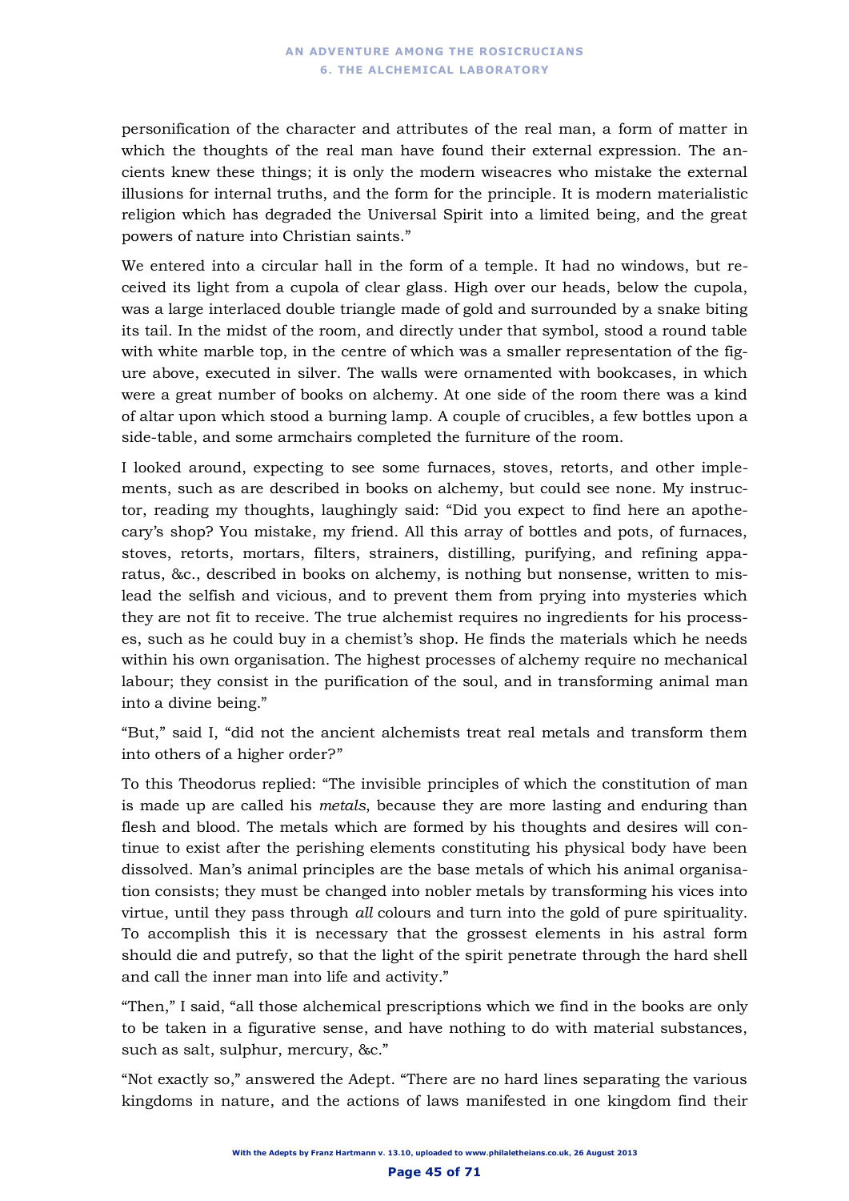personification of the character and attributes of the real man, a form of matter in which the thoughts of the real man have found their external expression. The ancients knew these things; it is only the modern wiseacres who mistake the external illusions for internal truths, and the form for the principle. It is modern materialistic religion which has degraded the Universal Spirit into a limited being, and the great powers of nature into Christian saints."

We entered into a circular hall in the form of a temple. It had no windows, but received its light from a cupola of clear glass. High over our heads, below the cupola, was a large interlaced double triangle made of gold and surrounded by a snake biting its tail. In the midst of the room, and directly under that symbol, stood a round table with white marble top, in the centre of which was a smaller representation of the figure above, executed in silver. The walls were ornamented with bookcases, in which were a great number of books on alchemy. At one side of the room there was a kind of altar upon which stood a burning lamp. A couple of crucibles, a few bottles upon a side-table, and some armchairs completed the furniture of the room.

I looked around, expecting to see some furnaces, stoves, retorts, and other implements, such as are described in books on alchemy, but could see none. My instructor, reading my thoughts, laughingly said: "Did you expect to find here an apothecary's shop? You mistake, my friend. All this array of bottles and pots, of furnaces, stoves, retorts, mortars, filters, strainers, distilling, purifying, and refining apparatus, &c., described in books on alchemy, is nothing but nonsense, written to mislead the selfish and vicious, and to prevent them from prying into mysteries which they are not fit to receive. The true alchemist requires no ingredients for his processes, such as he could buy in a chemist's shop. He finds the materials which he needs within his own organisation. The highest processes of alchemy require no mechanical labour; they consist in the purification of the soul, and in transforming animal man into a divine being."

"But," said I, "did not the ancient alchemists treat real metals and transform them into others of a higher order?"

To this Theodorus replied: "The invisible principles of which the constitution of man is made up are called his *metals*, because they are more lasting and enduring than flesh and blood. The metals which are formed by his thoughts and desires will continue to exist after the perishing elements constituting his physical body have been dissolved. Man's animal principles are the base metals of which his animal organisation consists; they must be changed into nobler metals by transforming his vices into virtue, until they pass through *all* colours and turn into the gold of pure spirituality. To accomplish this it is necessary that the grossest elements in his astral form should die and putrefy, so that the light of the spirit penetrate through the hard shell and call the inner man into life and activity."

"Then," I said, "all those alchemical prescriptions which we find in the books are only to be taken in a figurative sense, and have nothing to do with material substances, such as salt, sulphur, mercury, &c."

"Not exactly so," answered the Adept. "There are no hard lines separating the various kingdoms in nature, and the actions of laws manifested in one kingdom find their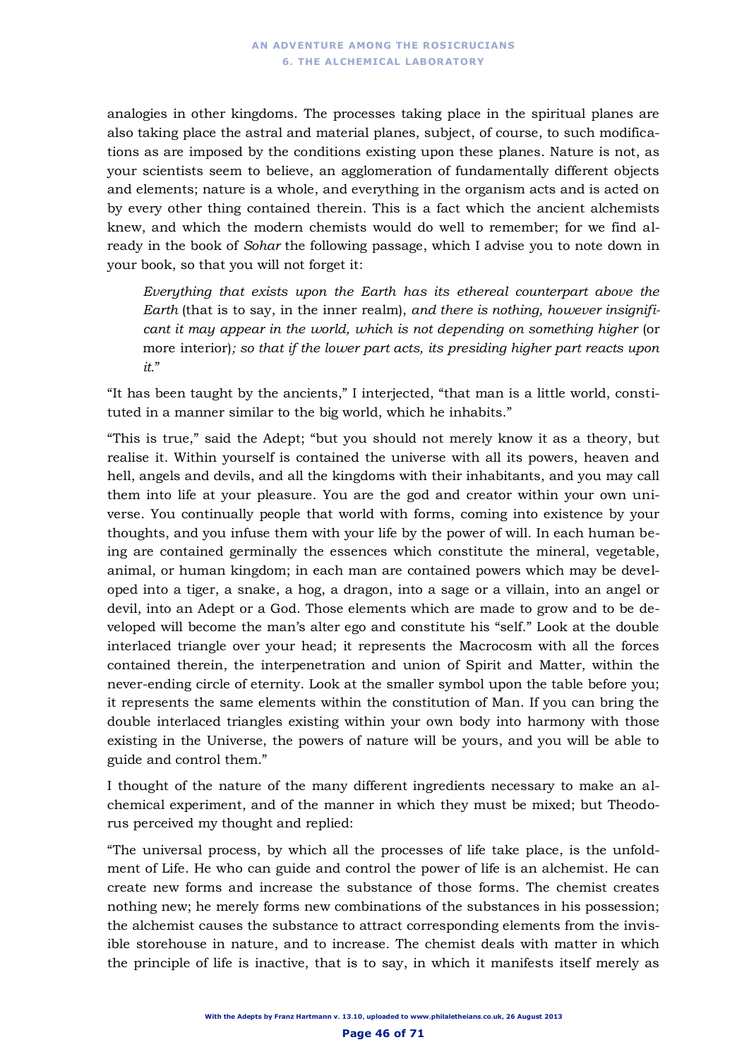analogies in other kingdoms. The processes taking place in the spiritual planes are also taking place the astral and material planes, subject, of course, to such modifications as are imposed by the conditions existing upon these planes. Nature is not, as your scientists seem to believe, an agglomeration of fundamentally different objects and elements; nature is a whole, and everything in the organism acts and is acted on by every other thing contained therein. This is a fact which the ancient alchemists knew, and which the modern chemists would do well to remember; for we find already in the book of *Sohar* the following passage, which I advise you to note down in your book, so that you will not forget it:

> *Everything that exists upon the Earth has its ethereal counterpart above the Earth* (that is to say, in the inner realm), *and there is nothing, however insignificant it may appear in the world, which is not depending on something higher* (or more interior)*; so that if the lower part acts, its presiding higher part reacts upon it.*"

"It has been taught by the ancients," I interjected, "that man is a little world, constituted in a manner similar to the big world, which he inhabits."

"This is true," said the Adept; "but you should not merely know it as a theory, but realise it. Within yourself is contained the universe with all its powers, heaven and hell, angels and devils, and all the kingdoms with their inhabitants, and you may call them into life at your pleasure. You are the god and creator within your own universe. You continually people that world with forms, coming into existence by your thoughts, and you infuse them with your life by the power of will. In each human being are contained germinally the essences which constitute the mineral, vegetable, animal, or human kingdom; in each man are contained powers which may be developed into a tiger, a snake, a hog, a dragon, into a sage or a villain, into an angel or devil, into an Adept or a God. Those elements which are made to grow and to be developed will become the man's alter ego and constitute his "self." Look at the double interlaced triangle over your head; it represents the Macrocosm with all the forces contained therein, the interpenetration and union of Spirit and Matter, within the never-ending circle of eternity. Look at the smaller symbol upon the table before you; it represents the same elements within the constitution of Man. If you can bring the double interlaced triangles existing within your own body into harmony with those existing in the Universe, the powers of nature will be yours, and you will be able to guide and control them."

I thought of the nature of the many different ingredients necessary to make an alchemical experiment, and of the manner in which they must be mixed; but Theodorus perceived my thought and replied:

"The universal process, by which all the processes of life take place, is the unfoldment of Life. He who can guide and control the power of life is an alchemist. He can create new forms and increase the substance of those forms. The chemist creates nothing new; he merely forms new combinations of the substances in his possession; the alchemist causes the substance to attract corresponding elements from the invisible storehouse in nature, and to increase. The chemist deals with matter in which the principle of life is inactive, that is to say, in which it manifests itself merely as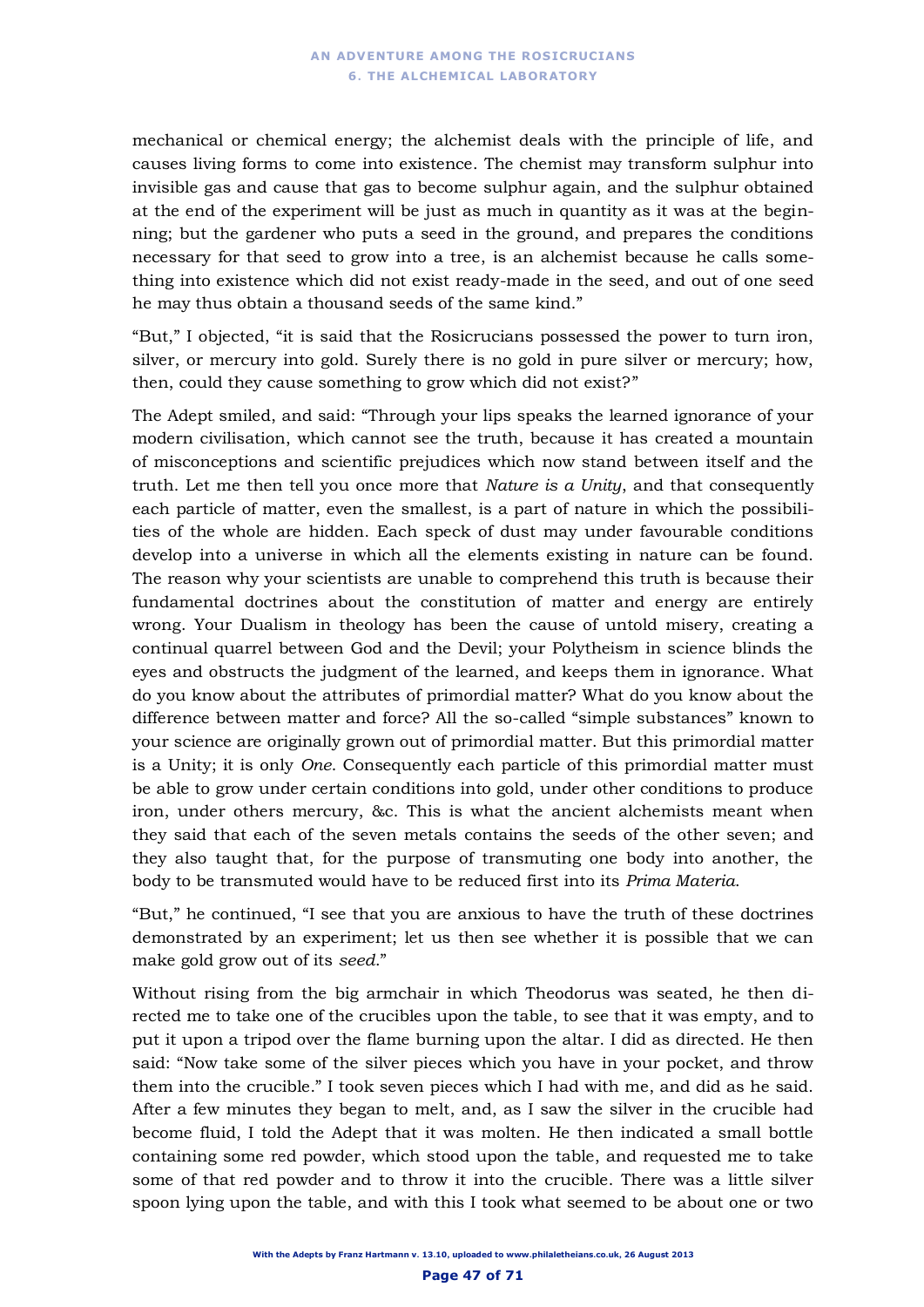mechanical or chemical energy; the alchemist deals with the principle of life, and causes living forms to come into existence. The chemist may transform sulphur into invisible gas and cause that gas to become sulphur again, and the sulphur obtained at the end of the experiment will be just as much in quantity as it was at the beginning; but the gardener who puts a seed in the ground, and prepares the conditions necessary for that seed to grow into a tree, is an alchemist because he calls something into existence which did not exist ready-made in the seed, and out of one seed he may thus obtain a thousand seeds of the same kind."

"But," I objected, "it is said that the Rosicrucians possessed the power to turn iron, silver, or mercury into gold. Surely there is no gold in pure silver or mercury; how, then, could they cause something to grow which did not exist?"

The Adept smiled, and said: "Through your lips speaks the learned ignorance of your modern civilisation, which cannot see the truth, because it has created a mountain of misconceptions and scientific prejudices which now stand between itself and the truth. Let me then tell you once more that *Nature is a Unity*, and that consequently each particle of matter, even the smallest, is a part of nature in which the possibilities of the whole are hidden. Each speck of dust may under favourable conditions develop into a universe in which all the elements existing in nature can be found. The reason why your scientists are unable to comprehend this truth is because their fundamental doctrines about the constitution of matter and energy are entirely wrong. Your Dualism in theology has been the cause of untold misery, creating a continual quarrel between God and the Devil; your Polytheism in science blinds the eyes and obstructs the judgment of the learned, and keeps them in ignorance. What do you know about the attributes of primordial matter? What do you know about the difference between matter and force? All the so-called "simple substances" known to your science are originally grown out of primordial matter. But this primordial matter is a Unity; it is only *One*. Consequently each particle of this primordial matter must be able to grow under certain conditions into gold, under other conditions to produce iron, under others mercury, &c. This is what the ancient alchemists meant when they said that each of the seven metals contains the seeds of the other seven; and they also taught that, for the purpose of transmuting one body into another, the body to be transmuted would have to be reduced first into its *Prima Materia*.

"But," he continued, "I see that you are anxious to have the truth of these doctrines demonstrated by an experiment; let us then see whether it is possible that we can make gold grow out of its *seed*."

Without rising from the big armchair in which Theodorus was seated, he then directed me to take one of the crucibles upon the table, to see that it was empty, and to put it upon a tripod over the flame burning upon the altar. I did as directed. He then said: "Now take some of the silver pieces which you have in your pocket, and throw them into the crucible." I took seven pieces which I had with me, and did as he said. After a few minutes they began to melt, and, as I saw the silver in the crucible had become fluid, I told the Adept that it was molten. He then indicated a small bottle containing some red powder, which stood upon the table, and requested me to take some of that red powder and to throw it into the crucible. There was a little silver spoon lying upon the table, and with this I took what seemed to be about one or two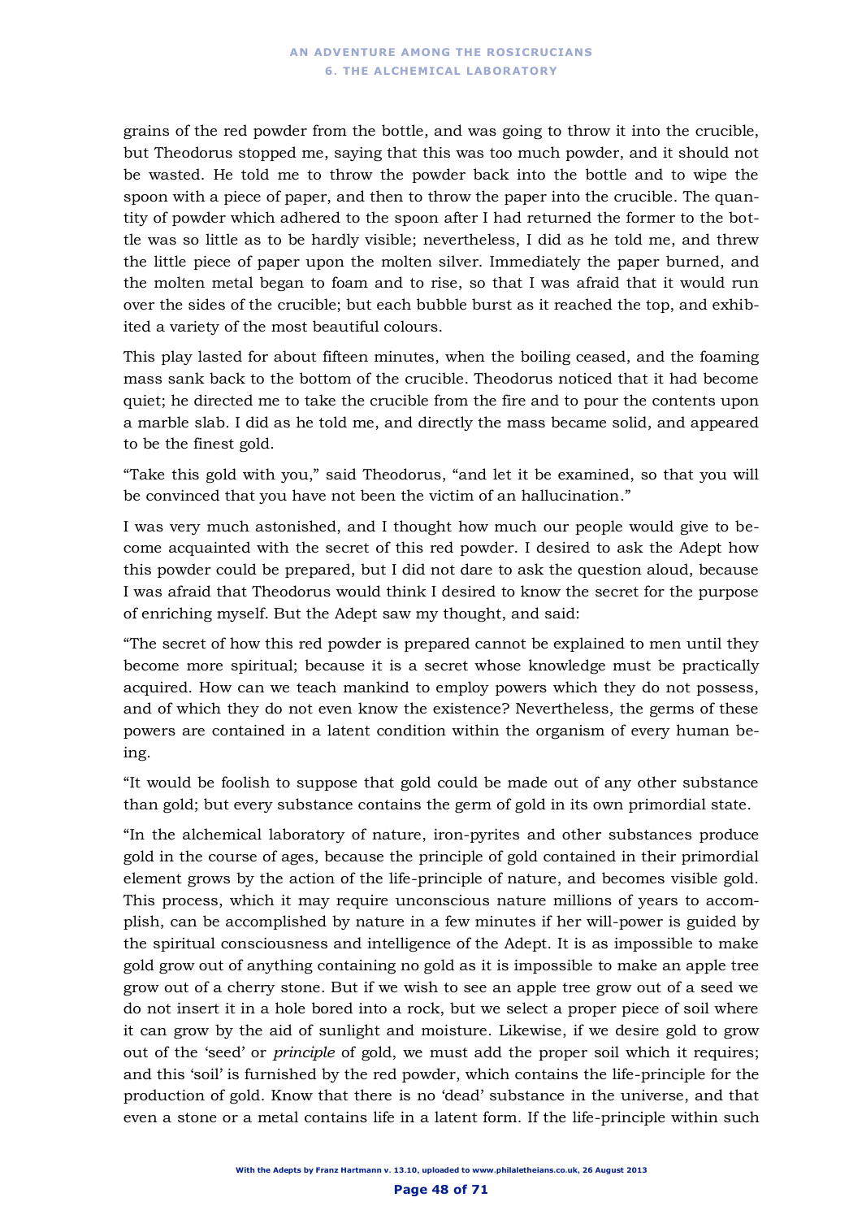grains of the red powder from the bottle, and was going to throw it into the crucible, but Theodorus stopped me, saying that this was too much powder, and it should not be wasted. He told me to throw the powder back into the bottle and to wipe the spoon with a piece of paper, and then to throw the paper into the crucible. The quantity of powder which adhered to the spoon after I had returned the former to the bottle was so little as to be hardly visible; nevertheless, I did as he told me, and threw the little piece of paper upon the molten silver. Immediately the paper burned, and the molten metal began to foam and to rise, so that I was afraid that it would run over the sides of the crucible; but each bubble burst as it reached the top, and exhibited a variety of the most beautiful colours.

This play lasted for about fifteen minutes, when the boiling ceased, and the foaming mass sank back to the bottom of the crucible. Theodorus noticed that it had become quiet; he directed me to take the crucible from the fire and to pour the contents upon a marble slab. I did as he told me, and directly the mass became solid, and appeared to be the finest gold.

"Take this gold with you," said Theodorus, "and let it be examined, so that you will be convinced that you have not been the victim of an hallucination."

I was very much astonished, and I thought how much our people would give to become acquainted with the secret of this red powder. I desired to ask the Adept how this powder could be prepared, but I did not dare to ask the question aloud, because I was afraid that Theodorus would think I desired to know the secret for the purpose of enriching myself. But the Adept saw my thought, and said:

"The secret of how this red powder is prepared cannot be explained to men until they become more spiritual; because it is a secret whose knowledge must be practically acquired. How can we teach mankind to employ powers which they do not possess, and of which they do not even know the existence? Nevertheless, the germs of these powers are contained in a latent condition within the organism of every human being.

"It would be foolish to suppose that gold could be made out of any other substance than gold; but every substance contains the germ of gold in its own primordial state.

"In the alchemical laboratory of nature, iron-pyrites and other substances produce gold in the course of ages, because the principle of gold contained in their primordial element grows by the action of the life-principle of nature, and becomes visible gold. This process, which it may require unconscious nature millions of years to accomplish, can be accomplished by nature in a few minutes if her will-power is guided by the spiritual consciousness and intelligence of the Adept. It is as impossible to make gold grow out of anything containing no gold as it is impossible to make an apple tree grow out of a cherry stone. But if we wish to see an apple tree grow out of a seed we do not insert it in a hole bored into a rock, but we select a proper piece of soil where it can grow by the aid of sunlight and moisture. Likewise, if we desire gold to grow out of the 'seed' or *principle* of gold, we must add the proper soil which it requires; and this 'soil' is furnished by the red powder, which contains the life-principle for the production of gold. Know that there is no 'dead' substance in the universe, and that even a stone or a metal contains life in a latent form. If the life-principle within such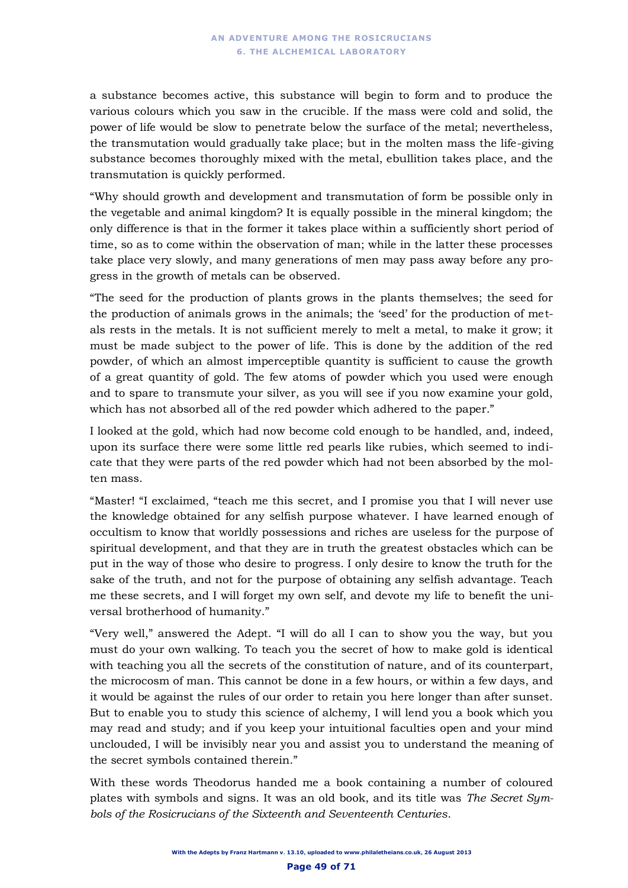a substance becomes active, this substance will begin to form and to produce the various colours which you saw in the crucible. If the mass were cold and solid, the power of life would be slow to penetrate below the surface of the metal; nevertheless, the transmutation would gradually take place; but in the molten mass the life-giving substance becomes thoroughly mixed with the metal, ebullition takes place, and the transmutation is quickly performed.

"Why should growth and development and transmutation of form be possible only in the vegetable and animal kingdom? It is equally possible in the mineral kingdom; the only difference is that in the former it takes place within a sufficiently short period of time, so as to come within the observation of man; while in the latter these processes take place very slowly, and many generations of men may pass away before any progress in the growth of metals can be observed.

"The seed for the production of plants grows in the plants themselves; the seed for the production of animals grows in the animals; the 'seed' for the production of metals rests in the metals. It is not sufficient merely to melt a metal, to make it grow; it must be made subject to the power of life. This is done by the addition of the red powder, of which an almost imperceptible quantity is sufficient to cause the growth of a great quantity of gold. The few atoms of powder which you used were enough and to spare to transmute your silver, as you will see if you now examine your gold, which has not absorbed all of the red powder which adhered to the paper."

I looked at the gold, which had now become cold enough to be handled, and, indeed, upon its surface there were some little red pearls like rubies, which seemed to indicate that they were parts of the red powder which had not been absorbed by the molten mass.

"Master! "I exclaimed, "teach me this secret, and I promise you that I will never use the knowledge obtained for any selfish purpose whatever. I have learned enough of occultism to know that worldly possessions and riches are useless for the purpose of spiritual development, and that they are in truth the greatest obstacles which can be put in the way of those who desire to progress. I only desire to know the truth for the sake of the truth, and not for the purpose of obtaining any selfish advantage. Teach me these secrets, and I will forget my own self, and devote my life to benefit the universal brotherhood of humanity."

"Very well," answered the Adept. "I will do all I can to show you the way, but you must do your own walking. To teach you the secret of how to make gold is identical with teaching you all the secrets of the constitution of nature, and of its counterpart, the microcosm of man. This cannot be done in a few hours, or within a few days, and it would be against the rules of our order to retain you here longer than after sunset. But to enable you to study this science of alchemy, I will lend you a book which you may read and study; and if you keep your intuitional faculties open and your mind unclouded, I will be invisibly near you and assist you to understand the meaning of the secret symbols contained therein."

With these words Theodorus handed me a book containing a number of coloured plates with symbols and signs. It was an old book, and its title was *The Secret Symbols of the Rosicrucians of the Sixteenth and Seventeenth Centuries.*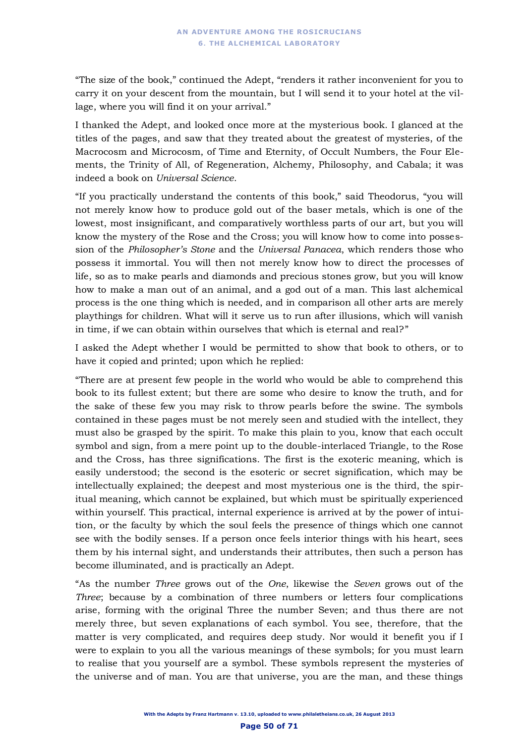"The size of the book," continued the Adept, "renders it rather inconvenient for you to carry it on your descent from the mountain, but I will send it to your hotel at the village, where you will find it on your arrival."

I thanked the Adept, and looked once more at the mysterious book. I glanced at the titles of the pages, and saw that they treated about the greatest of mysteries, of the Macrocosm and Microcosm, of Time and Eternity, of Occult Numbers, the Four Elements, the Trinity of All, of Regeneration, Alchemy, Philosophy, and Cabala; it was indeed a book on *Universal Science*.

"If you practically understand the contents of this book," said Theodorus, "you will not merely know how to produce gold out of the baser metals, which is one of the lowest, most insignificant, and comparatively worthless parts of our art, but you will know the mystery of the Rose and the Cross; you will know how to come into possession of the *Philosopher's Stone* and the *Universal Panacea*, which renders those who possess it immortal. You will then not merely know how to direct the processes of life, so as to make pearls and diamonds and precious stones grow, but you will know how to make a man out of an animal, and a god out of a man. This last alchemical process is the one thing which is needed, and in comparison all other arts are merely playthings for children. What will it serve us to run after illusions, which will vanish in time, if we can obtain within ourselves that which is eternal and real?"

I asked the Adept whether I would be permitted to show that book to others, or to have it copied and printed; upon which he replied:

"There are at present few people in the world who would be able to comprehend this book to its fullest extent; but there are some who desire to know the truth, and for the sake of these few you may risk to throw pearls before the swine. The symbols contained in these pages must be not merely seen and studied with the intellect, they must also be grasped by the spirit. To make this plain to you, know that each occult symbol and sign, from a mere point up to the double-interlaced Triangle, to the Rose and the Cross, has three significations. The first is the exoteric meaning, which is easily understood; the second is the esoteric or secret signification, which may be intellectually explained; the deepest and most mysterious one is the third, the spiritual meaning, which cannot be explained, but which must be spiritually experienced within yourself. This practical, internal experience is arrived at by the power of intuition, or the faculty by which the soul feels the presence of things which one cannot see with the bodily senses. If a person once feels interior things with his heart, sees them by his internal sight, and understands their attributes, then such a person has become illuminated, and is practically an Adept.

"As the number *Three* grows out of the *One*, likewise the *Seven* grows out of the *Three*; because by a combination of three numbers or letters four complications arise, forming with the original Three the number Seven; and thus there are not merely three, but seven explanations of each symbol. You see, therefore, that the matter is very complicated, and requires deep study. Nor would it benefit you if I were to explain to you all the various meanings of these symbols; for you must learn to realise that you yourself are a symbol. These symbols represent the mysteries of the universe and of man. You are that universe, you are the man, and these things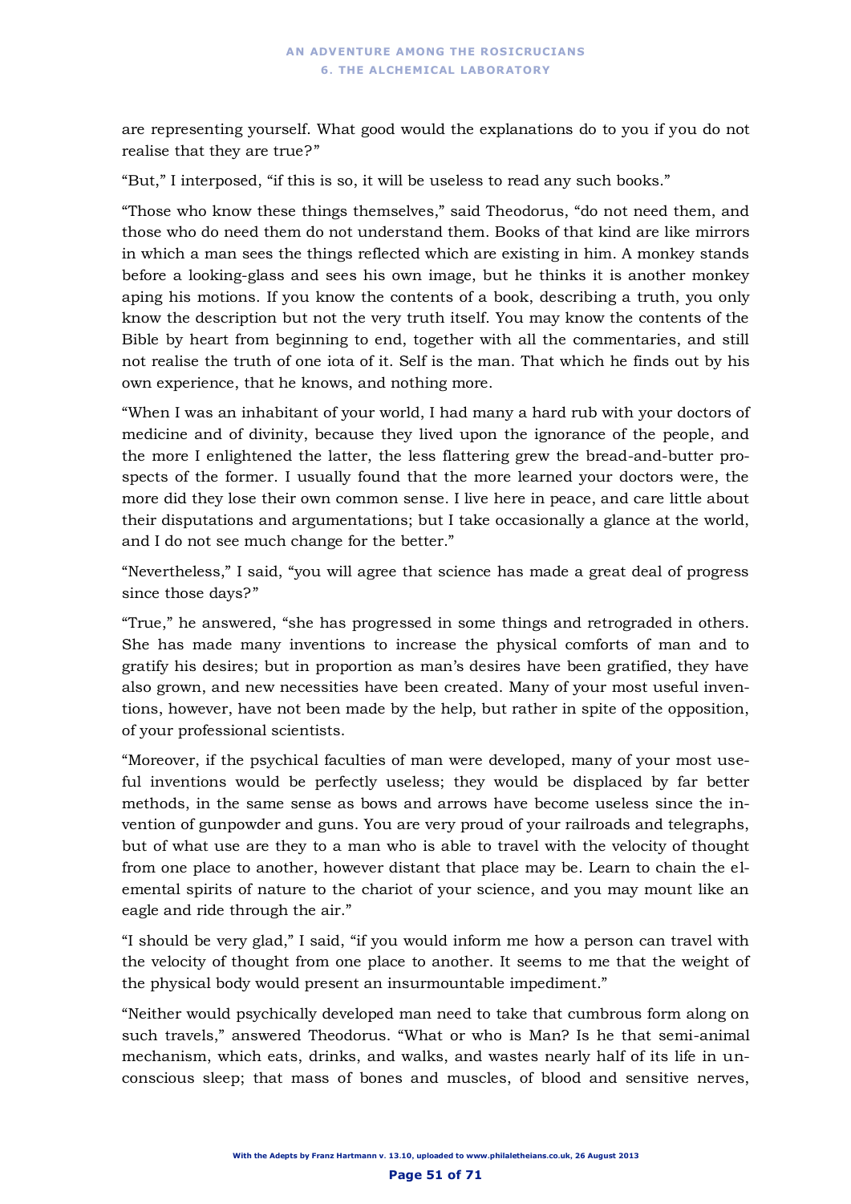are representing yourself. What good would the explanations do to you if you do not realise that they are true?"

"But," I interposed, "if this is so, it will be useless to read any such books."

"Those who know these things themselves," said Theodorus, "do not need them, and those who do need them do not understand them. Books of that kind are like mirrors in which a man sees the things reflected which are existing in him. A monkey stands before a looking-glass and sees his own image, but he thinks it is another monkey aping his motions. If you know the contents of a book, describing a truth, you only know the description but not the very truth itself. You may know the contents of the Bible by heart from beginning to end, together with all the commentaries, and still not realise the truth of one iota of it. Self is the man. That which he finds out by his own experience, that he knows, and nothing more.

"When I was an inhabitant of your world, I had many a hard rub with your doctors of medicine and of divinity, because they lived upon the ignorance of the people, and the more I enlightened the latter, the less flattering grew the bread-and-butter prospects of the former. I usually found that the more learned your doctors were, the more did they lose their own common sense. I live here in peace, and care little about their disputations and argumentations; but I take occasionally a glance at the world, and I do not see much change for the better."

"Nevertheless," I said, "you will agree that science has made a great deal of progress since those days?"

"True," he answered, "she has progressed in some things and retrograded in others. She has made many inventions to increase the physical comforts of man and to gratify his desires; but in proportion as man's desires have been gratified, they have also grown, and new necessities have been created. Many of your most useful inventions, however, have not been made by the help, but rather in spite of the opposition, of your professional scientists.

"Moreover, if the psychical faculties of man were developed, many of your most useful inventions would be perfectly useless; they would be displaced by far better methods, in the same sense as bows and arrows have become useless since the invention of gunpowder and guns. You are very proud of your railroads and telegraphs, but of what use are they to a man who is able to travel with the velocity of thought from one place to another, however distant that place may be. Learn to chain the elemental spirits of nature to the chariot of your science, and you may mount like an eagle and ride through the air."

"I should be very glad," I said, "if you would inform me how a person can travel with the velocity of thought from one place to another. It seems to me that the weight of the physical body would present an insurmountable impediment."

"Neither would psychically developed man need to take that cumbrous form along on such travels," answered Theodorus. "What or who is Man? Is he that semi-animal mechanism, which eats, drinks, and walks, and wastes nearly half of its life in unconscious sleep; that mass of bones and muscles, of blood and sensitive nerves,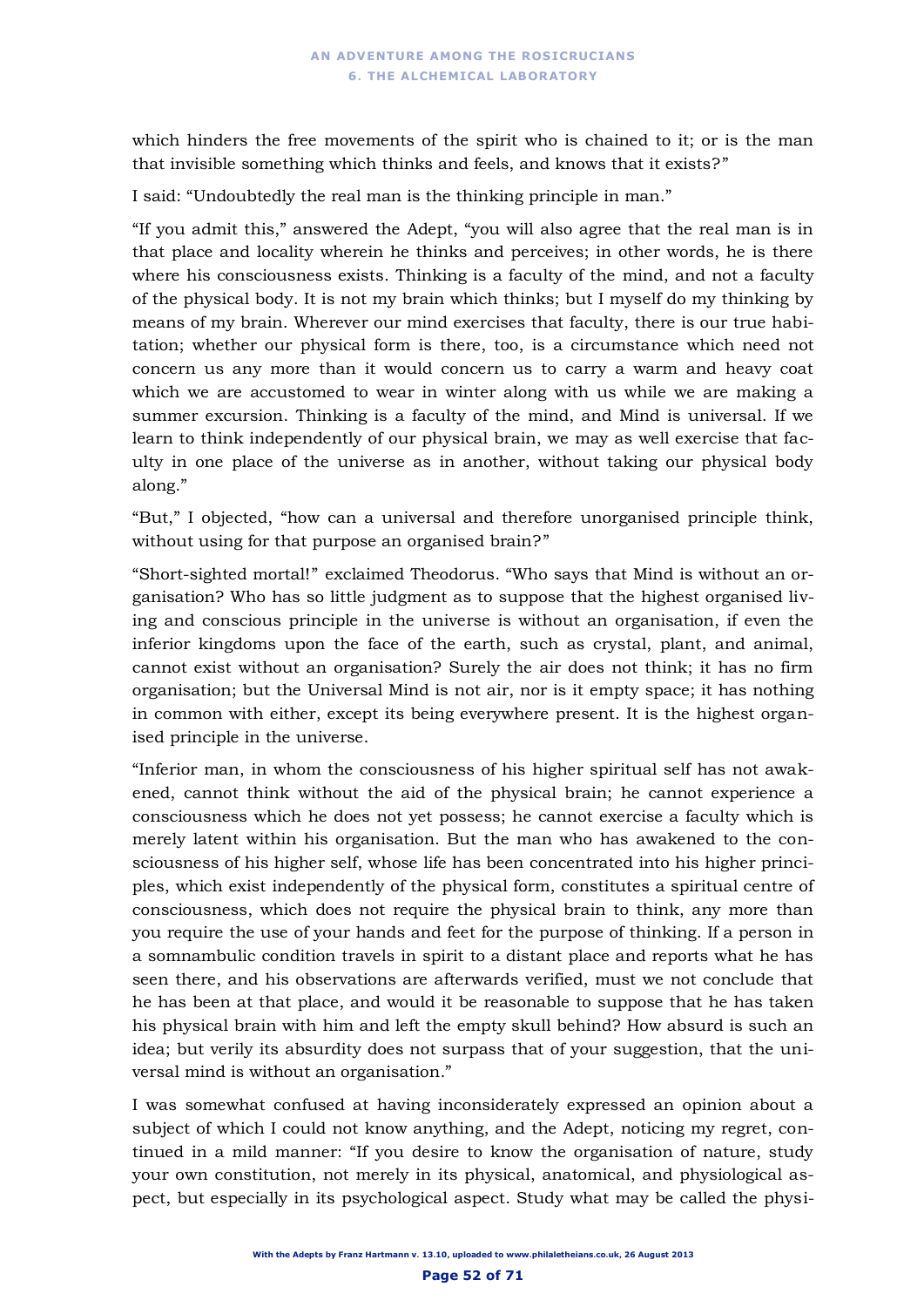which hinders the free movements of the spirit who is chained to it; or is the man that invisible something which thinks and feels, and knows that it exists?"

I said: "Undoubtedly the real man is the thinking principle in man."

"If you admit this," answered the Adept, "you will also agree that the real man is in that place and locality wherein he thinks and perceives; in other words, he is there where his consciousness exists. Thinking is a faculty of the mind, and not a faculty of the physical body. It is not my brain which thinks; but I myself do my thinking by means of my brain. Wherever our mind exercises that faculty, there is our true habitation; whether our physical form is there, too, is a circumstance which need not concern us any more than it would concern us to carry a warm and heavy coat which we are accustomed to wear in winter along with us while we are making a summer excursion. Thinking is a faculty of the mind, and Mind is universal. If we learn to think independently of our physical brain, we may as well exercise that faculty in one place of the universe as in another, without taking our physical body along."

"But," I objected, "how can a universal and therefore unorganised principle think, without using for that purpose an organised brain?"

"Short-sighted mortal!" exclaimed Theodorus. "Who says that Mind is without an organisation? Who has so little judgment as to suppose that the highest organised living and conscious principle in the universe is without an organisation, if even the inferior kingdoms upon the face of the earth, such as crystal, plant, and animal, cannot exist without an organisation? Surely the air does not think; it has no firm organisation; but the Universal Mind is not air, nor is it empty space; it has nothing in common with either, except its being everywhere present. It is the highest organised principle in the universe.

"Inferior man, in whom the consciousness of his higher spiritual self has not awakened, cannot think without the aid of the physical brain; he cannot experience a consciousness which he does not yet possess; he cannot exercise a faculty which is merely latent within his organisation. But the man who has awakened to the consciousness of his higher self, whose life has been concentrated into his higher principles, which exist independently of the physical form, constitutes a spiritual centre of consciousness, which does not require the physical brain to think, any more than you require the use of your hands and feet for the purpose of thinking. If a person in a somnambulic condition travels in spirit to a distant place and reports what he has seen there, and his observations are afterwards verified, must we not conclude that he has been at that place, and would it be reasonable to suppose that he has taken his physical brain with him and left the empty skull behind? How absurd is such an idea; but verily its absurdity does not surpass that of your suggestion, that the universal mind is without an organisation."

I was somewhat confused at having inconsiderately expressed an opinion about a subject of which I could not know anything, and the Adept, noticing my regret, continued in a mild manner: "If you desire to know the organisation of nature, study your own constitution, not merely in its physical, anatomical, and physiological aspect, but especially in its psychological aspect. Study what may be called the physi-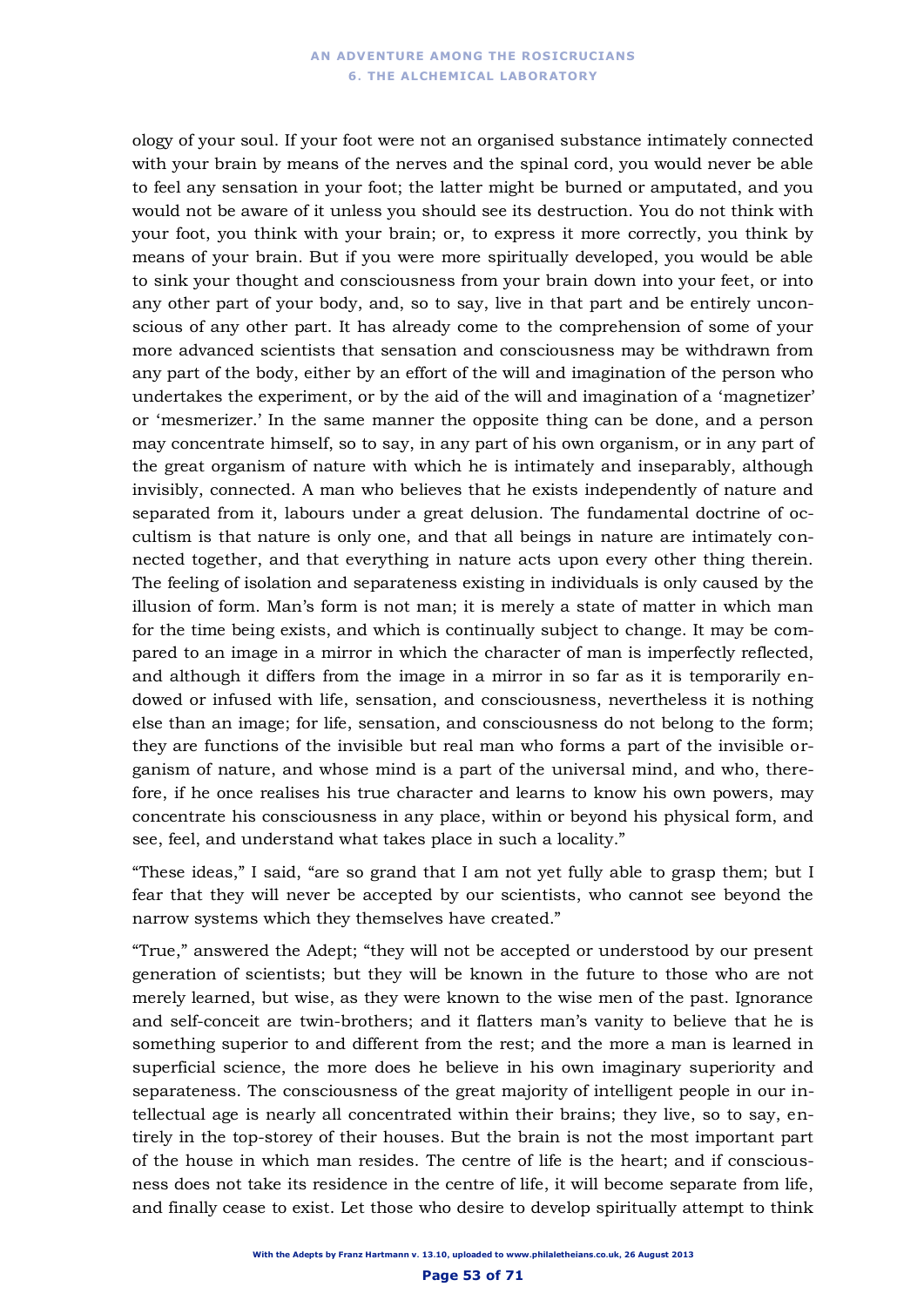ology of your soul. If your foot were not an organised substance intimately connected with your brain by means of the nerves and the spinal cord, you would never be able to feel any sensation in your foot; the latter might be burned or amputated, and you would not be aware of it unless you should see its destruction. You do not think with your foot, you think with your brain; or, to express it more correctly, you think by means of your brain. But if you were more spiritually developed, you would be able to sink your thought and consciousness from your brain down into your feet, or into any other part of your body, and, so to say, live in that part and be entirely unconscious of any other part. It has already come to the comprehension of some of your more advanced scientists that sensation and consciousness may be withdrawn from any part of the body, either by an effort of the will and imagination of the person who undertakes the experiment, or by the aid of the will and imagination of a 'magnetizer' or 'mesmerizer.' In the same manner the opposite thing can be done, and a person may concentrate himself, so to say, in any part of his own organism, or in any part of the great organism of nature with which he is intimately and inseparably, although invisibly, connected. A man who believes that he exists independently of nature and separated from it, labours under a great delusion. The fundamental doctrine of occultism is that nature is only one, and that all beings in nature are intimately connected together, and that everything in nature acts upon every other thing therein. The feeling of isolation and separateness existing in individuals is only caused by the illusion of form. Man's form is not man; it is merely a state of matter in which man for the time being exists, and which is continually subject to change. It may be compared to an image in a mirror in which the character of man is imperfectly reflected, and although it differs from the image in a mirror in so far as it is temporarily endowed or infused with life, sensation, and consciousness, nevertheless it is nothing else than an image; for life, sensation, and consciousness do not belong to the form; they are functions of the invisible but real man who forms a part of the invisible organism of nature, and whose mind is a part of the universal mind, and who, therefore, if he once realises his true character and learns to know his own powers, may concentrate his consciousness in any place, within or beyond his physical form, and see, feel, and understand what takes place in such a locality."

"These ideas," I said, "are so grand that I am not yet fully able to grasp them; but I fear that they will never be accepted by our scientists, who cannot see beyond the narrow systems which they themselves have created."

"True," answered the Adept; "they will not be accepted or understood by our present generation of scientists; but they will be known in the future to those who are not merely learned, but wise, as they were known to the wise men of the past. Ignorance and self-conceit are twin-brothers; and it flatters man's vanity to believe that he is something superior to and different from the rest; and the more a man is learned in superficial science, the more does he believe in his own imaginary superiority and separateness. The consciousness of the great majority of intelligent people in our intellectual age is nearly all concentrated within their brains; they live, so to say, entirely in the top-storey of their houses. But the brain is not the most important part of the house in which man resides. The centre of life is the heart; and if consciousness does not take its residence in the centre of life, it will become separate from life, and finally cease to exist. Let those who desire to develop spiritually attempt to think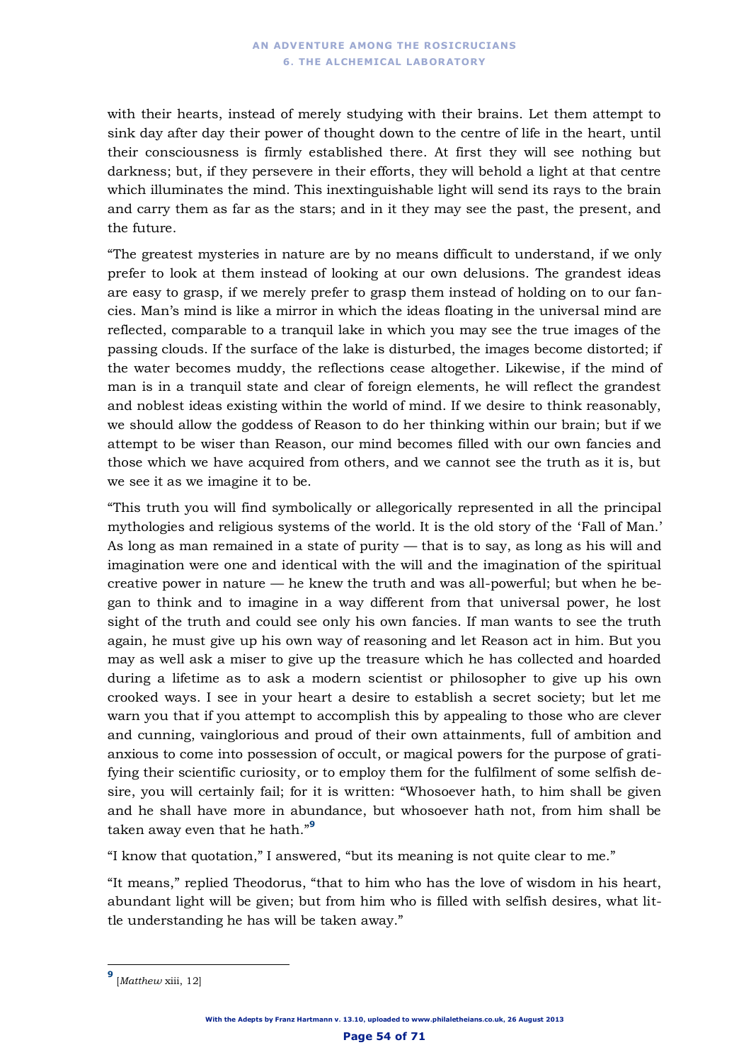with their hearts, instead of merely studying with their brains. Let them attempt to sink day after day their power of thought down to the centre of life in the heart, until their consciousness is firmly established there. At first they will see nothing but darkness; but, if they persevere in their efforts, they will behold a light at that centre which illuminates the mind. This inextinguishable light will send its rays to the brain and carry them as far as the stars; and in it they may see the past, the present, and the future.

"The greatest mysteries in nature are by no means difficult to understand, if we only prefer to look at them instead of looking at our own delusions. The grandest ideas are easy to grasp, if we merely prefer to grasp them instead of holding on to our fancies. Man's mind is like a mirror in which the ideas floating in the universal mind are reflected, comparable to a tranquil lake in which you may see the true images of the passing clouds. If the surface of the lake is disturbed, the images become distorted; if the water becomes muddy, the reflections cease altogether. Likewise, if the mind of man is in a tranquil state and clear of foreign elements, he will reflect the grandest and noblest ideas existing within the world of mind. If we desire to think reasonably, we should allow the goddess of Reason to do her thinking within our brain; but if we attempt to be wiser than Reason, our mind becomes filled with our own fancies and those which we have acquired from others, and we cannot see the truth as it is, but we see it as we imagine it to be.

"This truth you will find symbolically or allegorically represented in all the principal mythologies and religious systems of the world. It is the old story of the 'Fall of Man.' As long as man remained in a state of purity — that is to say, as long as his will and imagination were one and identical with the will and the imagination of the spiritual creative power in nature — he knew the truth and was all-powerful; but when he began to think and to imagine in a way different from that universal power, he lost sight of the truth and could see only his own fancies. If man wants to see the truth again, he must give up his own way of reasoning and let Reason act in him. But you may as well ask a miser to give up the treasure which he has collected and hoarded during a lifetime as to ask a modern scientist or philosopher to give up his own crooked ways. I see in your heart a desire to establish a secret society; but let me warn you that if you attempt to accomplish this by appealing to those who are clever and cunning, vainglorious and proud of their own attainments, full of ambition and anxious to come into possession of occult, or magical powers for the purpose of gratifying their scientific curiosity, or to employ them for the fulfilment of some selfish desire, you will certainly fail; for it is written: "Whosoever hath, to him shall be given and he shall have more in abundance, but whosoever hath not, from him shall be taken away even that he hath."[9]

"I know that quotation," I answered, "but its meaning is not quite clear to me."

"It means," replied Theodorus, "that to him who has the love of wisdom in his heart, abundant light will be given; but from him who is filled with selfish desires, what little understanding he has will be taken away."

---

[9] [*Matthew* xiii, 12]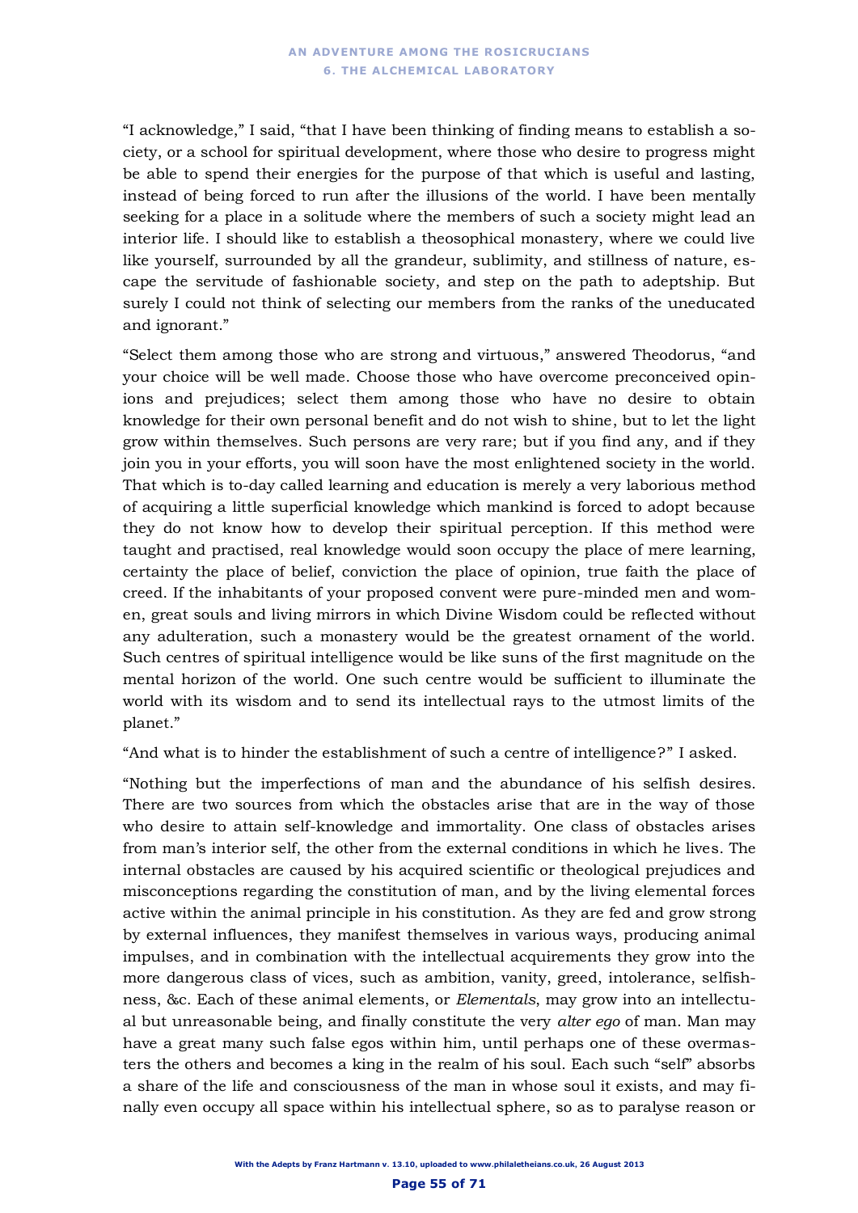"I acknowledge," I said, "that I have been thinking of finding means to establish a society, or a school for spiritual development, where those who desire to progress might be able to spend their energies for the purpose of that which is useful and lasting, instead of being forced to run after the illusions of the world. I have been mentally seeking for a place in a solitude where the members of such a society might lead an interior life. I should like to establish a theosophical monastery, where we could live like yourself, surrounded by all the grandeur, sublimity, and stillness of nature, escape the servitude of fashionable society, and step on the path to adeptship. But surely I could not think of selecting our members from the ranks of the uneducated and ignorant."

"Select them among those who are strong and virtuous," answered Theodorus, "and your choice will be well made. Choose those who have overcome preconceived opinions and prejudices; select them among those who have no desire to obtain knowledge for their own personal benefit and do not wish to shine, but to let the light grow within themselves. Such persons are very rare; but if you find any, and if they join you in your efforts, you will soon have the most enlightened society in the world. That which is to-day called learning and education is merely a very laborious method of acquiring a little superficial knowledge which mankind is forced to adopt because they do not know how to develop their spiritual perception. If this method were taught and practised, real knowledge would soon occupy the place of mere learning, certainty the place of belief, conviction the place of opinion, true faith the place of creed. If the inhabitants of your proposed convent were pure-minded men and women, great souls and living mirrors in which Divine Wisdom could be reflected without any adulteration, such a monastery would be the greatest ornament of the world. Such centres of spiritual intelligence would be like suns of the first magnitude on the mental horizon of the world. One such centre would be sufficient to illuminate the world with its wisdom and to send its intellectual rays to the utmost limits of the planet."

"And what is to hinder the establishment of such a centre of intelligence?" I asked.

"Nothing but the imperfections of man and the abundance of his selfish desires. There are two sources from which the obstacles arise that are in the way of those who desire to attain self-knowledge and immortality. One class of obstacles arises from man's interior self, the other from the external conditions in which he lives. The internal obstacles are caused by his acquired scientific or theological prejudices and misconceptions regarding the constitution of man, and by the living elemental forces active within the animal principle in his constitution. As they are fed and grow strong by external influences, they manifest themselves in various ways, producing animal impulses, and in combination with the intellectual acquirements they grow into the more dangerous class of vices, such as ambition, vanity, greed, intolerance, selfishness, &c. Each of these animal elements, or *Elementals*, may grow into an intellectual but unreasonable being, and finally constitute the very *alter ego* of man. Man may have a great many such false egos within him, until perhaps one of these overmasters the others and becomes a king in the realm of his soul. Each such "self" absorbs a share of the life and consciousness of the man in whose soul it exists, and may finally even occupy all space within his intellectual sphere, so as to paralyse reason or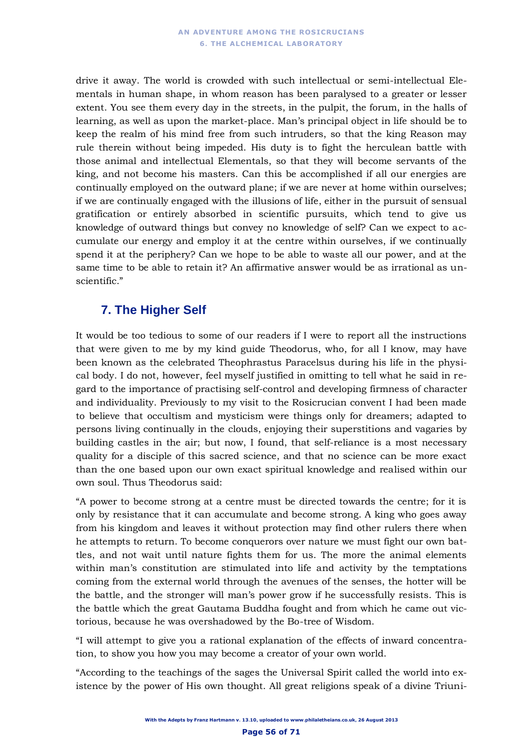drive it away. The world is crowded with such intellectual or semi-intellectual Elementals in human shape, in whom reason has been paralysed to a greater or lesser extent. You see them every day in the streets, in the pulpit, the forum, in the halls of learning, as well as upon the market-place. Man's principal object in life should be to keep the realm of his mind free from such intruders, so that the king Reason may rule therein without being impeded. His duty is to fight the herculean battle with those animal and intellectual Elementals, so that they will become servants of the king, and not become his masters. Can this be accomplished if all our energies are continually employed on the outward plane; if we are never at home within ourselves; if we are continually engaged with the illusions of life, either in the pursuit of sensual gratification or entirely absorbed in scientific pursuits, which tend to give us knowledge of outward things but convey no knowledge of self? Can we expect to accumulate our energy and employ it at the centre within ourselves, if we continually spend it at the periphery? Can we hope to be able to waste all our power, and at the same time to be able to retain it? An affirmative answer would be as irrational as unscientific."

## 7. The Higher Self

It would be too tedious to some of our readers if I were to report all the instructions that were given to me by my kind guide Theodorus, who, for all I know, may have been known as the celebrated Theophrastus Paracelsus during his life in the physical body. I do not, however, feel myself justified in omitting to tell what he said in regard to the importance of practising self-control and developing firmness of character and individuality. Previously to my visit to the Rosicrucian convent I had been made to believe that occultism and mysticism were things only for dreamers; adapted to persons living continually in the clouds, enjoying their superstitions and vagaries by building castles in the air; but now, I found, that self-reliance is a most necessary quality for a disciple of this sacred science, and that no science can be more exact than the one based upon our own exact spiritual knowledge and realised within our own soul. Thus Theodorus said:

"A power to become strong at a centre must be directed towards the centre; for it is only by resistance that it can accumulate and become strong. A king who goes away from his kingdom and leaves it without protection may find other rulers there when he attempts to return. To become conquerors over nature we must fight our own battles, and not wait until nature fights them for us. The more the animal elements within man's constitution are stimulated into life and activity by the temptations coming from the external world through the avenues of the senses, the hotter will be the battle, and the stronger will man's power grow if he successfully resists. This is the battle which the great Gautama Buddha fought and from which he came out victorious, because he was overshadowed by the Bo-tree of Wisdom.

"I will attempt to give you a rational explanation of the effects of inward concentration, to show you how you may become a creator of your own world.

"According to the teachings of the sages the Universal Spirit called the world into existence by the power of His own thought. All great religions speak of a divine Triuni-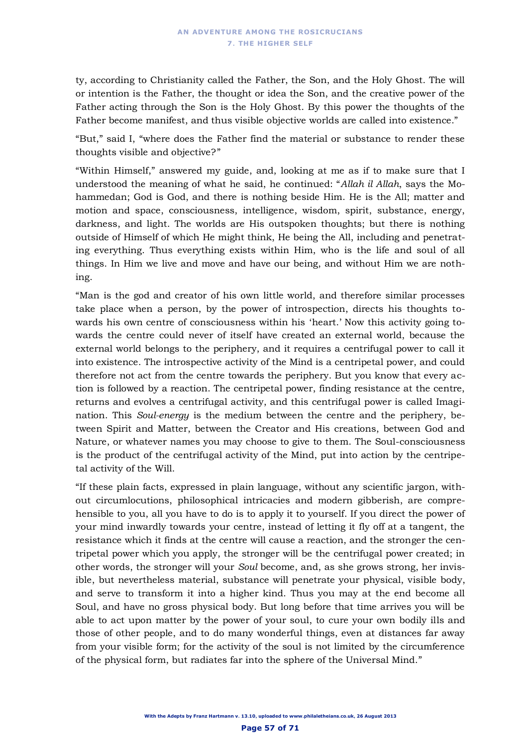ty, according to Christianity called the Father, the Son, and the Holy Ghost. The will or intention is the Father, the thought or idea the Son, and the creative power of the Father acting through the Son is the Holy Ghost. By this power the thoughts of the Father become manifest, and thus visible objective worlds are called into existence."

"But," said I, "where does the Father find the material or substance to render these thoughts visible and objective?"

"Within Himself," answered my guide, and, looking at me as if to make sure that I understood the meaning of what he said, he continued: "*Allah il Allah*, says the Mohammedan; God is God, and there is nothing beside Him. He is the All; matter and motion and space, consciousness, intelligence, wisdom, spirit, substance, energy, darkness, and light. The worlds are His outspoken thoughts; but there is nothing outside of Himself of which He might think, He being the All, including and penetrating everything. Thus everything exists within Him, who is the life and soul of all things. In Him we live and move and have our being, and without Him we are nothing.

"Man is the god and creator of his own little world, and therefore similar processes take place when a person, by the power of introspection, directs his thoughts towards his own centre of consciousness within his 'heart.' Now this activity going towards the centre could never of itself have created an external world, because the external world belongs to the periphery, and it requires a centrifugal power to call it into existence. The introspective activity of the Mind is a centripetal power, and could therefore not act from the centre towards the periphery. But you know that every action is followed by a reaction. The centripetal power, finding resistance at the centre, returns and evolves a centrifugal activity, and this centrifugal power is called Imagination. This *Soul-energy* is the medium between the centre and the periphery, between Spirit and Matter, between the Creator and His creations, between God and Nature, or whatever names you may choose to give to them. The Soul-consciousness is the product of the centrifugal activity of the Mind, put into action by the centripetal activity of the Will.

"If these plain facts, expressed in plain language, without any scientific jargon, without circumlocutions, philosophical intricacies and modern gibberish, are comprehensible to you, all you have to do is to apply it to yourself. If you direct the power of your mind inwardly towards your centre, instead of letting it fly off at a tangent, the resistance which it finds at the centre will cause a reaction, and the stronger the centripetal power which you apply, the stronger will be the centrifugal power created; in other words, the stronger will your *Soul* become, and, as she grows strong, her invisible, but nevertheless material, substance will penetrate your physical, visible body, and serve to transform it into a higher kind. Thus you may at the end become all Soul, and have no gross physical body. But long before that time arrives you will be able to act upon matter by the power of your soul, to cure your own bodily ills and those of other people, and to do many wonderful things, even at distances far away from your visible form; for the activity of the soul is not limited by the circumference of the physical form, but radiates far into the sphere of the Universal Mind."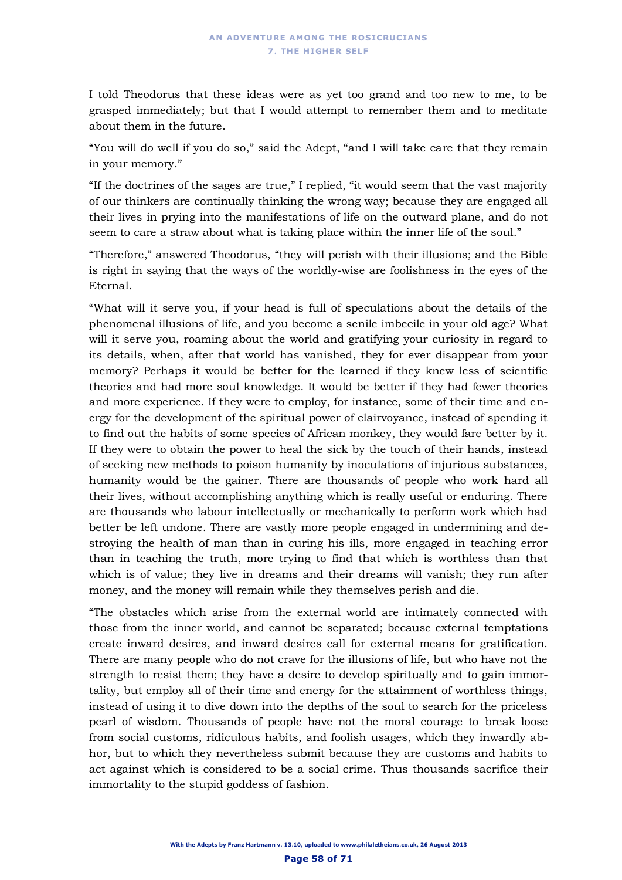I told Theodorus that these ideas were as yet too grand and too new to me, to be grasped immediately; but that I would attempt to remember them and to meditate about them in the future.

"You will do well if you do so," said the Adept, "and I will take care that they remain in your memory."

"If the doctrines of the sages are true," I replied, "it would seem that the vast majority of our thinkers are continually thinking the wrong way; because they are engaged all their lives in prying into the manifestations of life on the outward plane, and do not seem to care a straw about what is taking place within the inner life of the soul."

"Therefore," answered Theodorus, "they will perish with their illusions; and the Bible is right in saying that the ways of the worldly-wise are foolishness in the eyes of the Eternal.

"What will it serve you, if your head is full of speculations about the details of the phenomenal illusions of life, and you become a senile imbecile in your old age? What will it serve you, roaming about the world and gratifying your curiosity in regard to its details, when, after that world has vanished, they for ever disappear from your memory? Perhaps it would be better for the learned if they knew less of scientific theories and had more soul knowledge. It would be better if they had fewer theories and more experience. If they were to employ, for instance, some of their time and energy for the development of the spiritual power of clairvoyance, instead of spending it to find out the habits of some species of African monkey, they would fare better by it. If they were to obtain the power to heal the sick by the touch of their hands, instead of seeking new methods to poison humanity by inoculations of injurious substances, humanity would be the gainer. There are thousands of people who work hard all their lives, without accomplishing anything which is really useful or enduring. There are thousands who labour intellectually or mechanically to perform work which had better be left undone. There are vastly more people engaged in undermining and destroying the health of man than in curing his ills, more engaged in teaching error than in teaching the truth, more trying to find that which is worthless than that which is of value; they live in dreams and their dreams will vanish; they run after money, and the money will remain while they themselves perish and die.

"The obstacles which arise from the external world are intimately connected with those from the inner world, and cannot be separated; because external temptations create inward desires, and inward desires call for external means for gratification. There are many people who do not crave for the illusions of life, but who have not the strength to resist them; they have a desire to develop spiritually and to gain immortality, but employ all of their time and energy for the attainment of worthless things, instead of using it to dive down into the depths of the soul to search for the priceless pearl of wisdom. Thousands of people have not the moral courage to break loose from social customs, ridiculous habits, and foolish usages, which they inwardly abhor, but to which they nevertheless submit because they are customs and habits to act against which is considered to be a social crime. Thus thousands sacrifice their immortality to the stupid goddess of fashion.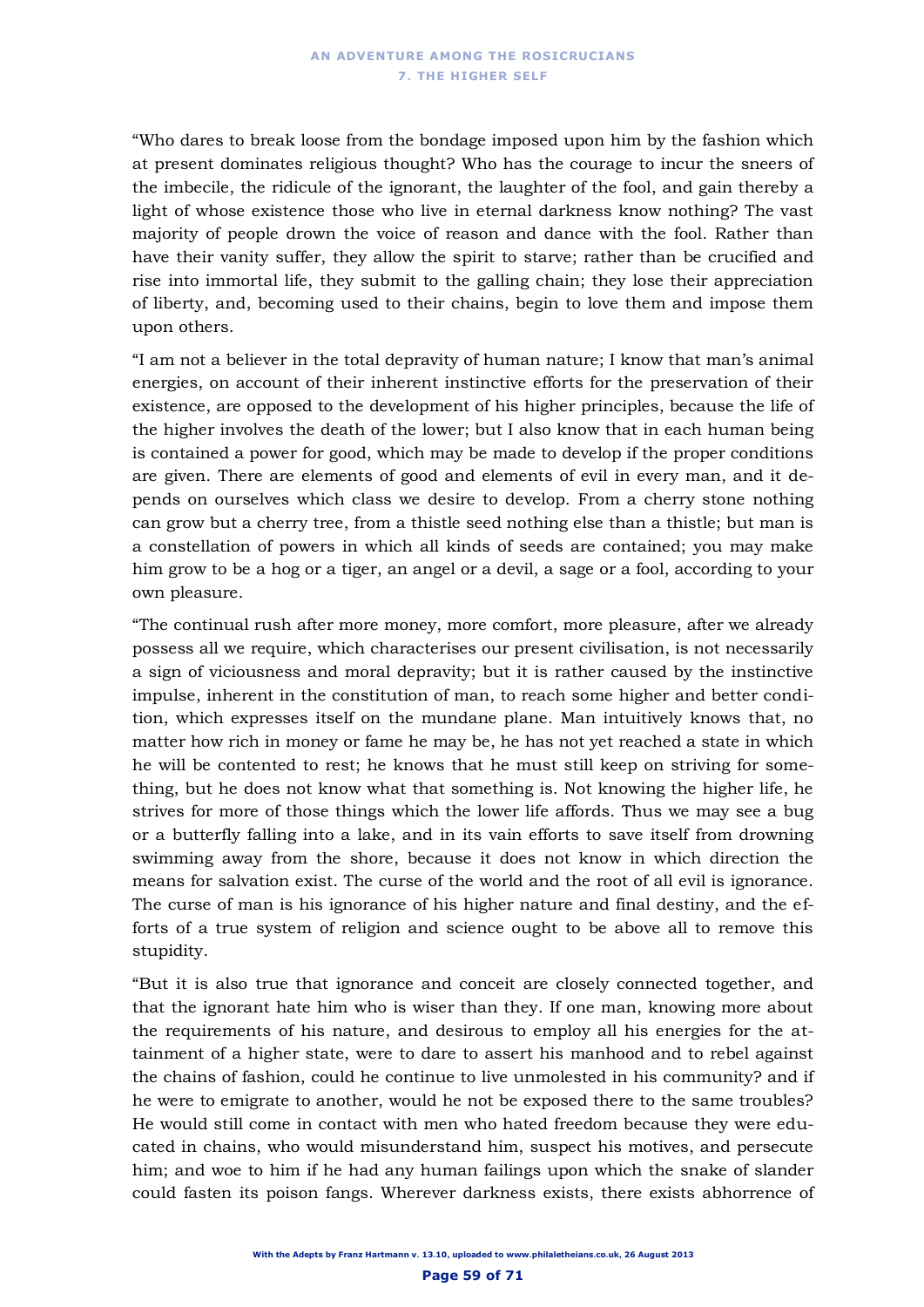"Who dares to break loose from the bondage imposed upon him by the fashion which at present dominates religious thought? Who has the courage to incur the sneers of the imbecile, the ridicule of the ignorant, the laughter of the fool, and gain thereby a light of whose existence those who live in eternal darkness know nothing? The vast majority of people drown the voice of reason and dance with the fool. Rather than have their vanity suffer, they allow the spirit to starve; rather than be crucified and rise into immortal life, they submit to the galling chain; they lose their appreciation of liberty, and, becoming used to their chains, begin to love them and impose them upon others.

"I am not a believer in the total depravity of human nature; I know that man's animal energies, on account of their inherent instinctive efforts for the preservation of their existence, are opposed to the development of his higher principles, because the life of the higher involves the death of the lower; but I also know that in each human being is contained a power for good, which may be made to develop if the proper conditions are given. There are elements of good and elements of evil in every man, and it depends on ourselves which class we desire to develop. From a cherry stone nothing can grow but a cherry tree, from a thistle seed nothing else than a thistle; but man is a constellation of powers in which all kinds of seeds are contained; you may make him grow to be a hog or a tiger, an angel or a devil, a sage or a fool, according to your own pleasure.

"The continual rush after more money, more comfort, more pleasure, after we already possess all we require, which characterises our present civilisation, is not necessarily a sign of viciousness and moral depravity; but it is rather caused by the instinctive impulse, inherent in the constitution of man, to reach some higher and better condition, which expresses itself on the mundane plane. Man intuitively knows that, no matter how rich in money or fame he may be, he has not yet reached a state in which he will be contented to rest; he knows that he must still keep on striving for something, but he does not know what that something is. Not knowing the higher life, he strives for more of those things which the lower life affords. Thus we may see a bug or a butterfly falling into a lake, and in its vain efforts to save itself from drowning swimming away from the shore, because it does not know in which direction the means for salvation exist. The curse of the world and the root of all evil is ignorance. The curse of man is his ignorance of his higher nature and final destiny, and the efforts of a true system of religion and science ought to be above all to remove this stupidity.

"But it is also true that ignorance and conceit are closely connected together, and that the ignorant hate him who is wiser than they. If one man, knowing more about the requirements of his nature, and desirous to employ all his energies for the attainment of a higher state, were to dare to assert his manhood and to rebel against the chains of fashion, could he continue to live unmolested in his community? and if he were to emigrate to another, would he not be exposed there to the same troubles? He would still come in contact with men who hated freedom because they were educated in chains, who would misunderstand him, suspect his motives, and persecute him; and woe to him if he had any human failings upon which the snake of slander could fasten its poison fangs. Wherever darkness exists, there exists abhorrence of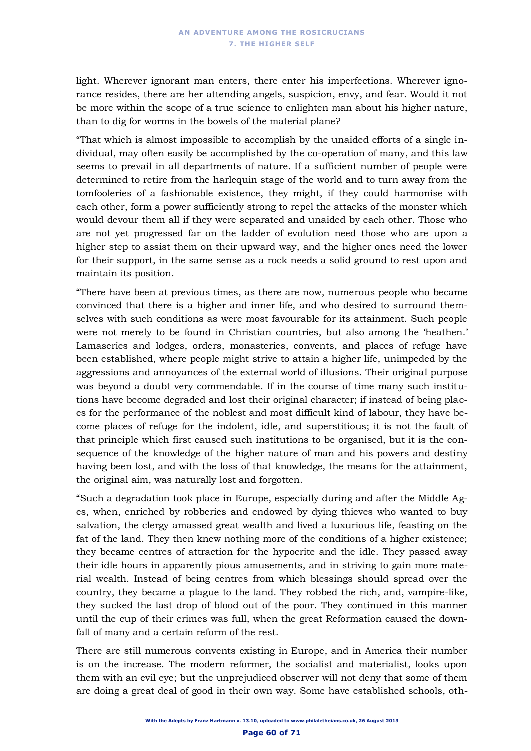light. Wherever ignorant man enters, there enter his imperfections. Wherever ignorance resides, there are her attending angels, suspicion, envy, and fear. Would it not be more within the scope of a true science to enlighten man about his higher nature, than to dig for worms in the bowels of the material plane?

"That which is almost impossible to accomplish by the unaided efforts of a single individual, may often easily be accomplished by the co-operation of many, and this law seems to prevail in all departments of nature. If a sufficient number of people were determined to retire from the harlequin stage of the world and to turn away from the tomfooleries of a fashionable existence, they might, if they could harmonise with each other, form a power sufficiently strong to repel the attacks of the monster which would devour them all if they were separated and unaided by each other. Those who are not yet progressed far on the ladder of evolution need those who are upon a higher step to assist them on their upward way, and the higher ones need the lower for their support, in the same sense as a rock needs a solid ground to rest upon and maintain its position.

"There have been at previous times, as there are now, numerous people who became convinced that there is a higher and inner life, and who desired to surround themselves with such conditions as were most favourable for its attainment. Such people were not merely to be found in Christian countries, but also among the 'heathen.' Lamaseries and lodges, orders, monasteries, convents, and places of refuge have been established, where people might strive to attain a higher life, unimpeded by the aggressions and annoyances of the external world of illusions. Their original purpose was beyond a doubt very commendable. If in the course of time many such institutions have become degraded and lost their original character; if instead of being places for the performance of the noblest and most difficult kind of labour, they have become places of refuge for the indolent, idle, and superstitious; it is not the fault of that principle which first caused such institutions to be organised, but it is the consequence of the knowledge of the higher nature of man and his powers and destiny having been lost, and with the loss of that knowledge, the means for the attainment, the original aim, was naturally lost and forgotten.

"Such a degradation took place in Europe, especially during and after the Middle Ages, when, enriched by robberies and endowed by dying thieves who wanted to buy salvation, the clergy amassed great wealth and lived a luxurious life, feasting on the fat of the land. They then knew nothing more of the conditions of a higher existence; they became centres of attraction for the hypocrite and the idle. They passed away their idle hours in apparently pious amusements, and in striving to gain more material wealth. Instead of being centres from which blessings should spread over the country, they became a plague to the land. They robbed the rich, and, vampire-like, they sucked the last drop of blood out of the poor. They continued in this manner until the cup of their crimes was full, when the great Reformation caused the downfall of many and a certain reform of the rest.

There are still numerous convents existing in Europe, and in America their number is on the increase. The modern reformer, the socialist and materialist, looks upon them with an evil eye; but the unprejudiced observer will not deny that some of them are doing a great deal of good in their own way. Some have established schools, oth-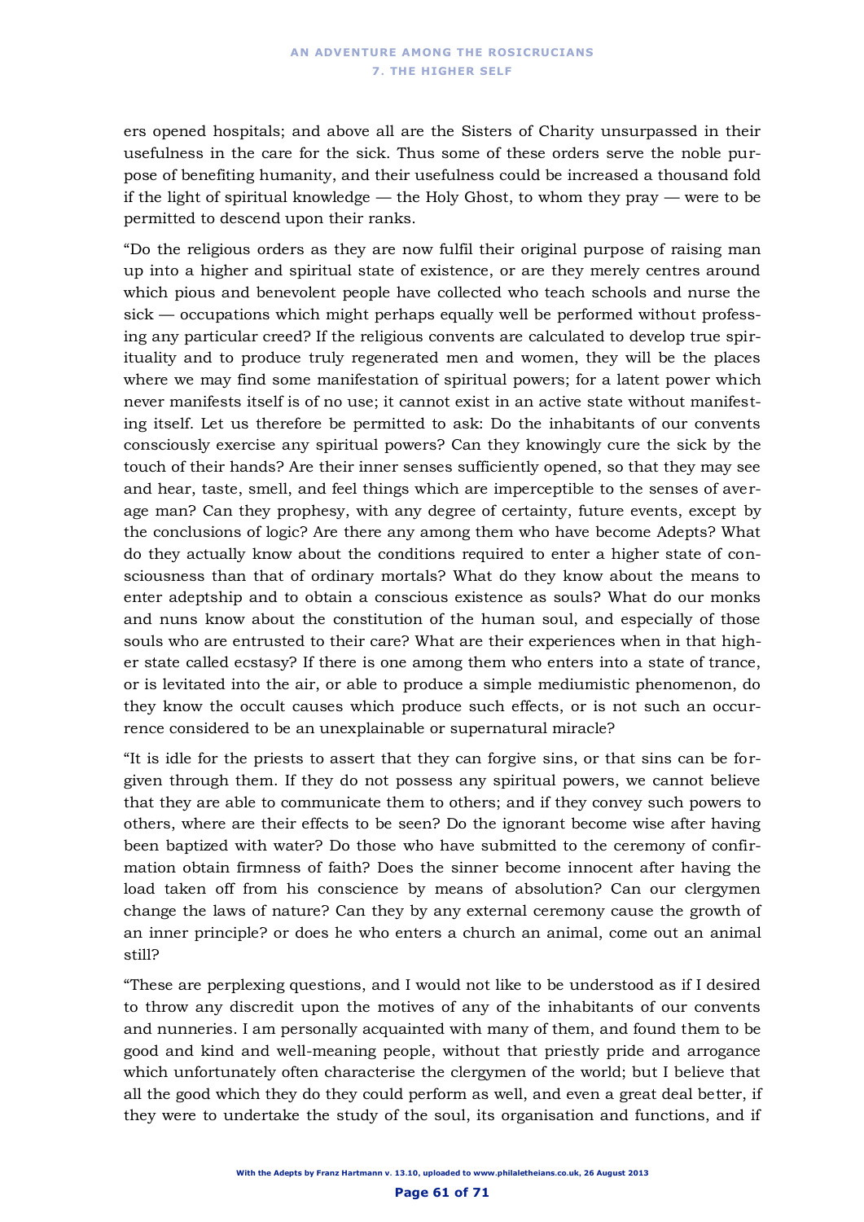ers opened hospitals; and above all are the Sisters of Charity unsurpassed in their usefulness in the care for the sick. Thus some of these orders serve the noble purpose of benefiting humanity, and their usefulness could be increased a thousand fold if the light of spiritual knowledge — the Holy Ghost, to whom they pray — were to be permitted to descend upon their ranks.

"Do the religious orders as they are now fulfil their original purpose of raising man up into a higher and spiritual state of existence, or are they merely centres around which pious and benevolent people have collected who teach schools and nurse the sick — occupations which might perhaps equally well be performed without professing any particular creed? If the religious convents are calculated to develop true spirituality and to produce truly regenerated men and women, they will be the places where we may find some manifestation of spiritual powers; for a latent power which never manifests itself is of no use; it cannot exist in an active state without manifesting itself. Let us therefore be permitted to ask: Do the inhabitants of our convents consciously exercise any spiritual powers? Can they knowingly cure the sick by the touch of their hands? Are their inner senses sufficiently opened, so that they may see and hear, taste, smell, and feel things which are imperceptible to the senses of average man? Can they prophesy, with any degree of certainty, future events, except by the conclusions of logic? Are there any among them who have become Adepts? What do they actually know about the conditions required to enter a higher state of consciousness than that of ordinary mortals? What do they know about the means to enter adeptship and to obtain a conscious existence as souls? What do our monks and nuns know about the constitution of the human soul, and especially of those souls who are entrusted to their care? What are their experiences when in that higher state called ecstasy? If there is one among them who enters into a state of trance, or is levitated into the air, or able to produce a simple mediumistic phenomenon, do they know the occult causes which produce such effects, or is not such an occurrence considered to be an unexplainable or supernatural miracle?

"It is idle for the priests to assert that they can forgive sins, or that sins can be forgiven through them. If they do not possess any spiritual powers, we cannot believe that they are able to communicate them to others; and if they convey such powers to others, where are their effects to be seen? Do the ignorant become wise after having been baptized with water? Do those who have submitted to the ceremony of confirmation obtain firmness of faith? Does the sinner become innocent after having the load taken off from his conscience by means of absolution? Can our clergymen change the laws of nature? Can they by any external ceremony cause the growth of an inner principle? or does he who enters a church an animal, come out an animal still?

"These are perplexing questions, and I would not like to be understood as if I desired to throw any discredit upon the motives of any of the inhabitants of our convents and nunneries. I am personally acquainted with many of them, and found them to be good and kind and well-meaning people, without that priestly pride and arrogance which unfortunately often characterise the clergymen of the world; but I believe that all the good which they do they could perform as well, and even a great deal better, if they were to undertake the study of the soul, its organisation and functions, and if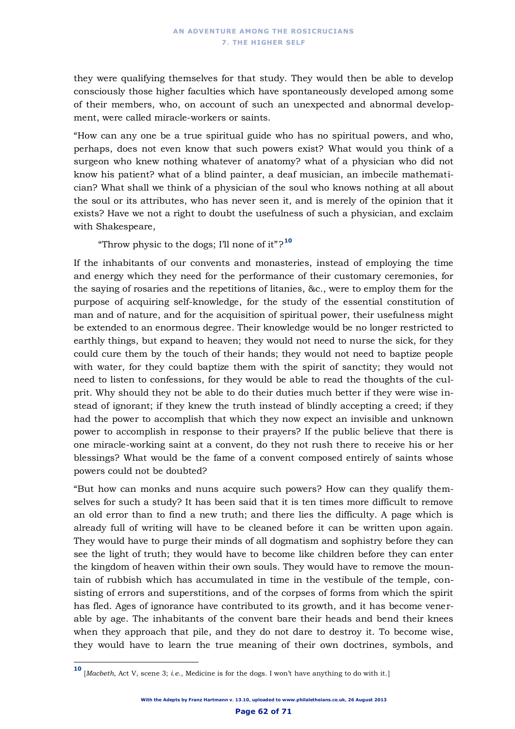they were qualifying themselves for that study. They would then be able to develop consciously those higher faculties which have spontaneously developed among some of their members, who, on account of such an unexpected and abnormal development, were called miracle-workers or saints.

"How can any one be a true spiritual guide who has no spiritual powers, and who, perhaps, does not even know that such powers exist? What would you think of a surgeon who knew nothing whatever of anatomy? what of a physician who did not know his patient? what of a blind painter, a deaf musician, an imbecile mathematician? What shall we think of a physician of the soul who knows nothing at all about the soul or its attributes, who has never seen it, and is merely of the opinion that it exists? Have we not a right to doubt the usefulness of such a physician, and exclaim with Shakespeare,

> "Throw physic to the dogs; I'll none of it"?[10]

If the inhabitants of our convents and monasteries, instead of employing the time and energy which they need for the performance of their customary ceremonies, for the saying of rosaries and the repetitions of litanies, &c., were to employ them for the purpose of acquiring self-knowledge, for the study of the essential constitution of man and of nature, and for the acquisition of spiritual power, their usefulness might be extended to an enormous degree. Their knowledge would be no longer restricted to earthly things, but expand to heaven; they would not need to nurse the sick, for they could cure them by the touch of their hands; they would not need to baptize people with water, for they could baptize them with the spirit of sanctity; they would not need to listen to confessions, for they would be able to read the thoughts of the culprit. Why should they not be able to do their duties much better if they were wise instead of ignorant; if they knew the truth instead of blindly accepting a creed; if they had the power to accomplish that which they now expect an invisible and unknown power to accomplish in response to their prayers? If the public believe that there is one miracle-working saint at a convent, do they not rush there to receive his or her blessings? What would be the fame of a convent composed entirely of saints whose powers could not be doubted?

"But how can monks and nuns acquire such powers? How can they qualify themselves for such a study? It has been said that it is ten times more difficult to remove an old error than to find a new truth; and there lies the difficulty. A page which is already full of writing will have to be cleaned before it can be written upon again. They would have to purge their minds of all dogmatism and sophistry before they can see the light of truth; they would have to become like children before they can enter the kingdom of heaven within their own souls. They would have to remove the mountain of rubbish which has accumulated in time in the vestibule of the temple, consisting of errors and superstitions, and of the corpses of forms from which the spirit has fled. Ages of ignorance have contributed to its growth, and it has become venerable by age. The inhabitants of the convent bare their heads and bend their knees when they approach that pile, and they do not dare to destroy it. To become wise, they would have to learn the true meaning of their own doctrines, symbols, and

---

[10] [*Macbeth*, Act V, scene 3; *i.e.*, Medicine is for the dogs. I won't have anything to do with it.]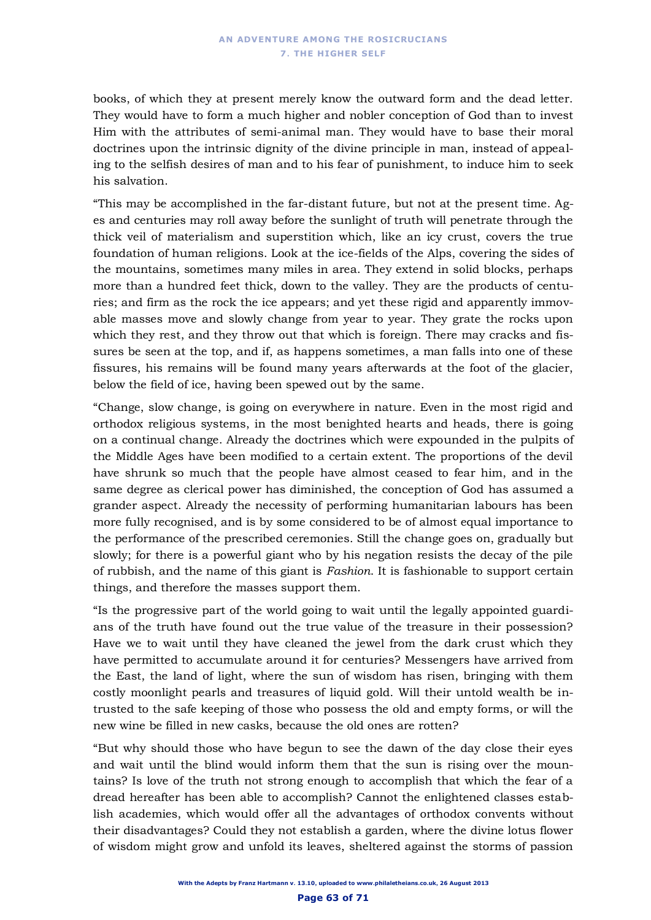books, of which they at present merely know the outward form and the dead letter. They would have to form a much higher and nobler conception of God than to invest Him with the attributes of semi-animal man. They would have to base their moral doctrines upon the intrinsic dignity of the divine principle in man, instead of appealing to the selfish desires of man and to his fear of punishment, to induce him to seek his salvation.

"This may be accomplished in the far-distant future, but not at the present time. Ages and centuries may roll away before the sunlight of truth will penetrate through the thick veil of materialism and superstition which, like an icy crust, covers the true foundation of human religions. Look at the ice-fields of the Alps, covering the sides of the mountains, sometimes many miles in area. They extend in solid blocks, perhaps more than a hundred feet thick, down to the valley. They are the products of centuries; and firm as the rock the ice appears; and yet these rigid and apparently immovable masses move and slowly change from year to year. They grate the rocks upon which they rest, and they throw out that which is foreign. There may cracks and fissures be seen at the top, and if, as happens sometimes, a man falls into one of these fissures, his remains will be found many years afterwards at the foot of the glacier, below the field of ice, having been spewed out by the same.

"Change, slow change, is going on everywhere in nature. Even in the most rigid and orthodox religious systems, in the most benighted hearts and heads, there is going on a continual change. Already the doctrines which were expounded in the pulpits of the Middle Ages have been modified to a certain extent. The proportions of the devil have shrunk so much that the people have almost ceased to fear him, and in the same degree as clerical power has diminished, the conception of God has assumed a grander aspect. Already the necessity of performing humanitarian labours has been more fully recognised, and is by some considered to be of almost equal importance to the performance of the prescribed ceremonies. Still the change goes on, gradually but slowly; for there is a powerful giant who by his negation resists the decay of the pile of rubbish, and the name of this giant is *Fashion*. It is fashionable to support certain things, and therefore the masses support them.

"Is the progressive part of the world going to wait until the legally appointed guardians of the truth have found out the true value of the treasure in their possession? Have we to wait until they have cleaned the jewel from the dark crust which they have permitted to accumulate around it for centuries? Messengers have arrived from the East, the land of light, where the sun of wisdom has risen, bringing with them costly moonlight pearls and treasures of liquid gold. Will their untold wealth be intrusted to the safe keeping of those who possess the old and empty forms, or will the new wine be filled in new casks, because the old ones are rotten?

"But why should those who have begun to see the dawn of the day close their eyes and wait until the blind would inform them that the sun is rising over the mountains? Is love of the truth not strong enough to accomplish that which the fear of a dread hereafter has been able to accomplish? Cannot the enlightened classes establish academies, which would offer all the advantages of orthodox convents without their disadvantages? Could they not establish a garden, where the divine lotus flower of wisdom might grow and unfold its leaves, sheltered against the storms of passion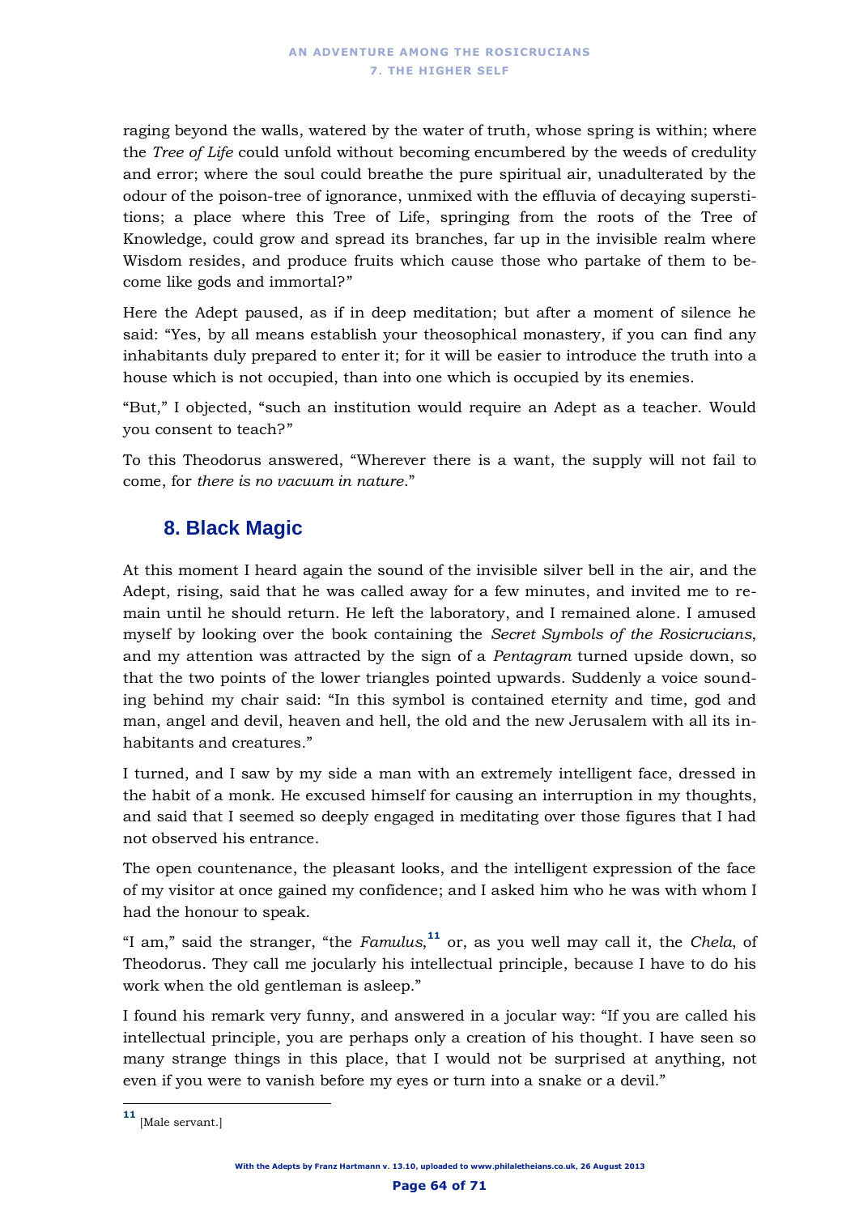raging beyond the walls, watered by the water of truth, whose spring is within; where the *Tree of Life* could unfold without becoming encumbered by the weeds of credulity and error; where the soul could breathe the pure spiritual air, unadulterated by the odour of the poison-tree of ignorance, unmixed with the effluvia of decaying superstitions; a place where this Tree of Life, springing from the roots of the Tree of Knowledge, could grow and spread its branches, far up in the invisible realm where Wisdom resides, and produce fruits which cause those who partake of them to become like gods and immortal?"

Here the Adept paused, as if in deep meditation; but after a moment of silence he said: "Yes, by all means establish your theosophical monastery, if you can find any inhabitants duly prepared to enter it; for it will be easier to introduce the truth into a house which is not occupied, than into one which is occupied by its enemies.

"But," I objected, "such an institution would require an Adept as a teacher. Would you consent to teach?"

To this Theodorus answered, "Wherever there is a want, the supply will not fail to come, for *there is no vacuum in nature*."

## 8. Black Magic

At this moment I heard again the sound of the invisible silver bell in the air, and the Adept, rising, said that he was called away for a few minutes, and invited me to remain until he should return. He left the laboratory, and I remained alone. I amused myself by looking over the book containing the *Secret Symbols of the Rosicrucians*, and my attention was attracted by the sign of a *Pentagram* turned upside down, so that the two points of the lower triangles pointed upwards. Suddenly a voice sounding behind my chair said: "In this symbol is contained eternity and time, god and man, angel and devil, heaven and hell, the old and the new Jerusalem with all its inhabitants and creatures."

I turned, and I saw by my side a man with an extremely intelligent face, dressed in the habit of a monk. He excused himself for causing an interruption in my thoughts, and said that I seemed so deeply engaged in meditating over those figures that I had not observed his entrance.

The open countenance, the pleasant looks, and the intelligent expression of the face of my visitor at once gained my confidence; and I asked him who he was with whom I had the honour to speak.

"I am," said the stranger, "the *Famulus*,[11] or, as you well may call it, the *Chela*, of Theodorus. They call me jocularly his intellectual principle, because I have to do his work when the old gentleman is asleep."

I found his remark very funny, and answered in a jocular way: "If you are called his intellectual principle, you are perhaps only a creation of his thought. I have seen so many strange things in this place, that I would not be surprised at anything, not even if you were to vanish before my eyes or turn into a snake or a devil."

---

[11] [Male servant.]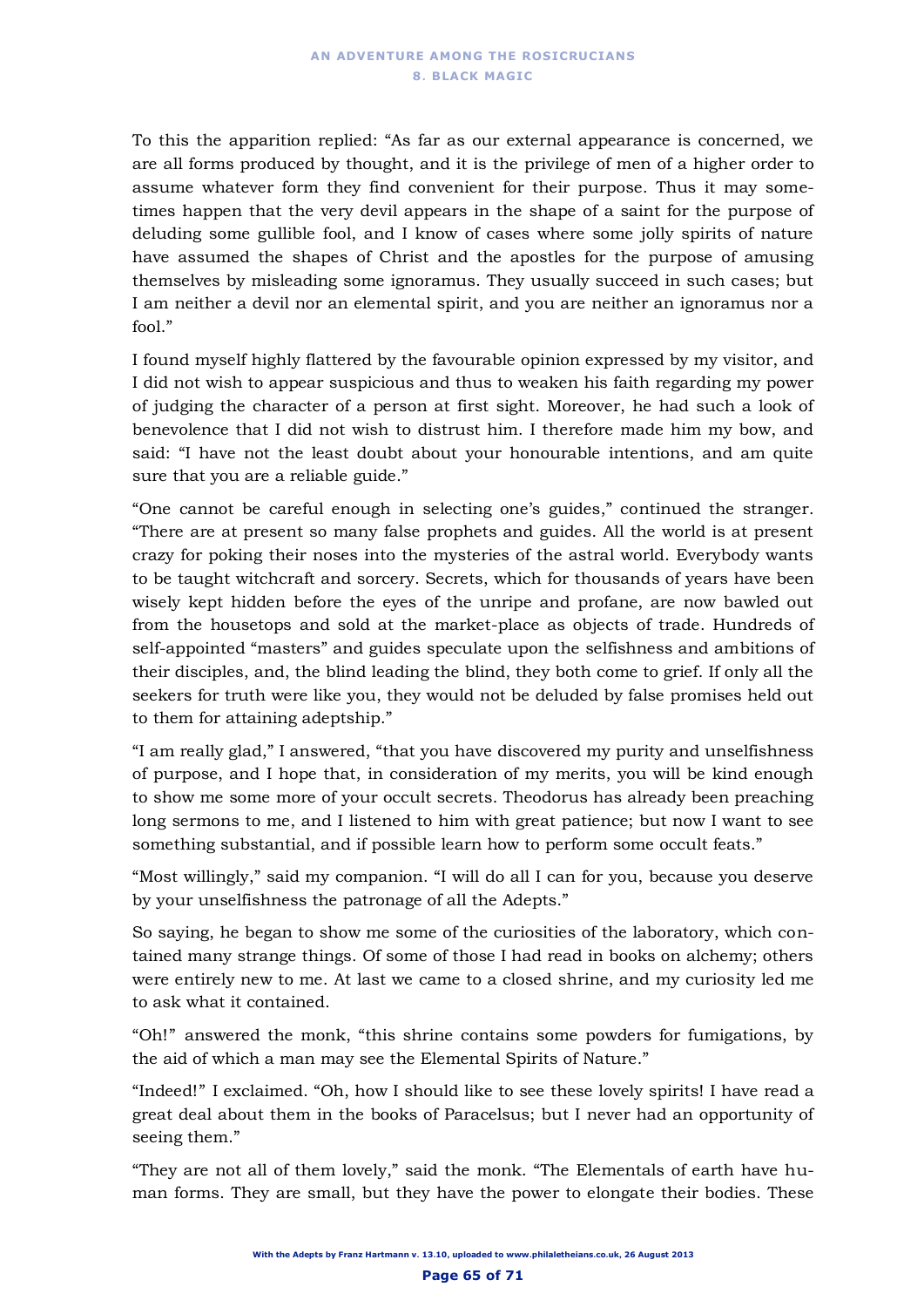To this the apparition replied: "As far as our external appearance is concerned, we are all forms produced by thought, and it is the privilege of men of a higher order to assume whatever form they find convenient for their purpose. Thus it may sometimes happen that the very devil appears in the shape of a saint for the purpose of deluding some gullible fool, and I know of cases where some jolly spirits of nature have assumed the shapes of Christ and the apostles for the purpose of amusing themselves by misleading some ignoramus. They usually succeed in such cases; but I am neither a devil nor an elemental spirit, and you are neither an ignoramus nor a fool."

I found myself highly flattered by the favourable opinion expressed by my visitor, and I did not wish to appear suspicious and thus to weaken his faith regarding my power of judging the character of a person at first sight. Moreover, he had such a look of benevolence that I did not wish to distrust him. I therefore made him my bow, and said: "I have not the least doubt about your honourable intentions, and am quite sure that you are a reliable guide."

"One cannot be careful enough in selecting one's guides," continued the stranger. "There are at present so many false prophets and guides. All the world is at present crazy for poking their noses into the mysteries of the astral world. Everybody wants to be taught witchcraft and sorcery. Secrets, which for thousands of years have been wisely kept hidden before the eyes of the unripe and profane, are now bawled out from the housetops and sold at the market-place as objects of trade. Hundreds of self-appointed "masters" and guides speculate upon the selfishness and ambitions of their disciples, and, the blind leading the blind, they both come to grief. If only all the seekers for truth were like you, they would not be deluded by false promises held out to them for attaining adeptship."

"I am really glad," I answered, "that you have discovered my purity and unselfishness of purpose, and I hope that, in consideration of my merits, you will be kind enough to show me some more of your occult secrets. Theodorus has already been preaching long sermons to me, and I listened to him with great patience; but now I want to see something substantial, and if possible learn how to perform some occult feats."

"Most willingly," said my companion. "I will do all I can for you, because you deserve by your unselfishness the patronage of all the Adepts."

So saying, he began to show me some of the curiosities of the laboratory, which contained many strange things. Of some of those I had read in books on alchemy; others were entirely new to me. At last we came to a closed shrine, and my curiosity led me to ask what it contained.

"Oh!" answered the monk, "this shrine contains some powders for fumigations, by the aid of which a man may see the Elemental Spirits of Nature."

"Indeed!" I exclaimed. "Oh, how I should like to see these lovely spirits! I have read a great deal about them in the books of Paracelsus; but I never had an opportunity of seeing them."

"They are not all of them lovely," said the monk. "The Elementals of earth have human forms. They are small, but they have the power to elongate their bodies. These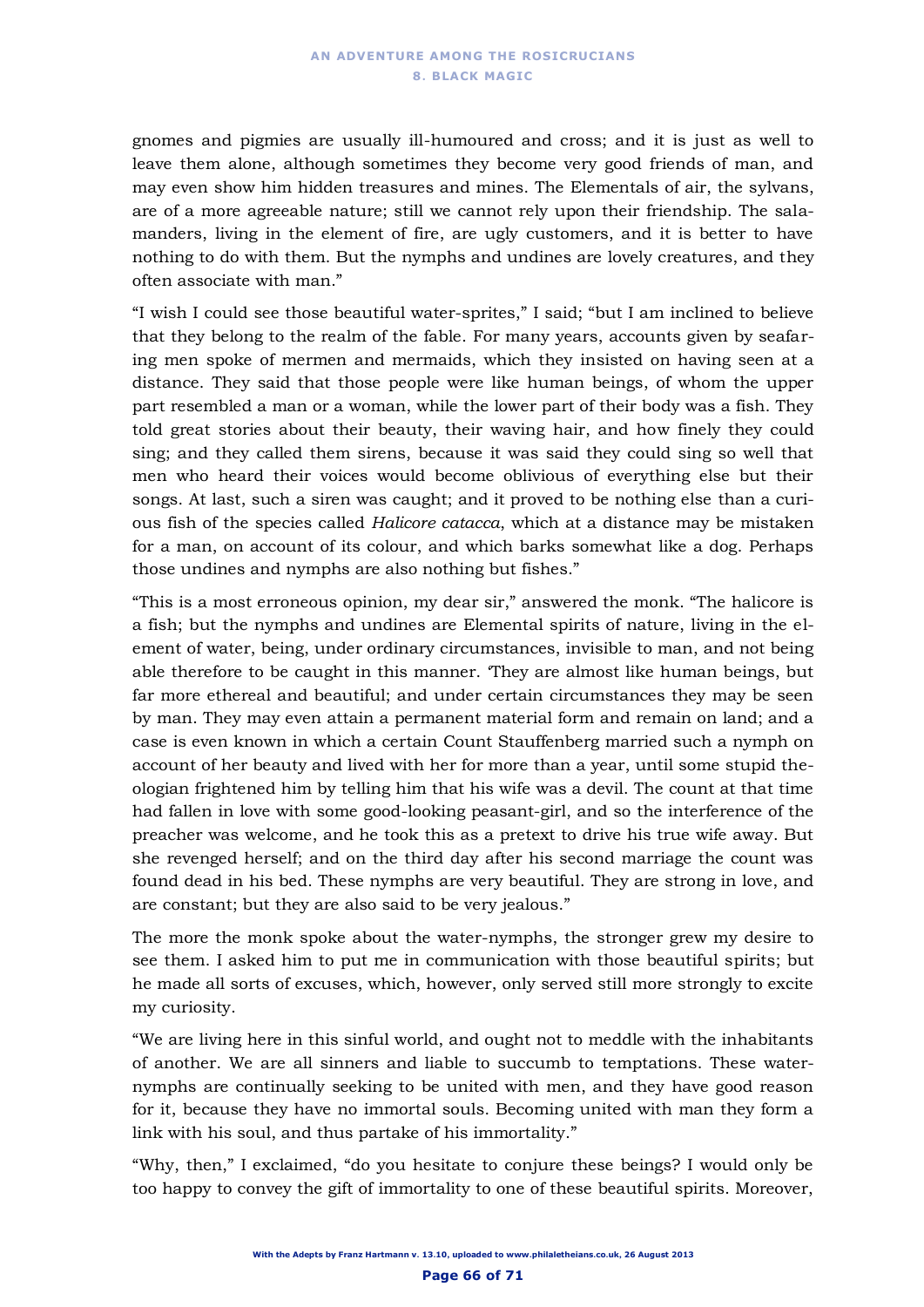gnomes and pigmies are usually ill-humoured and cross; and it is just as well to leave them alone, although sometimes they become very good friends of man, and may even show him hidden treasures and mines. The Elementals of air, the sylvans, are of a more agreeable nature; still we cannot rely upon their friendship. The salamanders, living in the element of fire, are ugly customers, and it is better to have nothing to do with them. But the nymphs and undines are lovely creatures, and they often associate with man."

"I wish I could see those beautiful water-sprites," I said; "but I am inclined to believe that they belong to the realm of the fable. For many years, accounts given by seafaring men spoke of mermen and mermaids, which they insisted on having seen at a distance. They said that those people were like human beings, of whom the upper part resembled a man or a woman, while the lower part of their body was a fish. They told great stories about their beauty, their waving hair, and how finely they could sing; and they called them sirens, because it was said they could sing so well that men who heard their voices would become oblivious of everything else but their songs. At last, such a siren was caught; and it proved to be nothing else than a curious fish of the species called *Halicore catacca*, which at a distance may be mistaken for a man, on account of its colour, and which barks somewhat like a dog. Perhaps those undines and nymphs are also nothing but fishes."

"This is a most erroneous opinion, my dear sir," answered the monk. "The halicore is a fish; but the nymphs and undines are Elemental spirits of nature, living in the element of water, being, under ordinary circumstances, invisible to man, and not being able therefore to be caught in this manner. 'They are almost like human beings, but far more ethereal and beautiful; and under certain circumstances they may be seen by man. They may even attain a permanent material form and remain on land; and a case is even known in which a certain Count Stauffenberg married such a nymph on account of her beauty and lived with her for more than a year, until some stupid theologian frightened him by telling him that his wife was a devil. The count at that time had fallen in love with some good-looking peasant-girl, and so the interference of the preacher was welcome, and he took this as a pretext to drive his true wife away. But she revenged herself; and on the third day after his second marriage the count was found dead in his bed. These nymphs are very beautiful. They are strong in love, and are constant; but they are also said to be very jealous."

The more the monk spoke about the water-nymphs, the stronger grew my desire to see them. I asked him to put me in communication with those beautiful spirits; but he made all sorts of excuses, which, however, only served still more strongly to excite my curiosity.

"We are living here in this sinful world, and ought not to meddle with the inhabitants of another. We are all sinners and liable to succumb to temptations. These water-nymphs are continually seeking to be united with men, and they have good reason for it, because they have no immortal souls. Becoming united with man they form a link with his soul, and thus partake of his immortality."

"Why, then," I exclaimed, "do you hesitate to conjure these beings? I would only be too happy to convey the gift of immortality to one of these beautiful spirits. Moreover,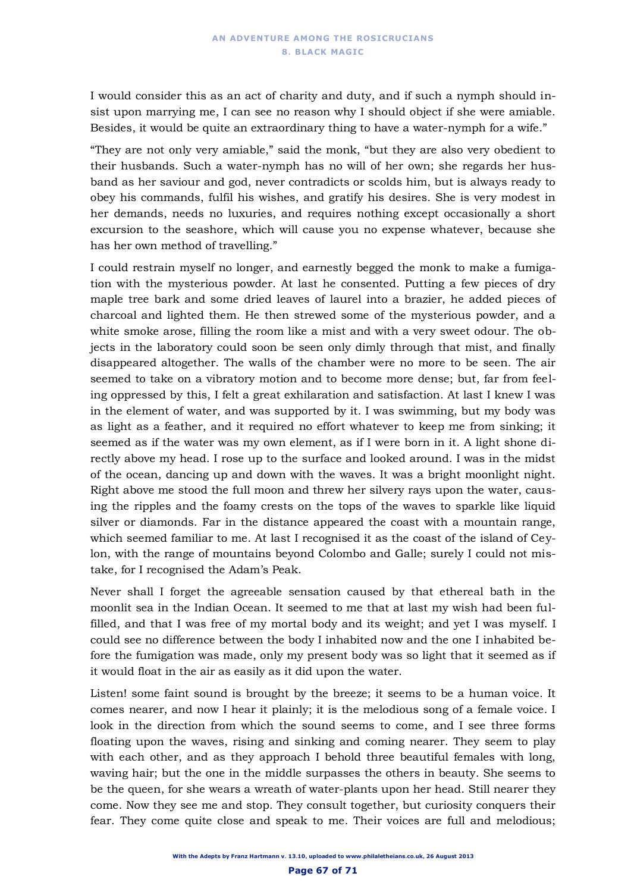I would consider this as an act of charity and duty, and if such a nymph should insist upon marrying me, I can see no reason why I should object if she were amiable. Besides, it would be quite an extraordinary thing to have a water-nymph for a wife."

"They are not only very amiable," said the monk, "but they are also very obedient to their husbands. Such a water-nymph has no will of her own; she regards her husband as her saviour and god, never contradicts or scolds him, but is always ready to obey his commands, fulfil his wishes, and gratify his desires. She is very modest in her demands, needs no luxuries, and requires nothing except occasionally a short excursion to the seashore, which will cause you no expense whatever, because she has her own method of travelling."

I could restrain myself no longer, and earnestly begged the monk to make a fumigation with the mysterious powder. At last he consented. Putting a few pieces of dry maple tree bark and some dried leaves of laurel into a brazier, he added pieces of charcoal and lighted them. He then strewed some of the mysterious powder, and a white smoke arose, filling the room like a mist and with a very sweet odour. The objects in the laboratory could soon be seen only dimly through that mist, and finally disappeared altogether. The walls of the chamber were no more to be seen. The air seemed to take on a vibratory motion and to become more dense; but, far from feeling oppressed by this, I felt a great exhilaration and satisfaction. At last I knew I was in the element of water, and was supported by it. I was swimming, but my body was as light as a feather, and it required no effort whatever to keep me from sinking; it seemed as if the water was my own element, as if I were born in it. A light shone directly above my head. I rose up to the surface and looked around. I was in the midst of the ocean, dancing up and down with the waves. It was a bright moonlight night. Right above me stood the full moon and threw her silvery rays upon the water, causing the ripples and the foamy crests on the tops of the waves to sparkle like liquid silver or diamonds. Far in the distance appeared the coast with a mountain range, which seemed familiar to me. At last I recognised it as the coast of the island of Ceylon, with the range of mountains beyond Colombo and Galle; surely I could not mistake, for I recognised the Adam's Peak.

Never shall I forget the agreeable sensation caused by that ethereal bath in the moonlit sea in the Indian Ocean. It seemed to me that at last my wish had been fulfilled, and that I was free of my mortal body and its weight; and yet I was myself. I could see no difference between the body I inhabited now and the one I inhabited before the fumigation was made, only my present body was so light that it seemed as if it would float in the air as easily as it did upon the water.

Listen! some faint sound is brought by the breeze; it seems to be a human voice. It comes nearer, and now I hear it plainly; it is the melodious song of a female voice. I look in the direction from which the sound seems to come, and I see three forms floating upon the waves, rising and sinking and coming nearer. They seem to play with each other, and as they approach I behold three beautiful females with long, waving hair; but the one in the middle surpasses the others in beauty. She seems to be the queen, for she wears a wreath of water-plants upon her head. Still nearer they come. Now they see me and stop. They consult together, but curiosity conquers their fear. They come quite close and speak to me. Their voices are full and melodious;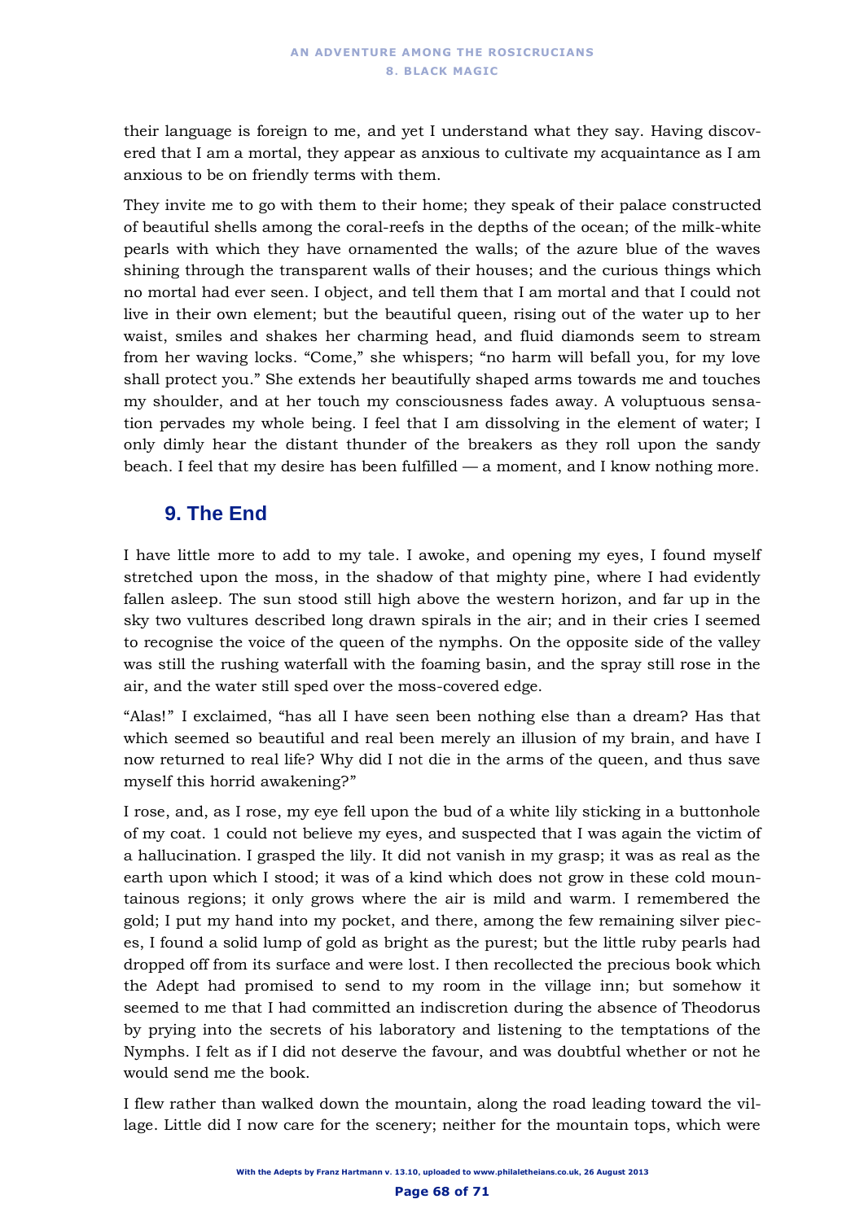their language is foreign to me, and yet I understand what they say. Having discovered that I am a mortal, they appear as anxious to cultivate my acquaintance as I am anxious to be on friendly terms with them.

They invite me to go with them to their home; they speak of their palace constructed of beautiful shells among the coral-reefs in the depths of the ocean; of the milk-white pearls with which they have ornamented the walls; of the azure blue of the waves shining through the transparent walls of their houses; and the curious things which no mortal had ever seen. I object, and tell them that I am mortal and that I could not live in their own element; but the beautiful queen, rising out of the water up to her waist, smiles and shakes her charming head, and fluid diamonds seem to stream from her waving locks. "Come," she whispers; "no harm will befall you, for my love shall protect you." She extends her beautifully shaped arms towards me and touches my shoulder, and at her touch my consciousness fades away. A voluptuous sensation pervades my whole being. I feel that I am dissolving in the element of water; I only dimly hear the distant thunder of the breakers as they roll upon the sandy beach. I feel that my desire has been fulfilled — a moment, and I know nothing more.

## 9. The End

I have little more to add to my tale. I awoke, and opening my eyes, I found myself stretched upon the moss, in the shadow of that mighty pine, where I had evidently fallen asleep. The sun stood still high above the western horizon, and far up in the sky two vultures described long drawn spirals in the air; and in their cries I seemed to recognise the voice of the queen of the nymphs. On the opposite side of the valley was still the rushing waterfall with the foaming basin, and the spray still rose in the air, and the water still sped over the moss-covered edge.

"Alas!" I exclaimed, "has all I have seen been nothing else than a dream? Has that which seemed so beautiful and real been merely an illusion of my brain, and have I now returned to real life? Why did I not die in the arms of the queen, and thus save myself this horrid awakening?"

I rose, and, as I rose, my eye fell upon the bud of a white lily sticking in a buttonhole of my coat. 1 could not believe my eyes, and suspected that I was again the victim of a hallucination. I grasped the lily. It did not vanish in my grasp; it was as real as the earth upon which I stood; it was of a kind which does not grow in these cold mountainous regions; it only grows where the air is mild and warm. I remembered the gold; I put my hand into my pocket, and there, among the few remaining silver pieces, I found a solid lump of gold as bright as the purest; but the little ruby pearls had dropped off from its surface and were lost. I then recollected the precious book which the Adept had promised to send to my room in the village inn; but somehow it seemed to me that I had committed an indiscretion during the absence of Theodorus by prying into the secrets of his laboratory and listening to the temptations of the Nymphs. I felt as if I did not deserve the favour, and was doubtful whether or not he would send me the book.

I flew rather than walked down the mountain, along the road leading toward the village. Little did I now care for the scenery; neither for the mountain tops, which were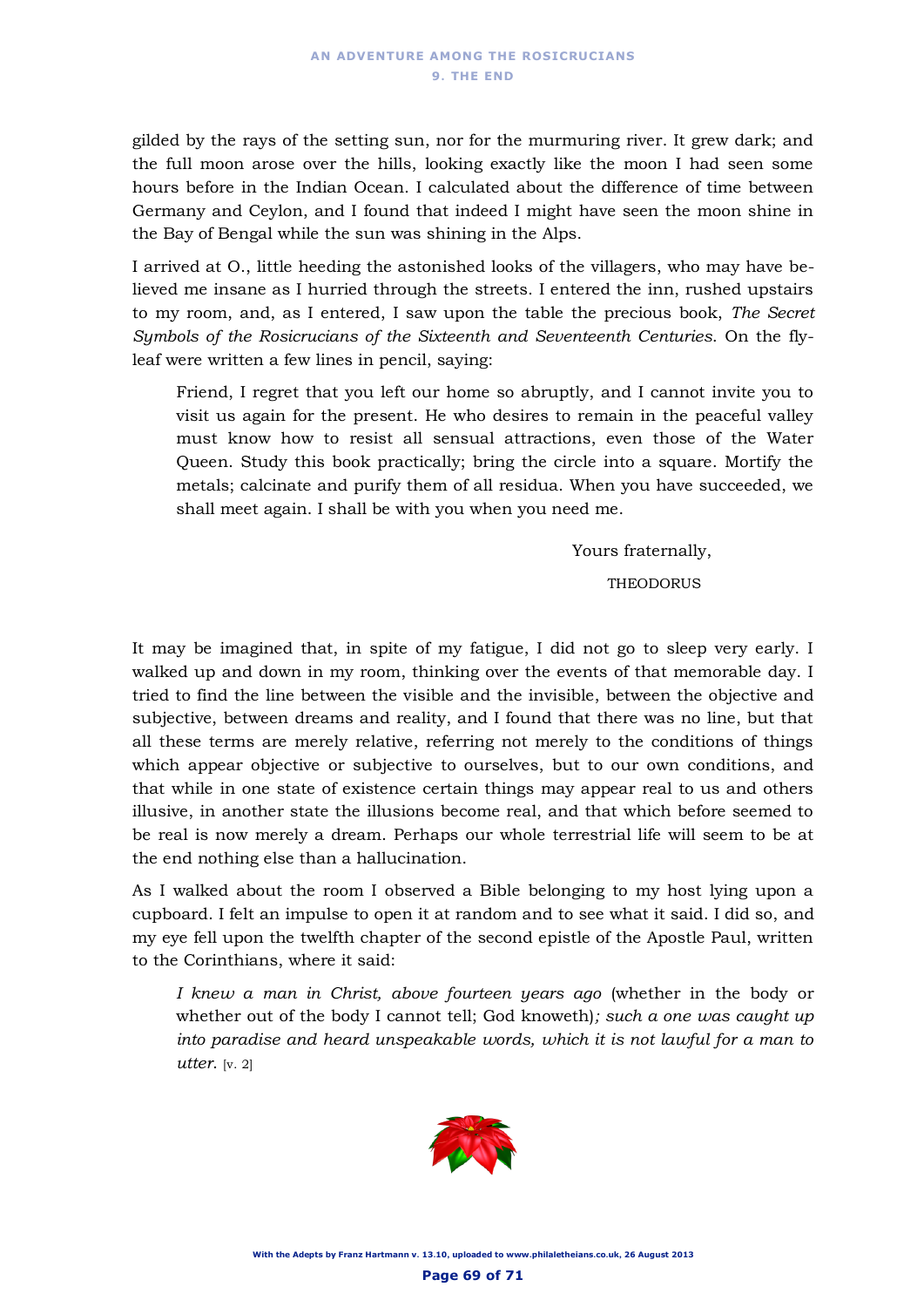gilded by the rays of the setting sun, nor for the murmuring river. It grew dark; and the full moon arose over the hills, looking exactly like the moon I had seen some hours before in the Indian Ocean. I calculated about the difference of time between Germany and Ceylon, and I found that indeed I might have seen the moon shine in the Bay of Bengal while the sun was shining in the Alps.

I arrived at O., little heeding the astonished looks of the villagers, who may have believed me insane as I hurried through the streets. I entered the inn, rushed upstairs to my room, and, as I entered, I saw upon the table the precious book, *The Secret Symbols of the Rosicrucians of the Sixteenth and Seventeenth Centuries*. On the flyleaf were written a few lines in pencil, saying:

> Friend, I regret that you left our home so abruptly, and I cannot invite you to visit us again for the present. He who desires to remain in the peaceful valley must know how to resist all sensual attractions, even those of the Water Queen. Study this book practically; bring the circle into a square. Mortify the metals; calcinate and purify them of all residua. When you have succeeded, we shall meet again. I shall be with you when you need me.
>
> Yours fraternally,
>
> THEODORUS

It may be imagined that, in spite of my fatigue, I did not go to sleep very early. I walked up and down in my room, thinking over the events of that memorable day. I tried to find the line between the visible and the invisible, between the objective and subjective, between dreams and reality, and I found that there was no line, but that all these terms are merely relative, referring not merely to the conditions of things which appear objective or subjective to ourselves, but to our own conditions, and that while in one state of existence certain things may appear real to us and others illusive, in another state the illusions become real, and that which before seemed to be real is now merely a dream. Perhaps our whole terrestrial life will seem to be at the end nothing else than a hallucination.

As I walked about the room I observed a Bible belonging to my host lying upon a cupboard. I felt an impulse to open it at random and to see what it said. I did so, and my eye fell upon the twelfth chapter of the second epistle of the Apostle Paul, written to the Corinthians, where it said:

> *I knew a man in Christ, above fourteen years ago* (whether in the body or whether out of the body I cannot tell; God knoweth)*; such a one was caught up into paradise and heard unspeakable words, which it is not lawful for a man to utter.* [v. 2]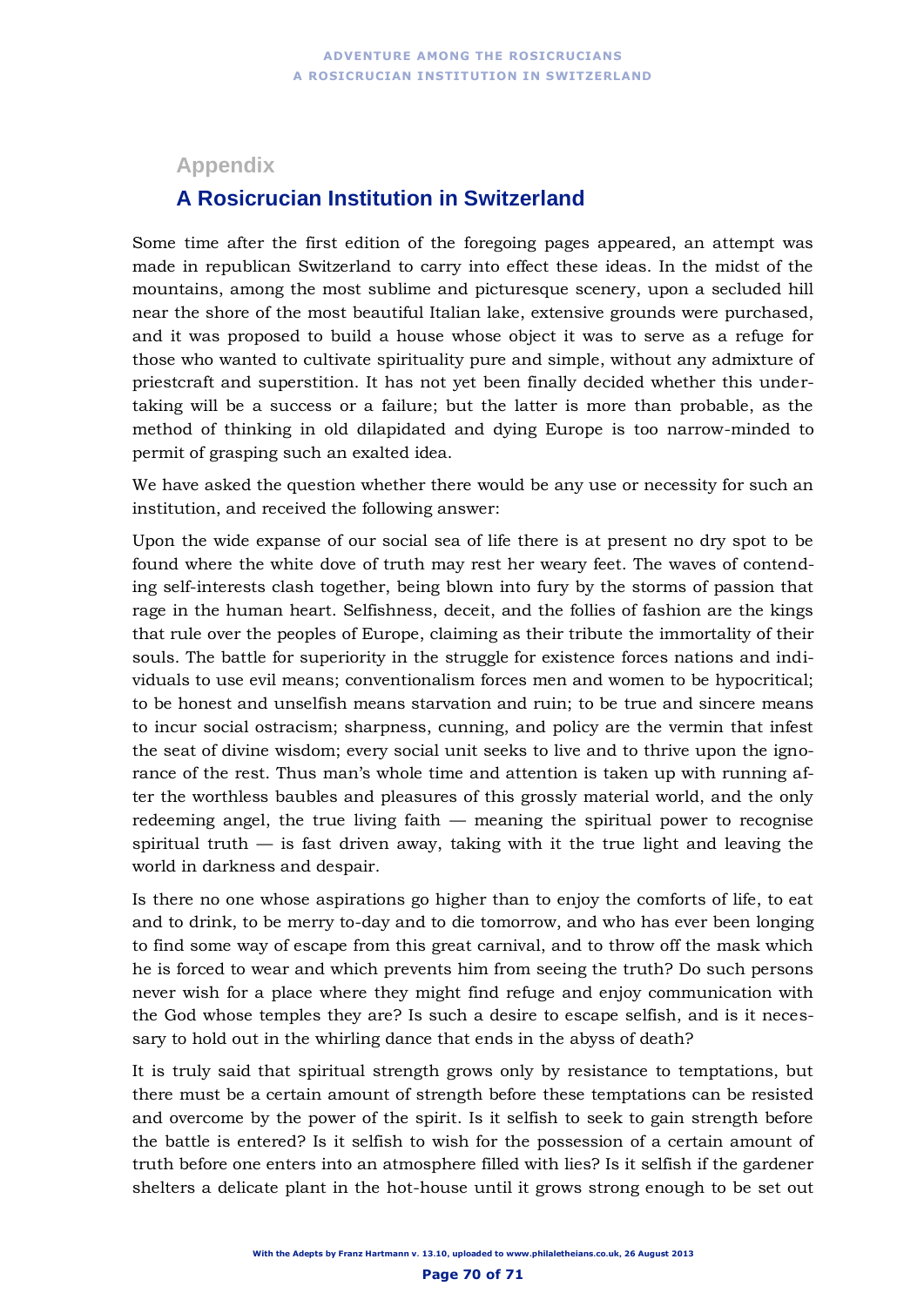## Appendix

# A Rosicrucian Institution in Switzerland

Some time after the first edition of the foregoing pages appeared, an attempt was made in republican Switzerland to carry into effect these ideas. In the midst of the mountains, among the most sublime and picturesque scenery, upon a secluded hill near the shore of the most beautiful Italian lake, extensive grounds were purchased, and it was proposed to build a house whose object it was to serve as a refuge for those who wanted to cultivate spirituality pure and simple, without any admixture of priestcraft and superstition. It has not yet been finally decided whether this undertaking will be a success or a failure; but the latter is more than probable, as the method of thinking in old dilapidated and dying Europe is too narrow-minded to permit of grasping such an exalted idea.

We have asked the question whether there would be any use or necessity for such an institution, and received the following answer:

Upon the wide expanse of our social sea of life there is at present no dry spot to be found where the white dove of truth may rest her weary feet. The waves of contending self-interests clash together, being blown into fury by the storms of passion that rage in the human heart. Selfishness, deceit, and the follies of fashion are the kings that rule over the peoples of Europe, claiming as their tribute the immortality of their souls. The battle for superiority in the struggle for existence forces nations and individuals to use evil means; conventionalism forces men and women to be hypocritical; to be honest and unselfish means starvation and ruin; to be true and sincere means to incur social ostracism; sharpness, cunning, and policy are the vermin that infest the seat of divine wisdom; every social unit seeks to live and to thrive upon the ignorance of the rest. Thus man's whole time and attention is taken up with running after the worthless baubles and pleasures of this grossly material world, and the only redeeming angel, the true living faith — meaning the spiritual power to recognise spiritual truth — is fast driven away, taking with it the true light and leaving the world in darkness and despair.

Is there no one whose aspirations go higher than to enjoy the comforts of life, to eat and to drink, to be merry to-day and to die tomorrow, and who has ever been longing to find some way of escape from this great carnival, and to throw off the mask which he is forced to wear and which prevents him from seeing the truth? Do such persons never wish for a place where they might find refuge and enjoy communication with the God whose temples they are? Is such a desire to escape selfish, and is it necessary to hold out in the whirling dance that ends in the abyss of death?

It is truly said that spiritual strength grows only by resistance to temptations, but there must be a certain amount of strength before these temptations can be resisted and overcome by the power of the spirit. Is it selfish to seek to gain strength before the battle is entered? Is it selfish to wish for the possession of a certain amount of truth before one enters into an atmosphere filled with lies? Is it selfish if the gardener shelters a delicate plant in the hot-house until it grows strong enough to be set out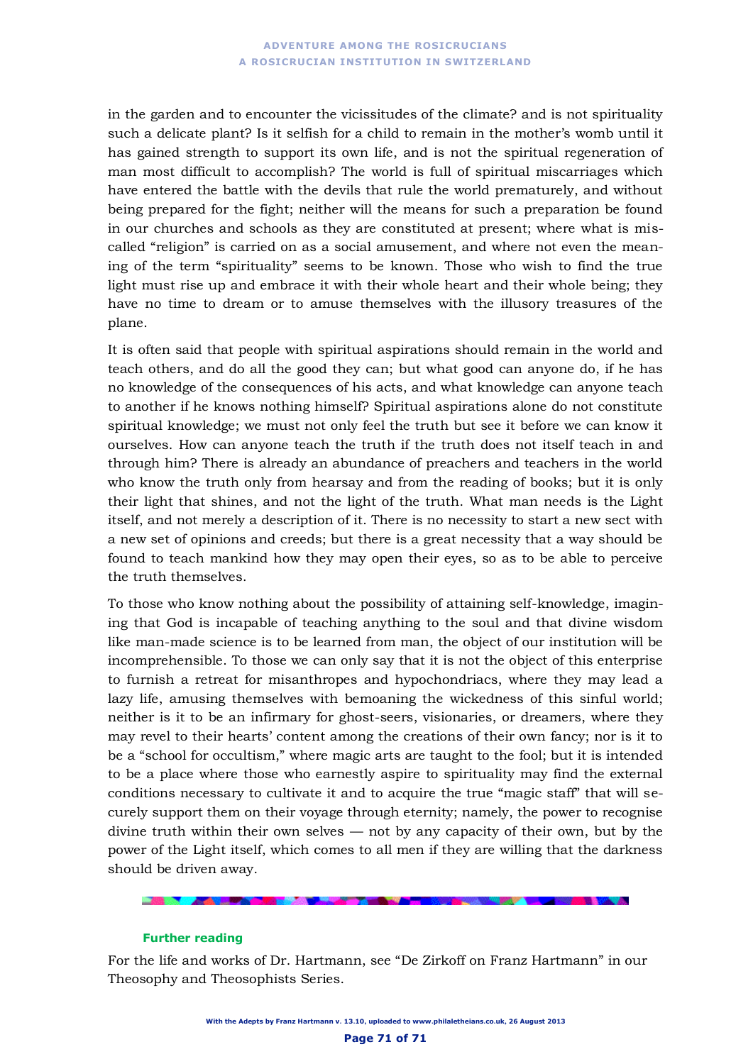in the garden and to encounter the vicissitudes of the climate? and is not spirituality such a delicate plant? Is it selfish for a child to remain in the mother's womb until it has gained strength to support its own life, and is not the spiritual regeneration of man most difficult to accomplish? The world is full of spiritual miscarriages which have entered the battle with the devils that rule the world prematurely, and without being prepared for the fight; neither will the means for such a preparation be found in our churches and schools as they are constituted at present; where what is miscalled "religion" is carried on as a social amusement, and where not even the meaning of the term "spirituality" seems to be known. Those who wish to find the true light must rise up and embrace it with their whole heart and their whole being; they have no time to dream or to amuse themselves with the illusory treasures of the plane.

It is often said that people with spiritual aspirations should remain in the world and teach others, and do all the good they can; but what good can anyone do, if he has no knowledge of the consequences of his acts, and what knowledge can anyone teach to another if he knows nothing himself? Spiritual aspirations alone do not constitute spiritual knowledge; we must not only feel the truth but see it before we can know it ourselves. How can anyone teach the truth if the truth does not itself teach in and through him? There is already an abundance of preachers and teachers in the world who know the truth only from hearsay and from the reading of books; but it is only their light that shines, and not the light of the truth. What man needs is the Light itself, and not merely a description of it. There is no necessity to start a new sect with a new set of opinions and creeds; but there is a great necessity that a way should be found to teach mankind how they may open their eyes, so as to be able to perceive the truth themselves.

To those who know nothing about the possibility of attaining self-knowledge, imagining that God is incapable of teaching anything to the soul and that divine wisdom like man-made science is to be learned from man, the object of our institution will be incomprehensible. To those we can only say that it is not the object of this enterprise to furnish a retreat for misanthropes and hypochondriacs, where they may lead a lazy life, amusing themselves with bemoaning the wickedness of this sinful world; neither is it to be an infirmary for ghost-seers, visionaries, or dreamers, where they may revel to their hearts' content among the creations of their own fancy; nor is it to be a "school for occultism," where magic arts are taught to the fool; but it is intended to be a place where those who earnestly aspire to spirituality may find the external conditions necessary to cultivate it and to acquire the true "magic staff" that will securely support them on their voyage through eternity; namely, the power to recognise divine truth within their own selves — not by any capacity of their own, but by the power of the Light itself, which comes to all men if they are willing that the darkness should be driven away.

---

**Further reading**

For the life and works of Dr. Hartmann, see "De Zirkoff on Franz Hartmann" in our Theosophy and Theosophists Series.